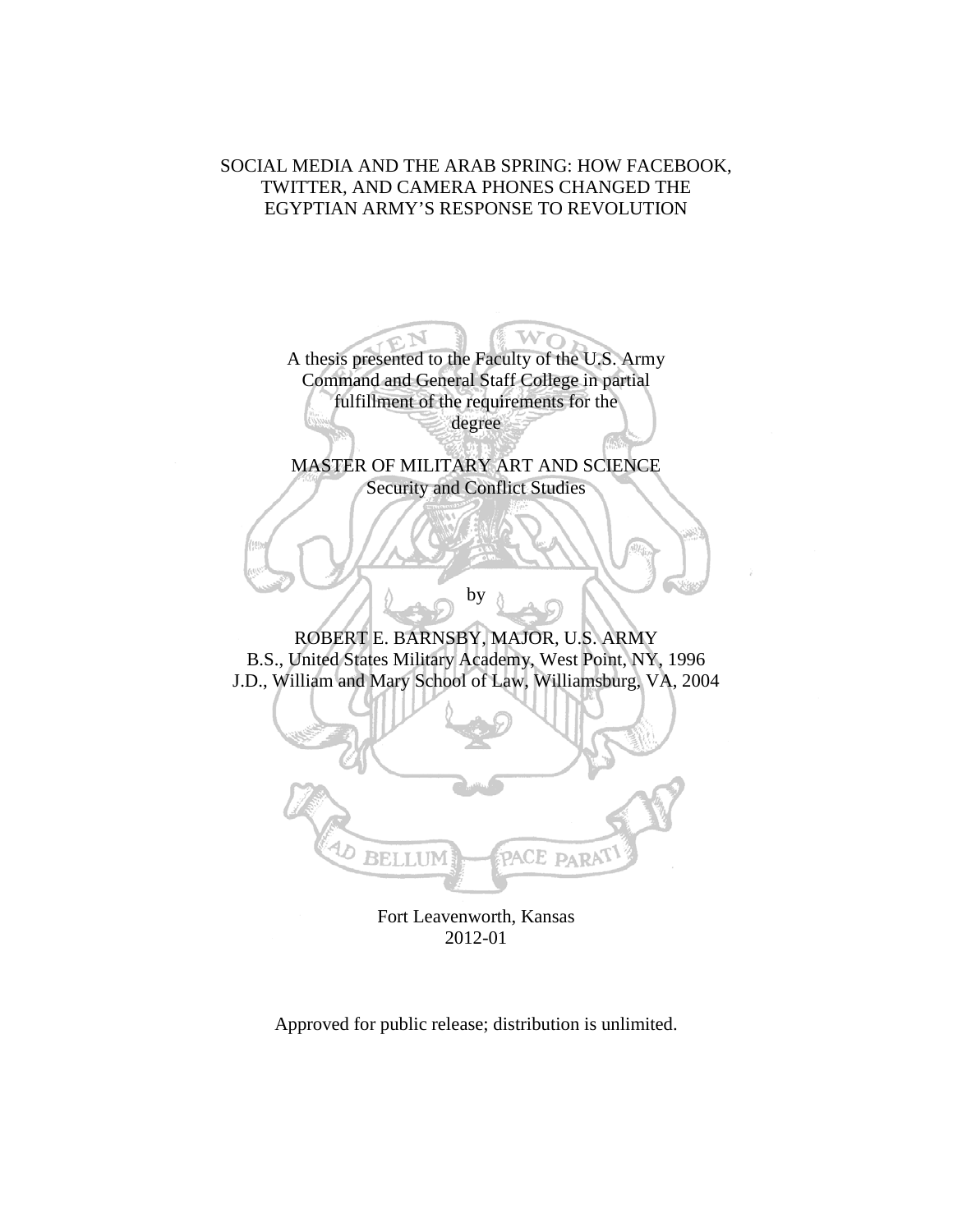# SOCIAL MEDIA AND THE ARAB SPRING: HOW FACEBOOK, TWITTER, AND CAMERA PHONES CHANGED THE EGYPTIAN ARMY'S RESPONSE TO REVOLUTION

A thesis presented to the Faculty of the U.S. Army Command and General Staff College in partial fulfillment of the requirements for the degree

MASTER OF MILITARY ART AND SCIENCE
Security and Conflict Studies

by

ROBERT E. BARNSBY, MAJOR, U.S. ARMY
B.S., United States Military Academy, West Point, NY, 1996
J.D., William and Mary School of Law, Williamsburg, VA, 2004

Fort Leavenworth, Kansas
2012-01

Approved for public release; distribution is unlimited.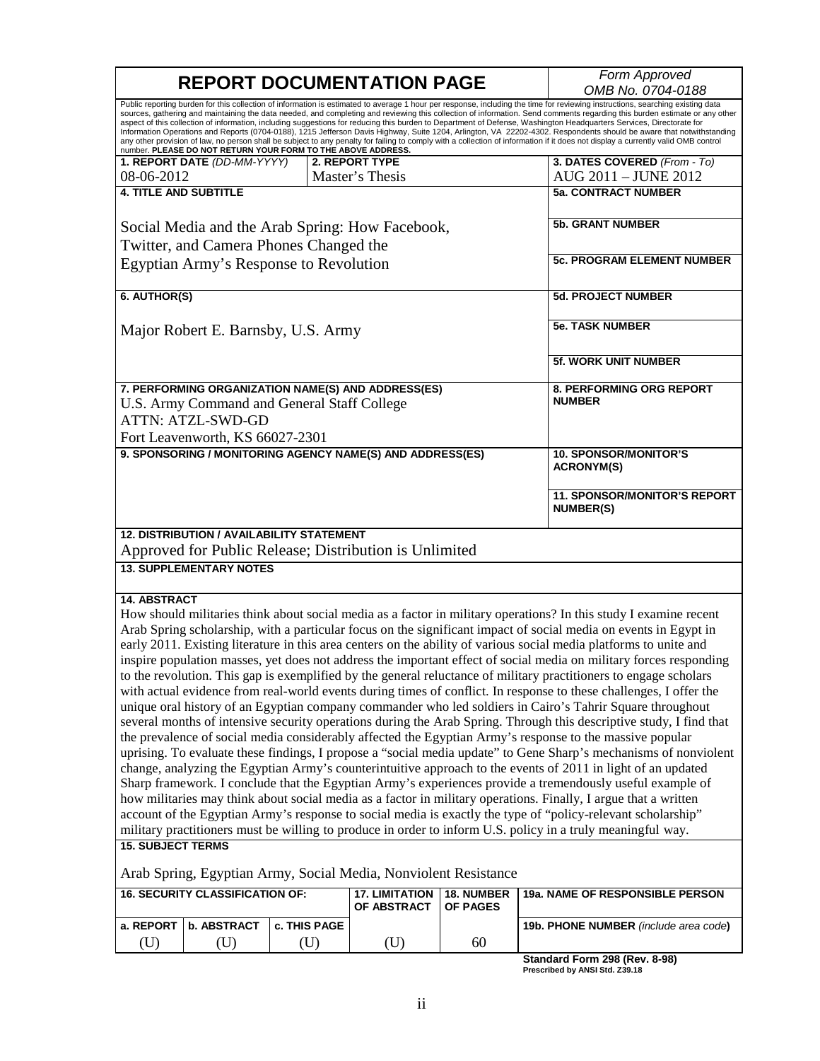# REPORT DOCUMENTATION PAGE

*Form Approved*
*OMB No. 0704-0188*

Public reporting burden for this collection of information is estimated to average 1 hour per response, including the time for reviewing instructions, searching existing data sources, gathering and maintaining the data needed, and completing and reviewing this collection of information. Send comments regarding this burden estimate or any other aspect of this collection of information, including suggestions for reducing this burden to Department of Defense, Washington Headquarters Services, Directorate for Information Operations and Reports (0704-0188), 1215 Jefferson Davis Highway, Suite 1204, Arlington, VA 22202-4302. Respondents should be aware that notwithstanding any other provision of law, no person shall be subject to any penalty for failing to comply with a collection of information if it does not display a currently valid OMB control number. **PLEASE DO NOT RETURN YOUR FORM TO THE ABOVE ADDRESS.**

| **1. REPORT DATE** *(DD-MM-YYYY)* | **2. REPORT TYPE** | **3. DATES COVERED** *(From - To)* |
|---|---|---|
| 08-06-2012 | Master's Thesis | AUG 2011 – JUNE 2012 |

**4. TITLE AND SUBTITLE**

Social Media and the Arab Spring: How Facebook, Twitter, and Camera Phones Changed the Egyptian Army's Response to Revolution

**5a. CONTRACT NUMBER**

**5b. GRANT NUMBER**

**5c. PROGRAM ELEMENT NUMBER**

**6. AUTHOR(S)**

Major Robert E. Barnsby, U.S. Army

**5d. PROJECT NUMBER**

**5e. TASK NUMBER**

**5f. WORK UNIT NUMBER**

**7. PERFORMING ORGANIZATION NAME(S) AND ADDRESS(ES)**

U.S. Army Command and General Staff College
ATTN: ATZL-SWD-GD
Fort Leavenworth, KS 66027-2301

**8. PERFORMING ORG REPORT NUMBER**

**9. SPONSORING / MONITORING AGENCY NAME(S) AND ADDRESS(ES)**

**10. SPONSOR/MONITOR'S ACRONYM(S)**

**11. SPONSOR/MONITOR'S REPORT NUMBER(S)**

**12. DISTRIBUTION / AVAILABILITY STATEMENT**

Approved for Public Release; Distribution is Unlimited

**13. SUPPLEMENTARY NOTES**

**14. ABSTRACT**

How should militaries think about social media as a factor in military operations? In this study I examine recent Arab Spring scholarship, with a particular focus on the significant impact of social media on events in Egypt in early 2011. Existing literature in this area centers on the ability of various social media platforms to unite and inspire population masses, yet does not address the important effect of social media on military forces responding to the revolution. This gap is exemplified by the general reluctance of military practitioners to engage scholars with actual evidence from real-world events during times of conflict. In response to these challenges, I offer the unique oral history of an Egyptian company commander who led soldiers in Cairo's Tahrir Square throughout several months of intensive security operations during the Arab Spring. Through this descriptive study, I find that the prevalence of social media considerably affected the Egyptian Army's response to the massive popular uprising. To evaluate these findings, I propose a "social media update" to Gene Sharp's mechanisms of nonviolent change, analyzing the Egyptian Army's counterintuitive approach to the events of 2011 in light of an updated Sharp framework. I conclude that the Egyptian Army's experiences provide a tremendously useful example of how militaries may think about social media as a factor in military operations. Finally, I argue that a written account of the Egyptian Army's response to social media is exactly the type of "policy-relevant scholarship" military practitioners must be willing to produce in order to inform U.S. policy in a truly meaningful way.

**15. SUBJECT TERMS**

Arab Spring, Egyptian Army, Social Media, Nonviolent Resistance

| **16. SECURITY CLASSIFICATION OF:** | | | **17. LIMITATION OF ABSTRACT** | **18. NUMBER OF PAGES** | **19a. NAME OF RESPONSIBLE PERSON** |
|---|---|---|---|---|---|
| **a. REPORT** | **b. ABSTRACT** | **c. THIS PAGE** | | | **19b. PHONE NUMBER** *(include area code)* |
| (U) | (U) | (U) | (U) | 60 | |

**Standard Form 298 (Rev. 8-98)**
**Prescribed by ANSI Std. Z39.18**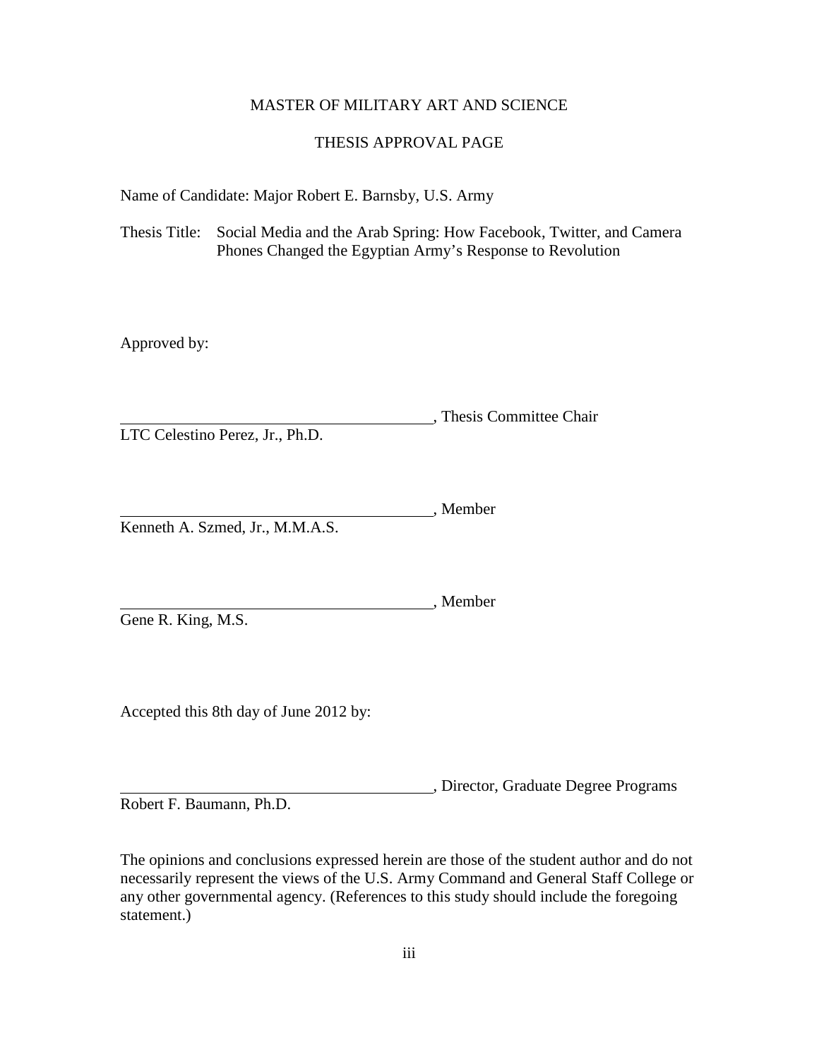MASTER OF MILITARY ART AND SCIENCE

THESIS APPROVAL PAGE

Name of Candidate: Major Robert E. Barnsby, U.S. Army

Thesis Title: Social Media and the Arab Spring: How Facebook, Twitter, and Camera Phones Changed the Egyptian Army's Response to Revolution

Approved by:

\_\_\_\_\_\_\_\_\_\_\_\_\_\_\_\_\_\_\_\_\_\_\_\_\_\_\_\_\_\_\_\_\_\_\_\_\_\_\_\_, Thesis Committee Chair
LTC Celestino Perez, Jr., Ph.D.

\_\_\_\_\_\_\_\_\_\_\_\_\_\_\_\_\_\_\_\_\_\_\_\_\_\_\_\_\_\_\_\_\_\_\_\_\_\_\_\_, Member
Kenneth A. Szmed, Jr., M.M.A.S.

\_\_\_\_\_\_\_\_\_\_\_\_\_\_\_\_\_\_\_\_\_\_\_\_\_\_\_\_\_\_\_\_\_\_\_\_\_\_\_\_, Member
Gene R. King, M.S.

Accepted this 8th day of June 2012 by:

\_\_\_\_\_\_\_\_\_\_\_\_\_\_\_\_\_\_\_\_\_\_\_\_\_\_\_\_\_\_\_\_\_\_\_\_\_\_\_\_, Director, Graduate Degree Programs
Robert F. Baumann, Ph.D.

The opinions and conclusions expressed herein are those of the student author and do not necessarily represent the views of the U.S. Army Command and General Staff College or any other governmental agency. (References to this study should include the foregoing statement.)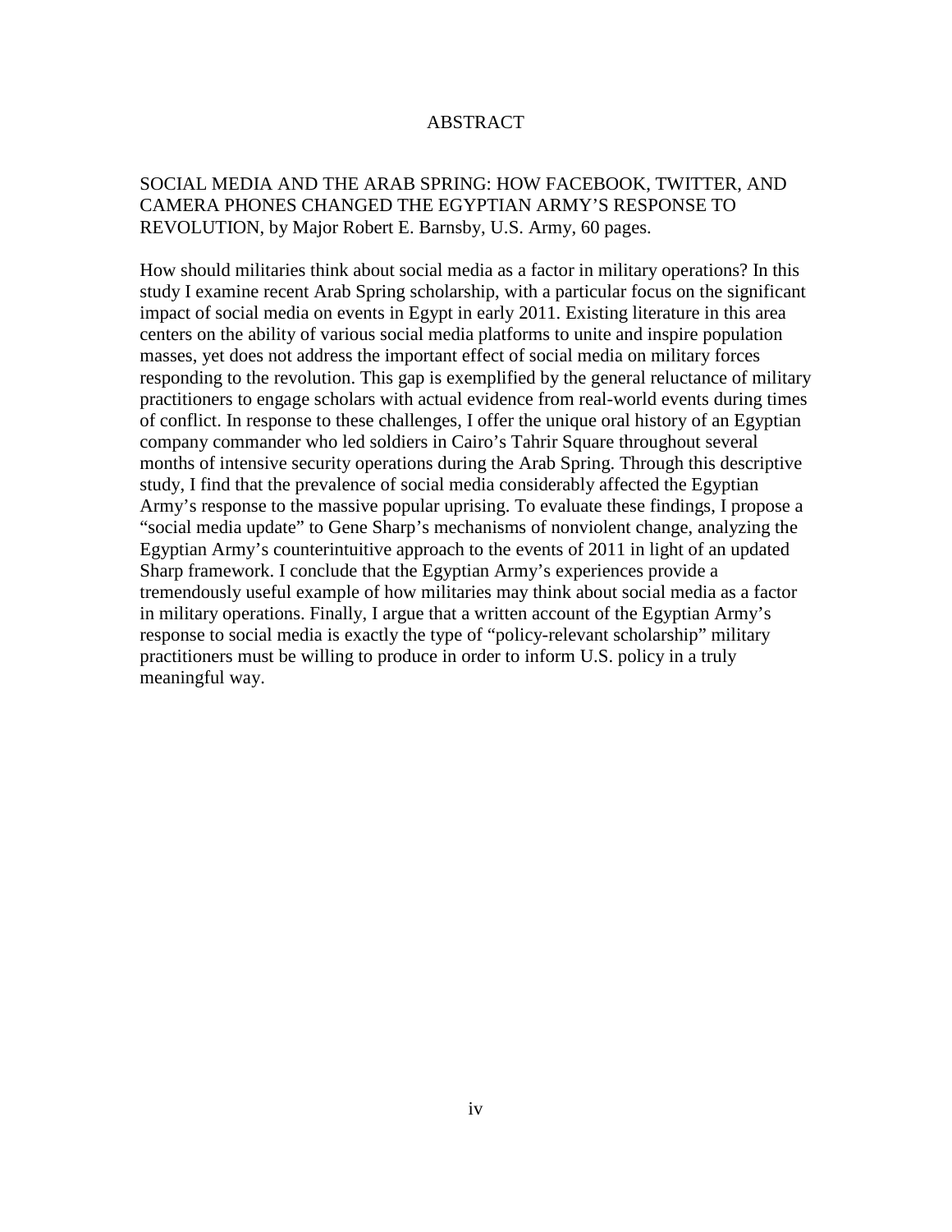# ABSTRACT

SOCIAL MEDIA AND THE ARAB SPRING: HOW FACEBOOK, TWITTER, AND CAMERA PHONES CHANGED THE EGYPTIAN ARMY'S RESPONSE TO REVOLUTION, by Major Robert E. Barnsby, U.S. Army, 60 pages.

How should militaries think about social media as a factor in military operations? In this study I examine recent Arab Spring scholarship, with a particular focus on the significant impact of social media on events in Egypt in early 2011. Existing literature in this area centers on the ability of various social media platforms to unite and inspire population masses, yet does not address the important effect of social media on military forces responding to the revolution. This gap is exemplified by the general reluctance of military practitioners to engage scholars with actual evidence from real-world events during times of conflict. In response to these challenges, I offer the unique oral history of an Egyptian company commander who led soldiers in Cairo's Tahrir Square throughout several months of intensive security operations during the Arab Spring. Through this descriptive study, I find that the prevalence of social media considerably affected the Egyptian Army's response to the massive popular uprising. To evaluate these findings, I propose a "social media update" to Gene Sharp's mechanisms of nonviolent change, analyzing the Egyptian Army's counterintuitive approach to the events of 2011 in light of an updated Sharp framework. I conclude that the Egyptian Army's experiences provide a tremendously useful example of how militaries may think about social media as a factor in military operations. Finally, I argue that a written account of the Egyptian Army's response to social media is exactly the type of "policy-relevant scholarship" military practitioners must be willing to produce in order to inform U.S. policy in a truly meaningful way.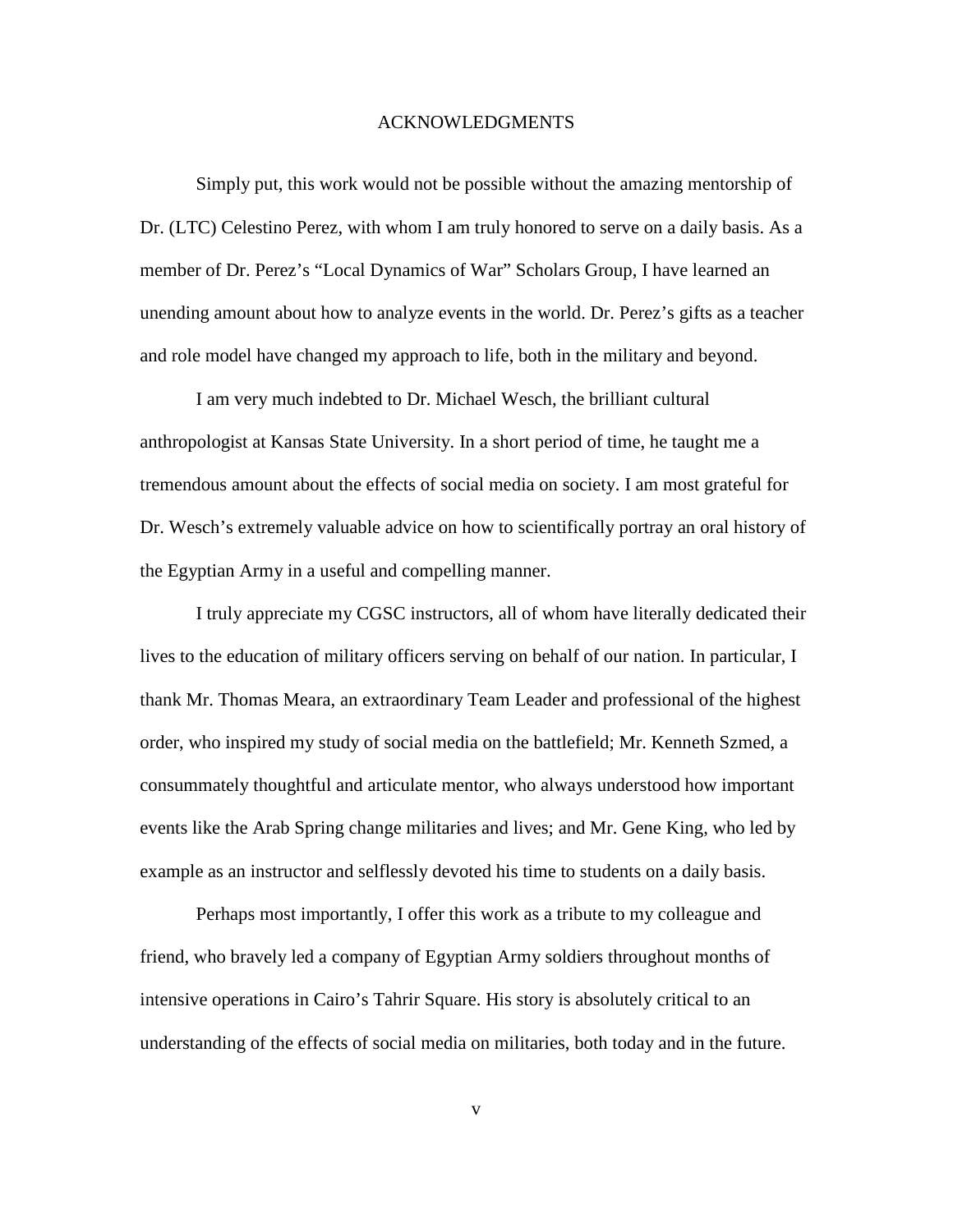# ACKNOWLEDGMENTS

Simply put, this work would not be possible without the amazing mentorship of Dr. (LTC) Celestino Perez, with whom I am truly honored to serve on a daily basis. As a member of Dr. Perez's "Local Dynamics of War" Scholars Group, I have learned an unending amount about how to analyze events in the world. Dr. Perez's gifts as a teacher and role model have changed my approach to life, both in the military and beyond.

I am very much indebted to Dr. Michael Wesch, the brilliant cultural anthropologist at Kansas State University. In a short period of time, he taught me a tremendous amount about the effects of social media on society. I am most grateful for Dr. Wesch's extremely valuable advice on how to scientifically portray an oral history of the Egyptian Army in a useful and compelling manner.

I truly appreciate my CGSC instructors, all of whom have literally dedicated their lives to the education of military officers serving on behalf of our nation. In particular, I thank Mr. Thomas Meara, an extraordinary Team Leader and professional of the highest order, who inspired my study of social media on the battlefield; Mr. Kenneth Szmed, a consummately thoughtful and articulate mentor, who always understood how important events like the Arab Spring change militaries and lives; and Mr. Gene King, who led by example as an instructor and selflessly devoted his time to students on a daily basis.

Perhaps most importantly, I offer this work as a tribute to my colleague and friend, who bravely led a company of Egyptian Army soldiers throughout months of intensive operations in Cairo's Tahrir Square. His story is absolutely critical to an understanding of the effects of social media on militaries, both today and in the future.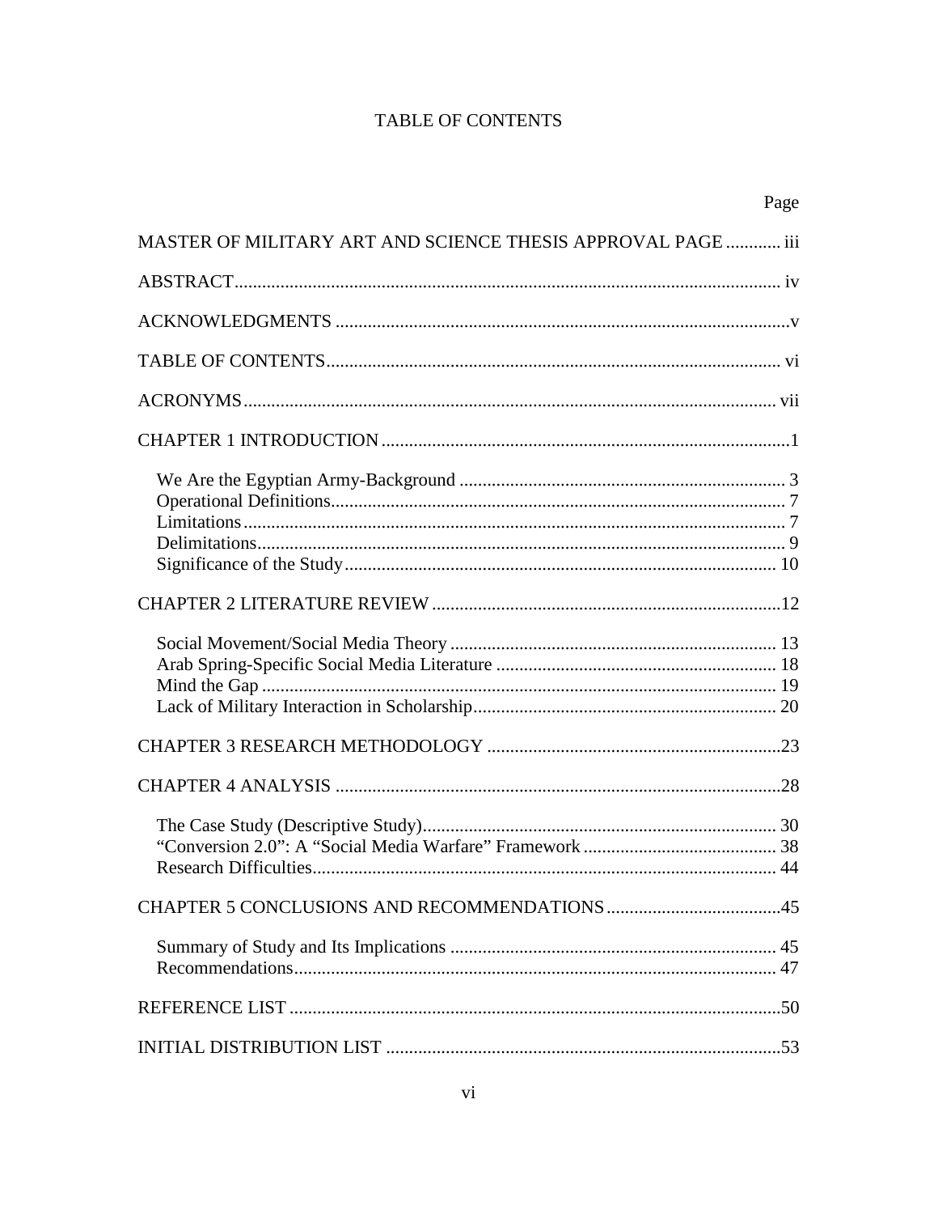# TABLE OF CONTENTS

| | Page |
|---|---|
| MASTER OF MILITARY ART AND SCIENCE THESIS APPROVAL PAGE | iii |
| ABSTRACT | iv |
| ACKNOWLEDGMENTS | v |
| TABLE OF CONTENTS | vi |
| ACRONYMS | vii |
| CHAPTER 1 INTRODUCTION | 1 |
| We Are the Egyptian Army-Background | 3 |
| Operational Definitions | 7 |
| Limitations | 7 |
| Delimitations | 9 |
| Significance of the Study | 10 |
| CHAPTER 2 LITERATURE REVIEW | 12 |
| Social Movement/Social Media Theory | 13 |
| Arab Spring-Specific Social Media Literature | 18 |
| Mind the Gap | 19 |
| Lack of Military Interaction in Scholarship | 20 |
| CHAPTER 3 RESEARCH METHODOLOGY | 23 |
| CHAPTER 4 ANALYSIS | 28 |
| The Case Study (Descriptive Study) | 30 |
| "Conversion 2.0": A "Social Media Warfare" Framework | 38 |
| Research Difficulties | 44 |
| CHAPTER 5 CONCLUSIONS AND RECOMMENDATIONS | 45 |
| Summary of Study and Its Implications | 45 |
| Recommendations | 47 |
| REFERENCE LIST | 50 |
| INITIAL DISTRIBUTION LIST | 53 |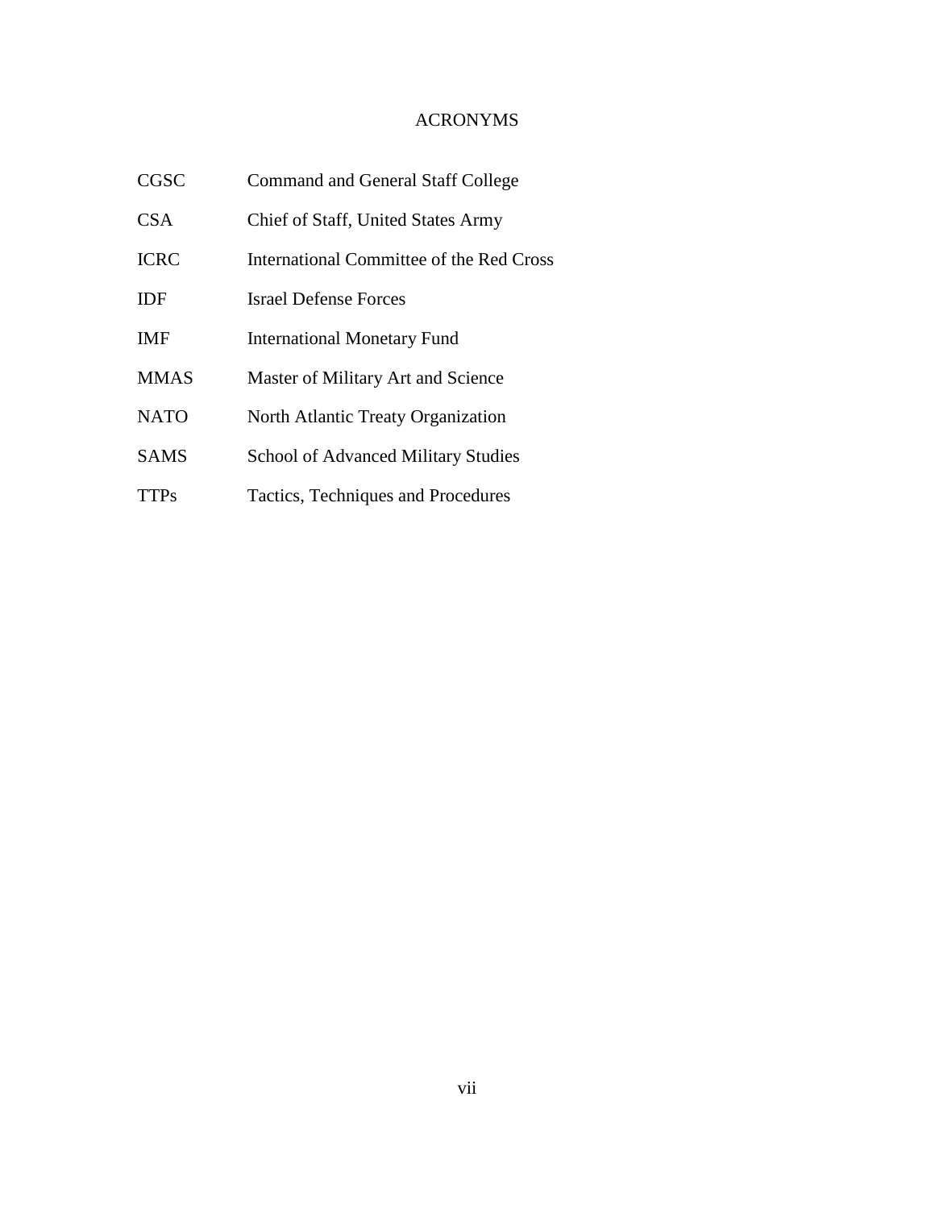# ACRONYMS

| | |
|---|---|
| CGSC | Command and General Staff College |
| CSA | Chief of Staff, United States Army |
| ICRC | International Committee of the Red Cross |
| IDF | Israel Defense Forces |
| IMF | International Monetary Fund |
| MMAS | Master of Military Art and Science |
| NATO | North Atlantic Treaty Organization |
| SAMS | School of Advanced Military Studies |
| TTPs | Tactics, Techniques and Procedures |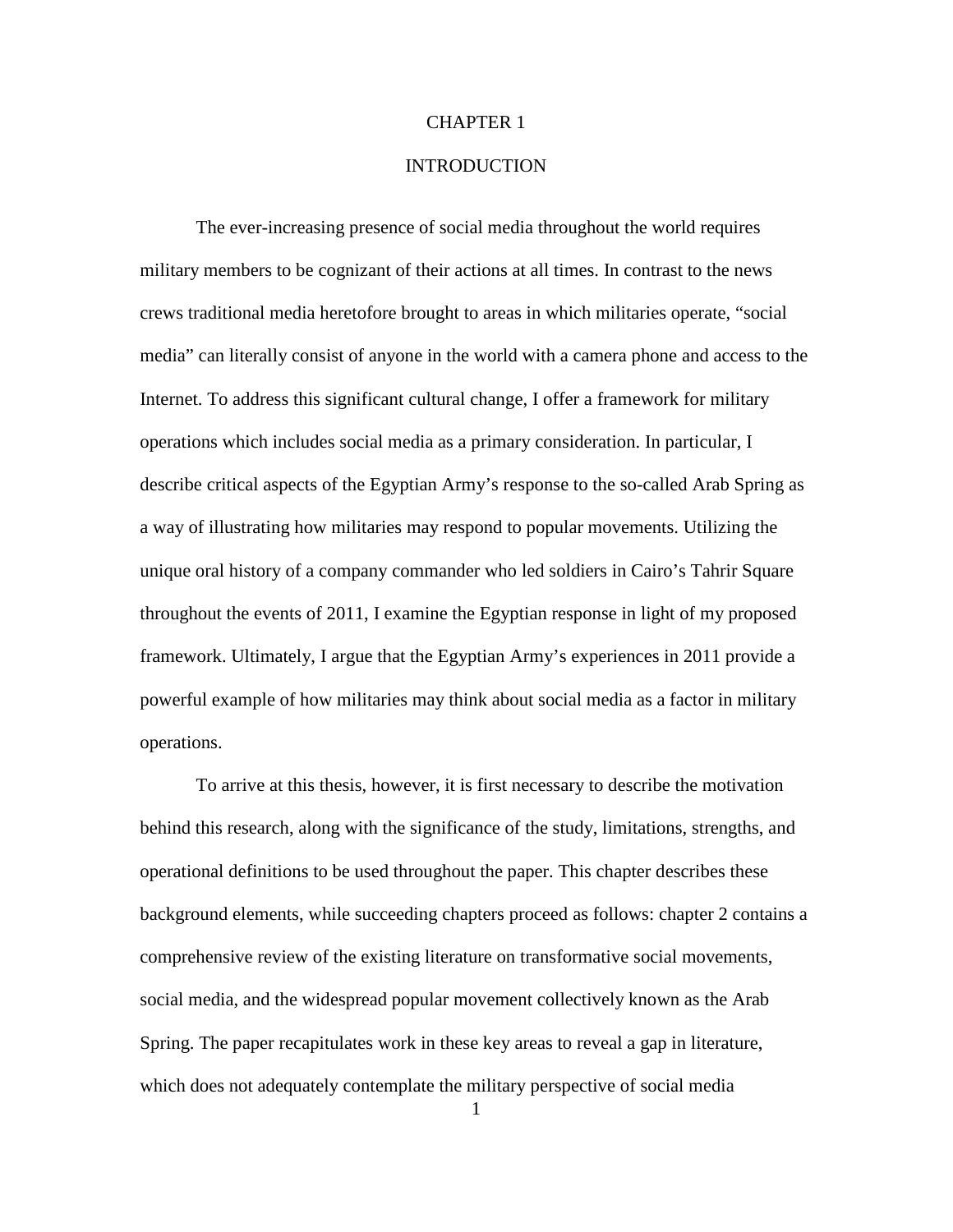# CHAPTER 1

# INTRODUCTION

The ever-increasing presence of social media throughout the world requires military members to be cognizant of their actions at all times. In contrast to the news crews traditional media heretofore brought to areas in which militaries operate, "social media" can literally consist of anyone in the world with a camera phone and access to the Internet. To address this significant cultural change, I offer a framework for military operations which includes social media as a primary consideration. In particular, I describe critical aspects of the Egyptian Army's response to the so-called Arab Spring as a way of illustrating how militaries may respond to popular movements. Utilizing the unique oral history of a company commander who led soldiers in Cairo's Tahrir Square throughout the events of 2011, I examine the Egyptian response in light of my proposed framework. Ultimately, I argue that the Egyptian Army's experiences in 2011 provide a powerful example of how militaries may think about social media as a factor in military operations.

To arrive at this thesis, however, it is first necessary to describe the motivation behind this research, along with the significance of the study, limitations, strengths, and operational definitions to be used throughout the paper. This chapter describes these background elements, while succeeding chapters proceed as follows: chapter 2 contains a comprehensive review of the existing literature on transformative social movements, social media, and the widespread popular movement collectively known as the Arab Spring. The paper recapitulates work in these key areas to reveal a gap in literature, which does not adequately contemplate the military perspective of social media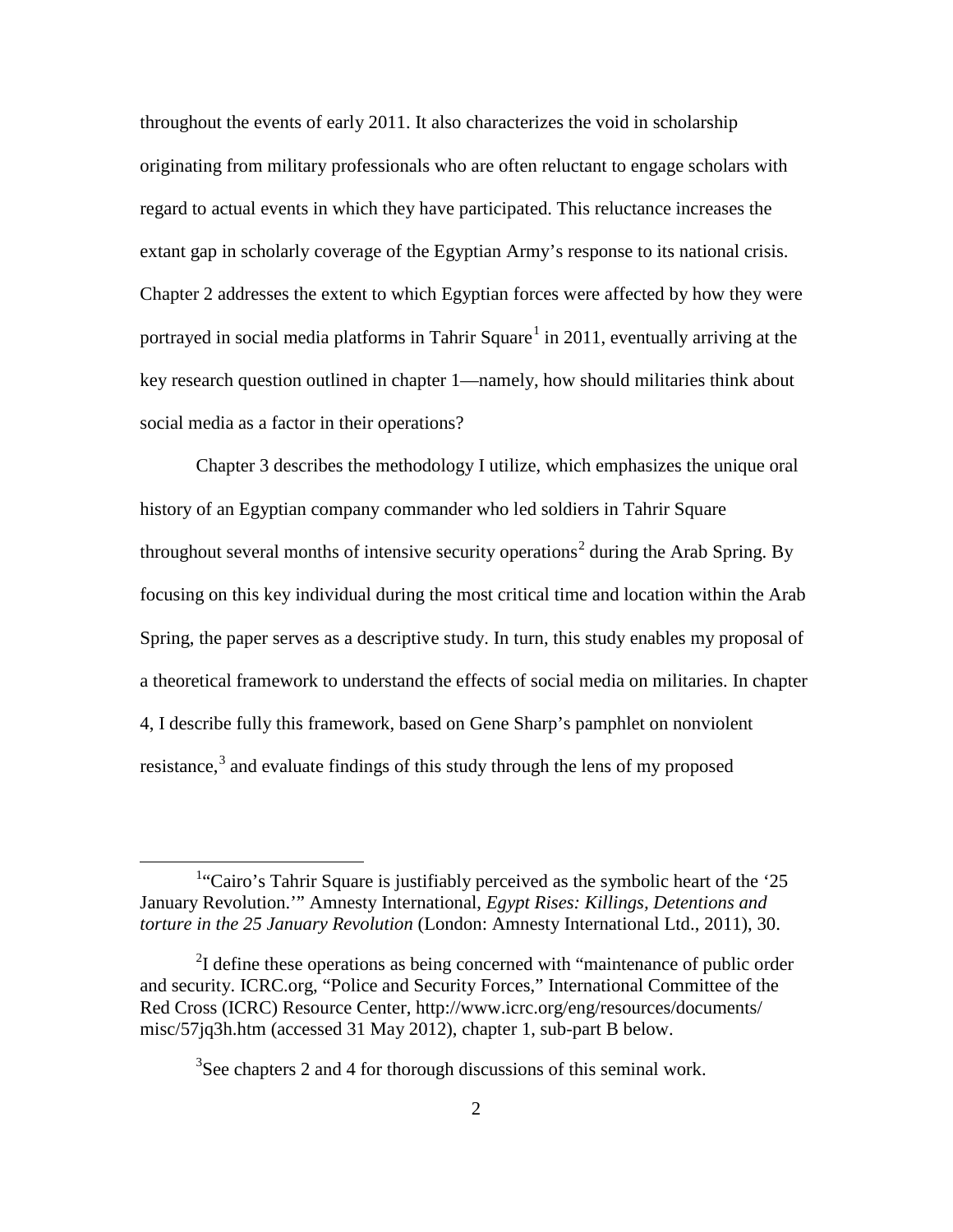throughout the events of early 2011. It also characterizes the void in scholarship originating from military professionals who are often reluctant to engage scholars with regard to actual events in which they have participated. This reluctance increases the extant gap in scholarly coverage of the Egyptian Army's response to its national crisis. Chapter 2 addresses the extent to which Egyptian forces were affected by how they were portrayed in social media platforms in Tahrir Square[1] in 2011, eventually arriving at the key research question outlined in chapter 1—namely, how should militaries think about social media as a factor in their operations?

Chapter 3 describes the methodology I utilize, which emphasizes the unique oral history of an Egyptian company commander who led soldiers in Tahrir Square throughout several months of intensive security operations[2] during the Arab Spring. By focusing on this key individual during the most critical time and location within the Arab Spring, the paper serves as a descriptive study. In turn, this study enables my proposal of a theoretical framework to understand the effects of social media on militaries. In chapter 4, I describe fully this framework, based on Gene Sharp's pamphlet on nonviolent resistance,[3] and evaluate findings of this study through the lens of my proposed

---

[1]"Cairo's Tahrir Square is justifiably perceived as the symbolic heart of the '25 January Revolution.'" Amnesty International, *Egypt Rises: Killings, Detentions and torture in the 25 January Revolution* (London: Amnesty International Ltd., 2011), 30.

[2]I define these operations as being concerned with "maintenance of public order and security. ICRC.org, "Police and Security Forces," International Committee of the Red Cross (ICRC) Resource Center, http://www.icrc.org/eng/resources/documents/misc/57jq3h.htm (accessed 31 May 2012), chapter 1, sub-part B below.

[3]See chapters 2 and 4 for thorough discussions of this seminal work.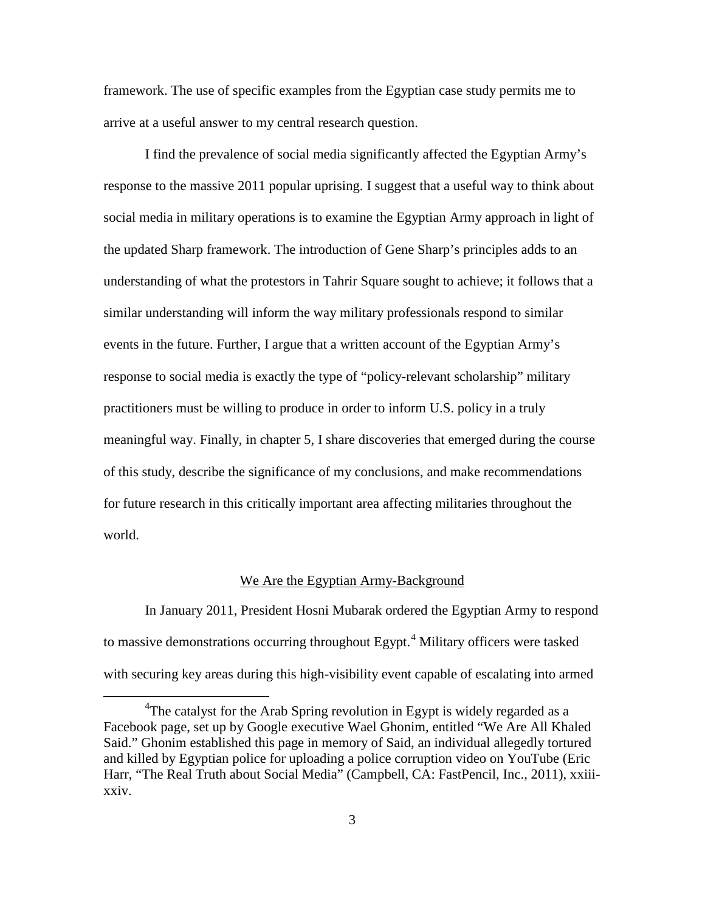framework. The use of specific examples from the Egyptian case study permits me to arrive at a useful answer to my central research question.

I find the prevalence of social media significantly affected the Egyptian Army's response to the massive 2011 popular uprising. I suggest that a useful way to think about social media in military operations is to examine the Egyptian Army approach in light of the updated Sharp framework. The introduction of Gene Sharp's principles adds to an understanding of what the protestors in Tahrir Square sought to achieve; it follows that a similar understanding will inform the way military professionals respond to similar events in the future. Further, I argue that a written account of the Egyptian Army's response to social media is exactly the type of "policy-relevant scholarship" military practitioners must be willing to produce in order to inform U.S. policy in a truly meaningful way. Finally, in chapter 5, I share discoveries that emerged during the course of this study, describe the significance of my conclusions, and make recommendations for future research in this critically important area affecting militaries throughout the world.

## We Are the Egyptian Army-Background

In January 2011, President Hosni Mubarak ordered the Egyptian Army to respond to massive demonstrations occurring throughout Egypt.[4] Military officers were tasked with securing key areas during this high-visibility event capable of escalating into armed

---

[4]The catalyst for the Arab Spring revolution in Egypt is widely regarded as a Facebook page, set up by Google executive Wael Ghonim, entitled "We Are All Khaled Said." Ghonim established this page in memory of Said, an individual allegedly tortured and killed by Egyptian police for uploading a police corruption video on YouTube (Eric Harr, "The Real Truth about Social Media" (Campbell, CA: FastPencil, Inc., 2011), xxiii-xxiv.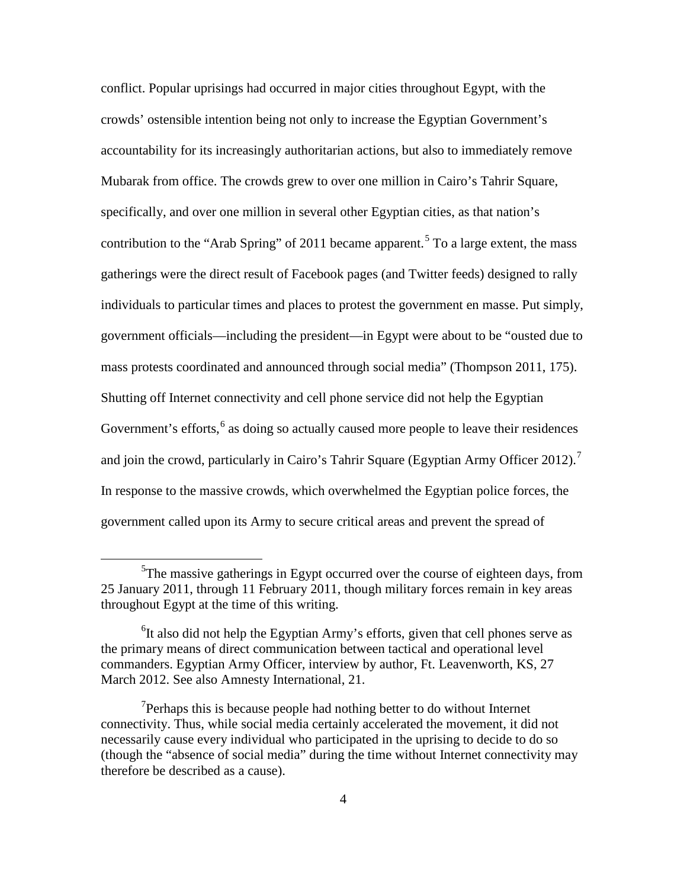conflict. Popular uprisings had occurred in major cities throughout Egypt, with the crowds' ostensible intention being not only to increase the Egyptian Government's accountability for its increasingly authoritarian actions, but also to immediately remove Mubarak from office. The crowds grew to over one million in Cairo's Tahrir Square, specifically, and over one million in several other Egyptian cities, as that nation's contribution to the "Arab Spring" of 2011 became apparent.[5] To a large extent, the mass gatherings were the direct result of Facebook pages (and Twitter feeds) designed to rally individuals to particular times and places to protest the government en masse. Put simply, government officials—including the president—in Egypt were about to be "ousted due to mass protests coordinated and announced through social media" (Thompson 2011, 175). Shutting off Internet connectivity and cell phone service did not help the Egyptian Government's efforts,[6] as doing so actually caused more people to leave their residences and join the crowd, particularly in Cairo's Tahrir Square (Egyptian Army Officer 2012).[7] In response to the massive crowds, which overwhelmed the Egyptian police forces, the government called upon its Army to secure critical areas and prevent the spread of

---

[5]The massive gatherings in Egypt occurred over the course of eighteen days, from 25 January 2011, through 11 February 2011, though military forces remain in key areas throughout Egypt at the time of this writing.

[6]It also did not help the Egyptian Army's efforts, given that cell phones serve as the primary means of direct communication between tactical and operational level commanders. Egyptian Army Officer, interview by author, Ft. Leavenworth, KS, 27 March 2012. See also Amnesty International, 21.

[7]Perhaps this is because people had nothing better to do without Internet connectivity. Thus, while social media certainly accelerated the movement, it did not necessarily cause every individual who participated in the uprising to decide to do so (though the "absence of social media" during the time without Internet connectivity may therefore be described as a cause).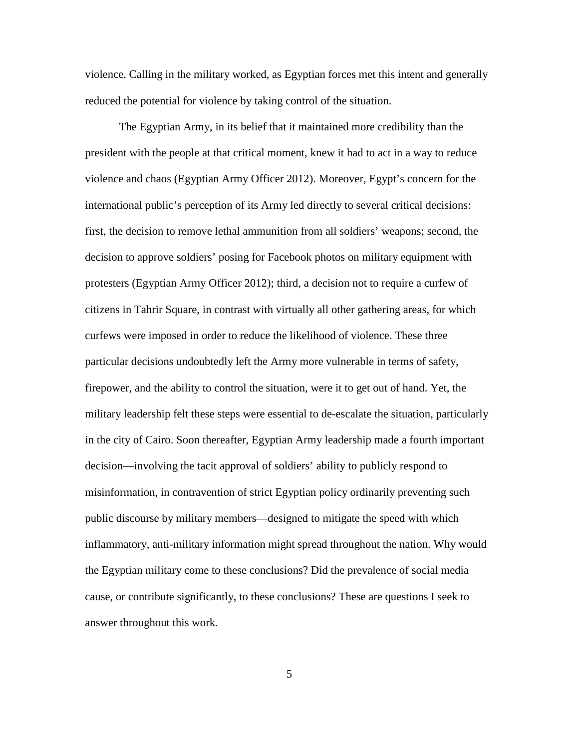violence. Calling in the military worked, as Egyptian forces met this intent and generally reduced the potential for violence by taking control of the situation.

The Egyptian Army, in its belief that it maintained more credibility than the president with the people at that critical moment, knew it had to act in a way to reduce violence and chaos (Egyptian Army Officer 2012). Moreover, Egypt's concern for the international public's perception of its Army led directly to several critical decisions: first, the decision to remove lethal ammunition from all soldiers' weapons; second, the decision to approve soldiers' posing for Facebook photos on military equipment with protesters (Egyptian Army Officer 2012); third, a decision not to require a curfew of citizens in Tahrir Square, in contrast with virtually all other gathering areas, for which curfews were imposed in order to reduce the likelihood of violence. These three particular decisions undoubtedly left the Army more vulnerable in terms of safety, firepower, and the ability to control the situation, were it to get out of hand. Yet, the military leadership felt these steps were essential to de-escalate the situation, particularly in the city of Cairo. Soon thereafter, Egyptian Army leadership made a fourth important decision—involving the tacit approval of soldiers' ability to publicly respond to misinformation, in contravention of strict Egyptian policy ordinarily preventing such public discourse by military members—designed to mitigate the speed with which inflammatory, anti-military information might spread throughout the nation. Why would the Egyptian military come to these conclusions? Did the prevalence of social media cause, or contribute significantly, to these conclusions? These are questions I seek to answer throughout this work.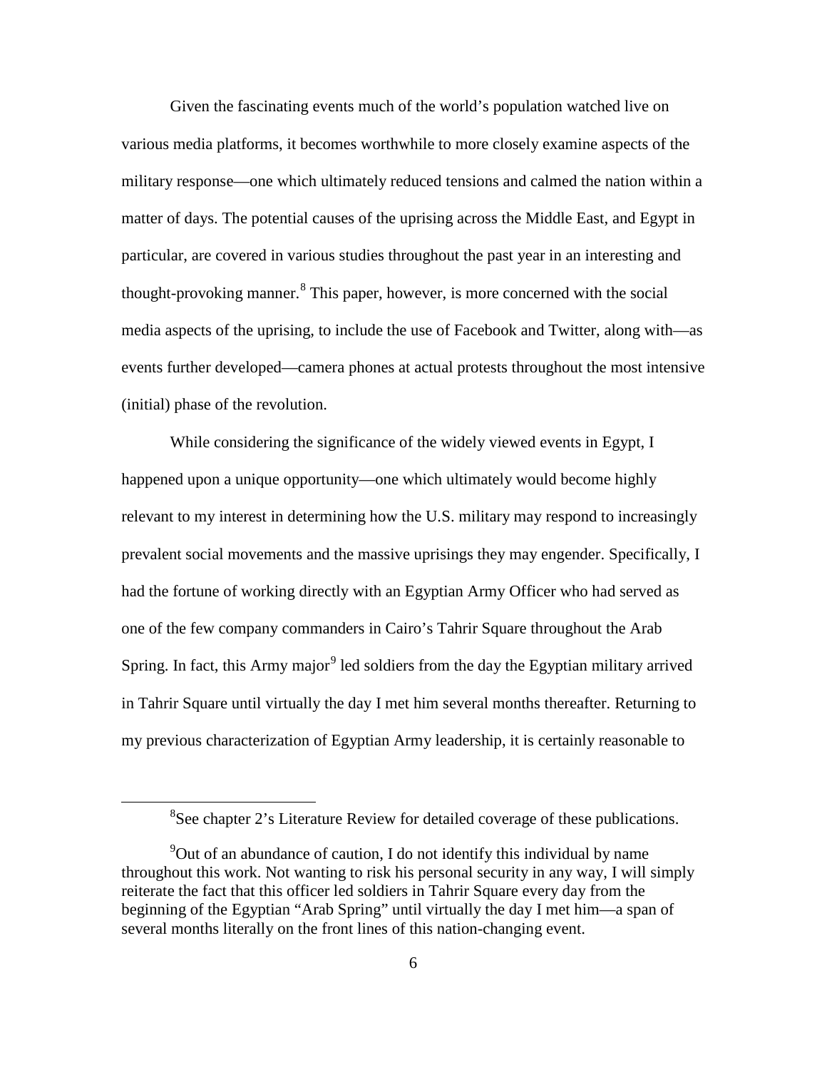Given the fascinating events much of the world's population watched live on various media platforms, it becomes worthwhile to more closely examine aspects of the military response—one which ultimately reduced tensions and calmed the nation within a matter of days. The potential causes of the uprising across the Middle East, and Egypt in particular, are covered in various studies throughout the past year in an interesting and thought-provoking manner.[8] This paper, however, is more concerned with the social media aspects of the uprising, to include the use of Facebook and Twitter, along with—as events further developed—camera phones at actual protests throughout the most intensive (initial) phase of the revolution.

While considering the significance of the widely viewed events in Egypt, I happened upon a unique opportunity—one which ultimately would become highly relevant to my interest in determining how the U.S. military may respond to increasingly prevalent social movements and the massive uprisings they may engender. Specifically, I had the fortune of working directly with an Egyptian Army Officer who had served as one of the few company commanders in Cairo's Tahrir Square throughout the Arab Spring. In fact, this Army major[9] led soldiers from the day the Egyptian military arrived in Tahrir Square until virtually the day I met him several months thereafter. Returning to my previous characterization of Egyptian Army leadership, it is certainly reasonable to

[8]See chapter 2's Literature Review for detailed coverage of these publications.

[9]Out of an abundance of caution, I do not identify this individual by name throughout this work. Not wanting to risk his personal security in any way, I will simply reiterate the fact that this officer led soldiers in Tahrir Square every day from the beginning of the Egyptian "Arab Spring" until virtually the day I met him—a span of several months literally on the front lines of this nation-changing event.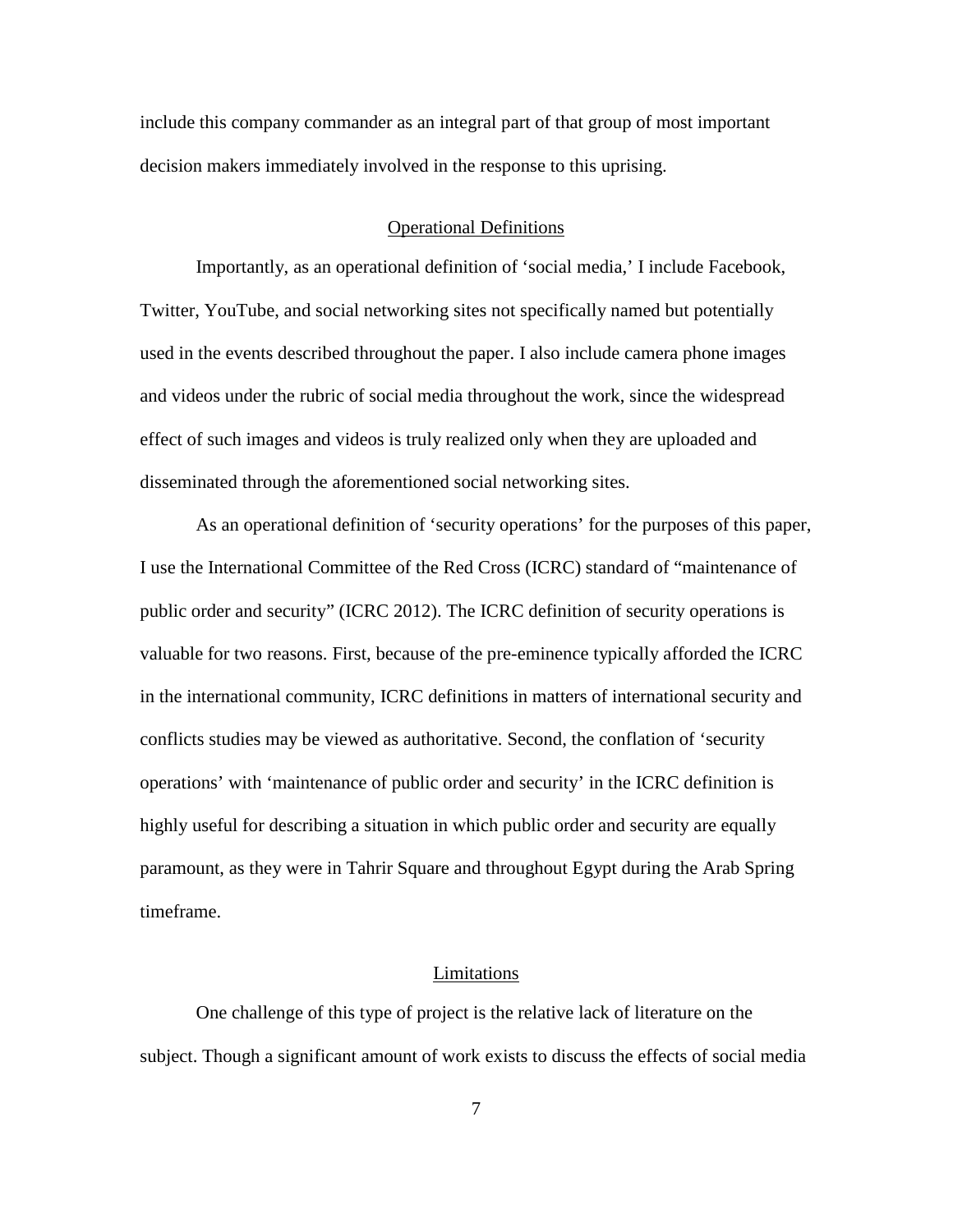include this company commander as an integral part of that group of most important decision makers immediately involved in the response to this uprising.

## Operational Definitions

Importantly, as an operational definition of 'social media,' I include Facebook, Twitter, YouTube, and social networking sites not specifically named but potentially used in the events described throughout the paper. I also include camera phone images and videos under the rubric of social media throughout the work, since the widespread effect of such images and videos is truly realized only when they are uploaded and disseminated through the aforementioned social networking sites.

As an operational definition of 'security operations' for the purposes of this paper, I use the International Committee of the Red Cross (ICRC) standard of "maintenance of public order and security" (ICRC 2012). The ICRC definition of security operations is valuable for two reasons. First, because of the pre-eminence typically afforded the ICRC in the international community, ICRC definitions in matters of international security and conflicts studies may be viewed as authoritative. Second, the conflation of 'security operations' with 'maintenance of public order and security' in the ICRC definition is highly useful for describing a situation in which public order and security are equally paramount, as they were in Tahrir Square and throughout Egypt during the Arab Spring timeframe.

## Limitations

One challenge of this type of project is the relative lack of literature on the subject. Though a significant amount of work exists to discuss the effects of social media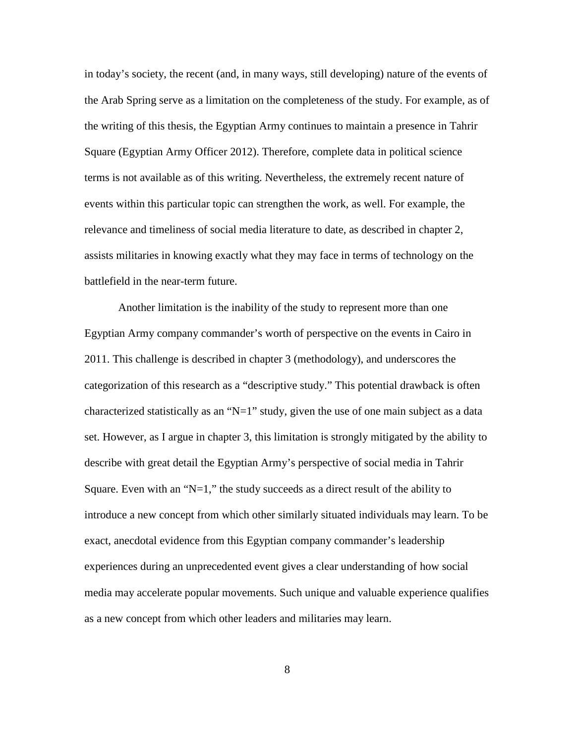in today's society, the recent (and, in many ways, still developing) nature of the events of the Arab Spring serve as a limitation on the completeness of the study. For example, as of the writing of this thesis, the Egyptian Army continues to maintain a presence in Tahrir Square (Egyptian Army Officer 2012). Therefore, complete data in political science terms is not available as of this writing. Nevertheless, the extremely recent nature of events within this particular topic can strengthen the work, as well. For example, the relevance and timeliness of social media literature to date, as described in chapter 2, assists militaries in knowing exactly what they may face in terms of technology on the battlefield in the near-term future.

Another limitation is the inability of the study to represent more than one Egyptian Army company commander's worth of perspective on the events in Cairo in 2011. This challenge is described in chapter 3 (methodology), and underscores the categorization of this research as a "descriptive study." This potential drawback is often characterized statistically as an "N=1" study, given the use of one main subject as a data set. However, as I argue in chapter 3, this limitation is strongly mitigated by the ability to describe with great detail the Egyptian Army's perspective of social media in Tahrir Square. Even with an "N=1," the study succeeds as a direct result of the ability to introduce a new concept from which other similarly situated individuals may learn. To be exact, anecdotal evidence from this Egyptian company commander's leadership experiences during an unprecedented event gives a clear understanding of how social media may accelerate popular movements. Such unique and valuable experience qualifies as a new concept from which other leaders and militaries may learn.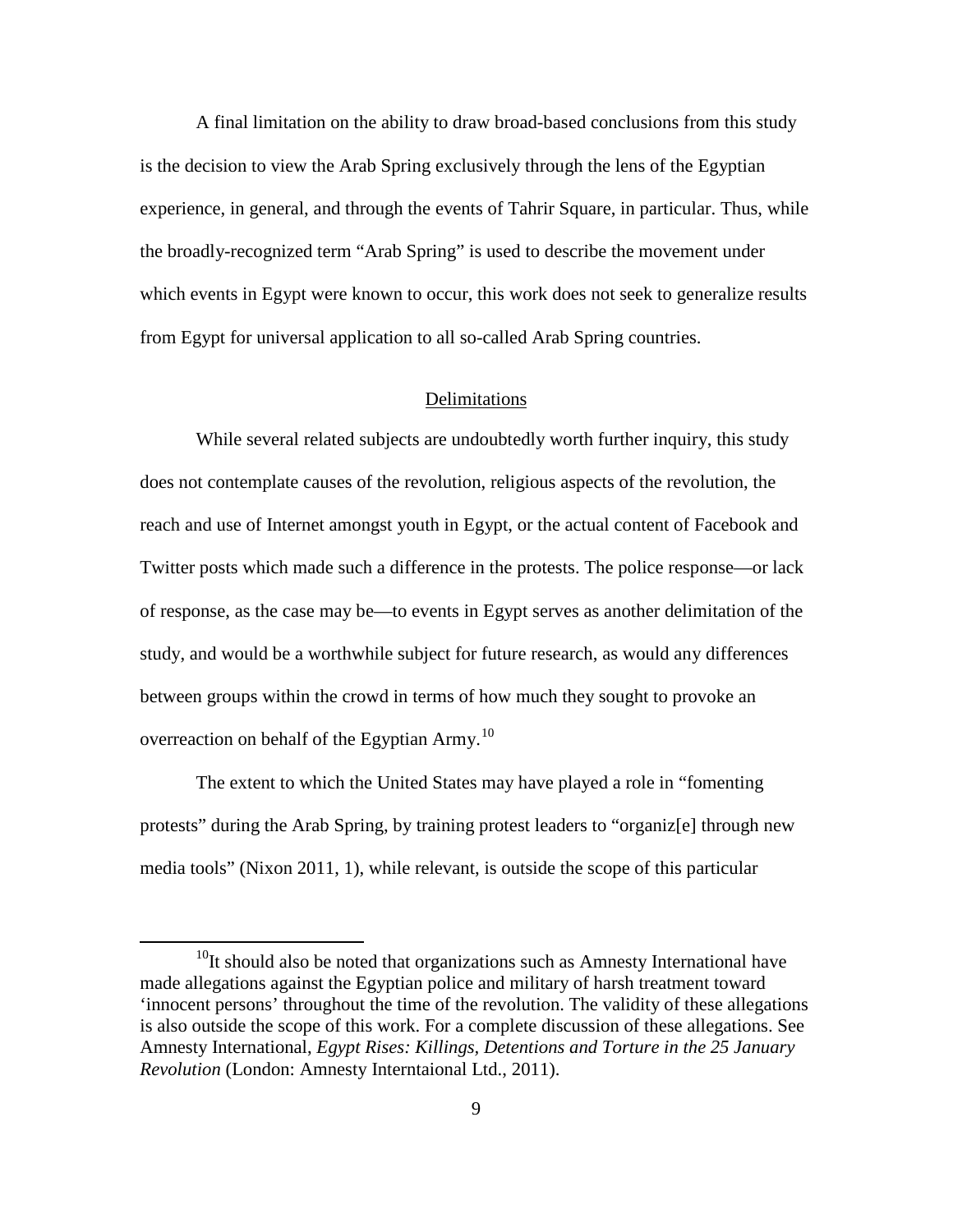A final limitation on the ability to draw broad-based conclusions from this study is the decision to view the Arab Spring exclusively through the lens of the Egyptian experience, in general, and through the events of Tahrir Square, in particular. Thus, while the broadly-recognized term "Arab Spring" is used to describe the movement under which events in Egypt were known to occur, this work does not seek to generalize results from Egypt for universal application to all so-called Arab Spring countries.

## Delimitations

While several related subjects are undoubtedly worth further inquiry, this study does not contemplate causes of the revolution, religious aspects of the revolution, the reach and use of Internet amongst youth in Egypt, or the actual content of Facebook and Twitter posts which made such a difference in the protests. The police response—or lack of response, as the case may be—to events in Egypt serves as another delimitation of the study, and would be a worthwhile subject for future research, as would any differences between groups within the crowd in terms of how much they sought to provoke an overreaction on behalf of the Egyptian Army.[10]

The extent to which the United States may have played a role in "fomenting protests" during the Arab Spring, by training protest leaders to "organiz[e] through new media tools" (Nixon 2011, 1), while relevant, is outside the scope of this particular

---

[10]It should also be noted that organizations such as Amnesty International have made allegations against the Egyptian police and military of harsh treatment toward 'innocent persons' throughout the time of the revolution. The validity of these allegations is also outside the scope of this work. For a complete discussion of these allegations. See Amnesty International, *Egypt Rises: Killings, Detentions and Torture in the 25 January Revolution* (London: Amnesty Interntaional Ltd., 2011).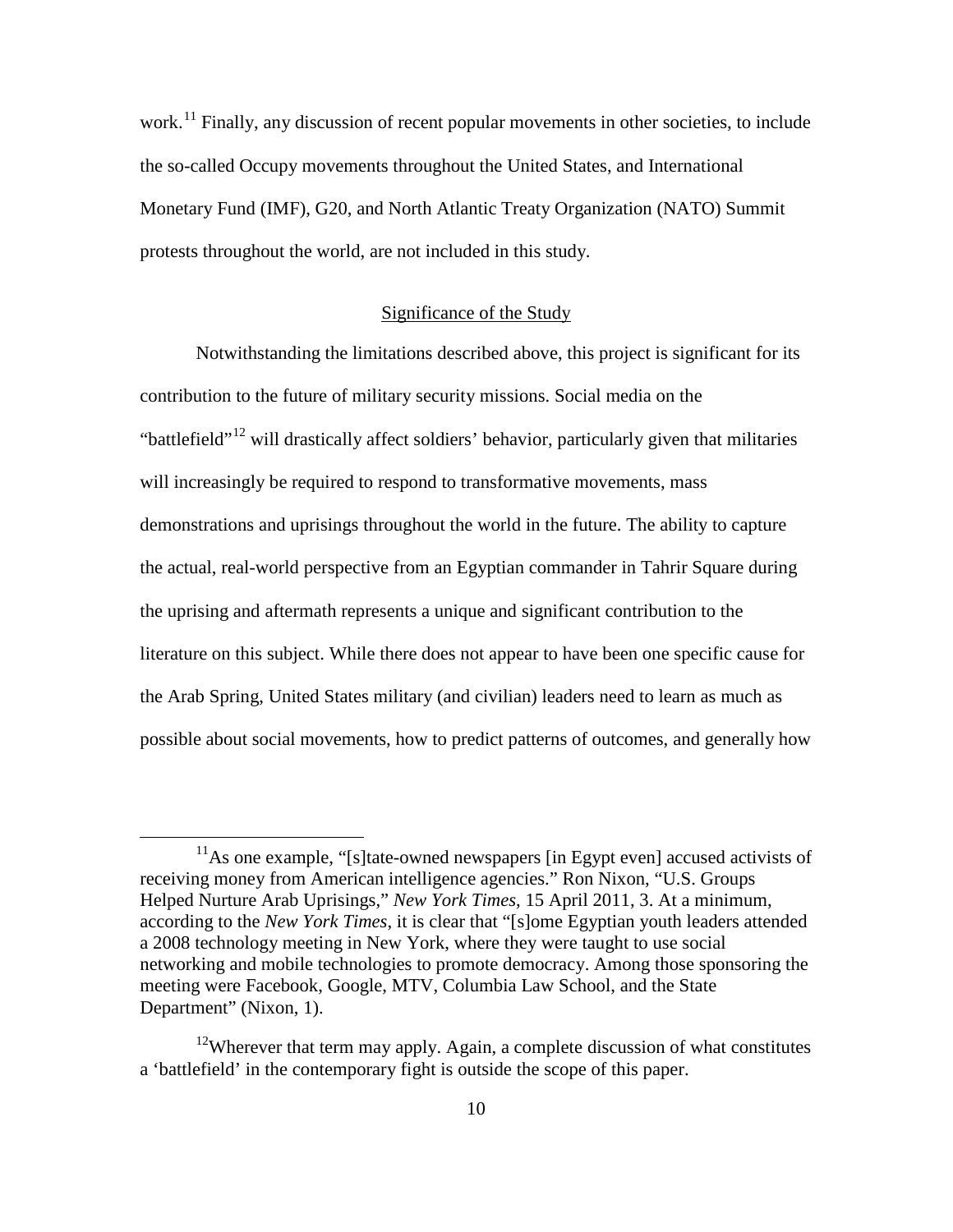work.[11] Finally, any discussion of recent popular movements in other societies, to include the so-called Occupy movements throughout the United States, and International Monetary Fund (IMF), G20, and North Atlantic Treaty Organization (NATO) Summit protests throughout the world, are not included in this study.

## Significance of the Study

Notwithstanding the limitations described above, this project is significant for its contribution to the future of military security missions. Social media on the "battlefield"[12] will drastically affect soldiers' behavior, particularly given that militaries will increasingly be required to respond to transformative movements, mass demonstrations and uprisings throughout the world in the future. The ability to capture the actual, real-world perspective from an Egyptian commander in Tahrir Square during the uprising and aftermath represents a unique and significant contribution to the literature on this subject. While there does not appear to have been one specific cause for the Arab Spring, United States military (and civilian) leaders need to learn as much as possible about social movements, how to predict patterns of outcomes, and generally how

---

[11] As one example, "[s]tate-owned newspapers [in Egypt even] accused activists of receiving money from American intelligence agencies." Ron Nixon, "U.S. Groups Helped Nurture Arab Uprisings," *New York Times*, 15 April 2011, 3. At a minimum, according to the *New York Times*, it is clear that "[s]ome Egyptian youth leaders attended a 2008 technology meeting in New York, where they were taught to use social networking and mobile technologies to promote democracy. Among those sponsoring the meeting were Facebook, Google, MTV, Columbia Law School, and the State Department" (Nixon, 1).

[12] Wherever that term may apply. Again, a complete discussion of what constitutes a 'battlefield' in the contemporary fight is outside the scope of this paper.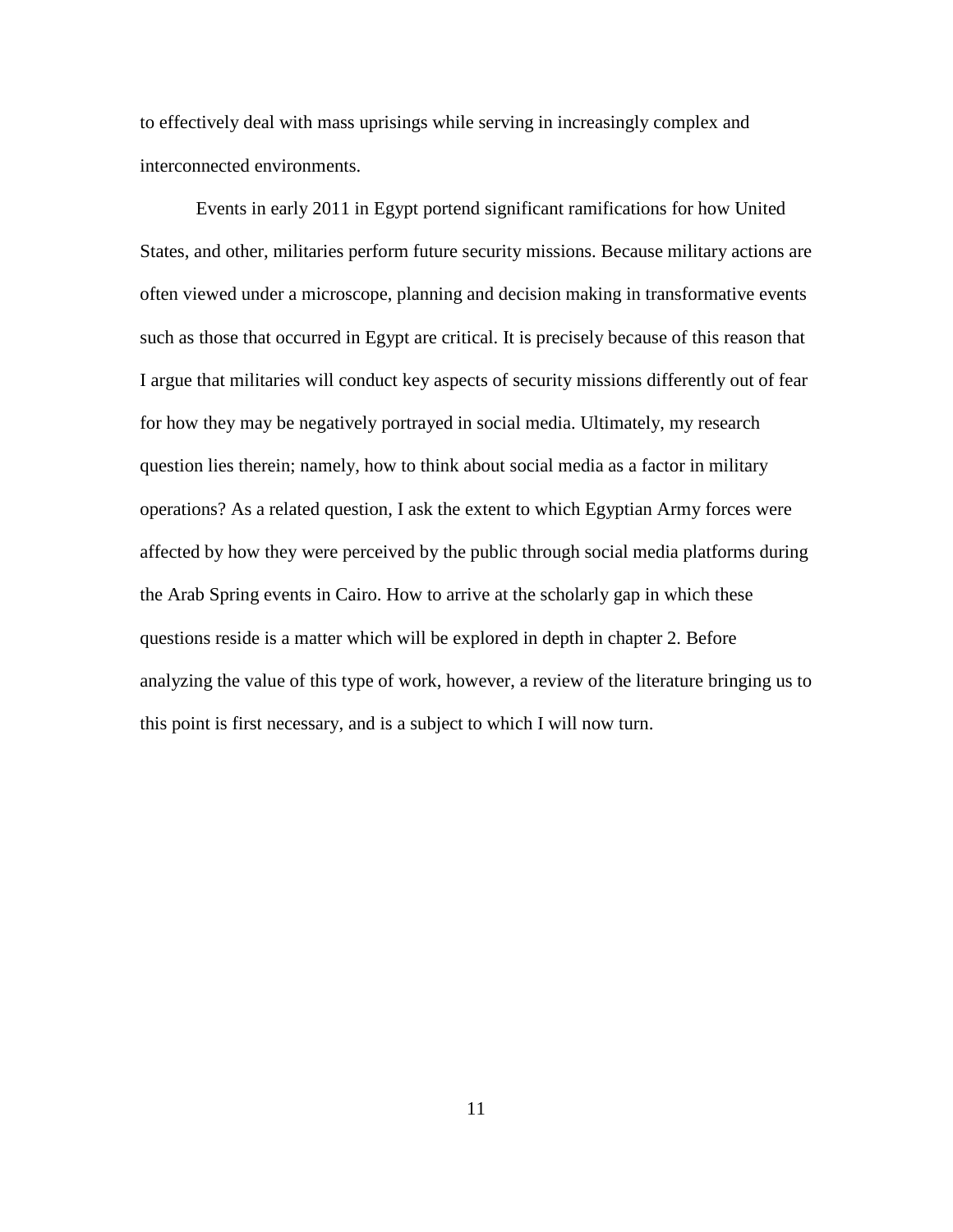to effectively deal with mass uprisings while serving in increasingly complex and interconnected environments.

Events in early 2011 in Egypt portend significant ramifications for how United States, and other, militaries perform future security missions. Because military actions are often viewed under a microscope, planning and decision making in transformative events such as those that occurred in Egypt are critical. It is precisely because of this reason that I argue that militaries will conduct key aspects of security missions differently out of fear for how they may be negatively portrayed in social media. Ultimately, my research question lies therein; namely, how to think about social media as a factor in military operations? As a related question, I ask the extent to which Egyptian Army forces were affected by how they were perceived by the public through social media platforms during the Arab Spring events in Cairo. How to arrive at the scholarly gap in which these questions reside is a matter which will be explored in depth in chapter 2. Before analyzing the value of this type of work, however, a review of the literature bringing us to this point is first necessary, and is a subject to which I will now turn.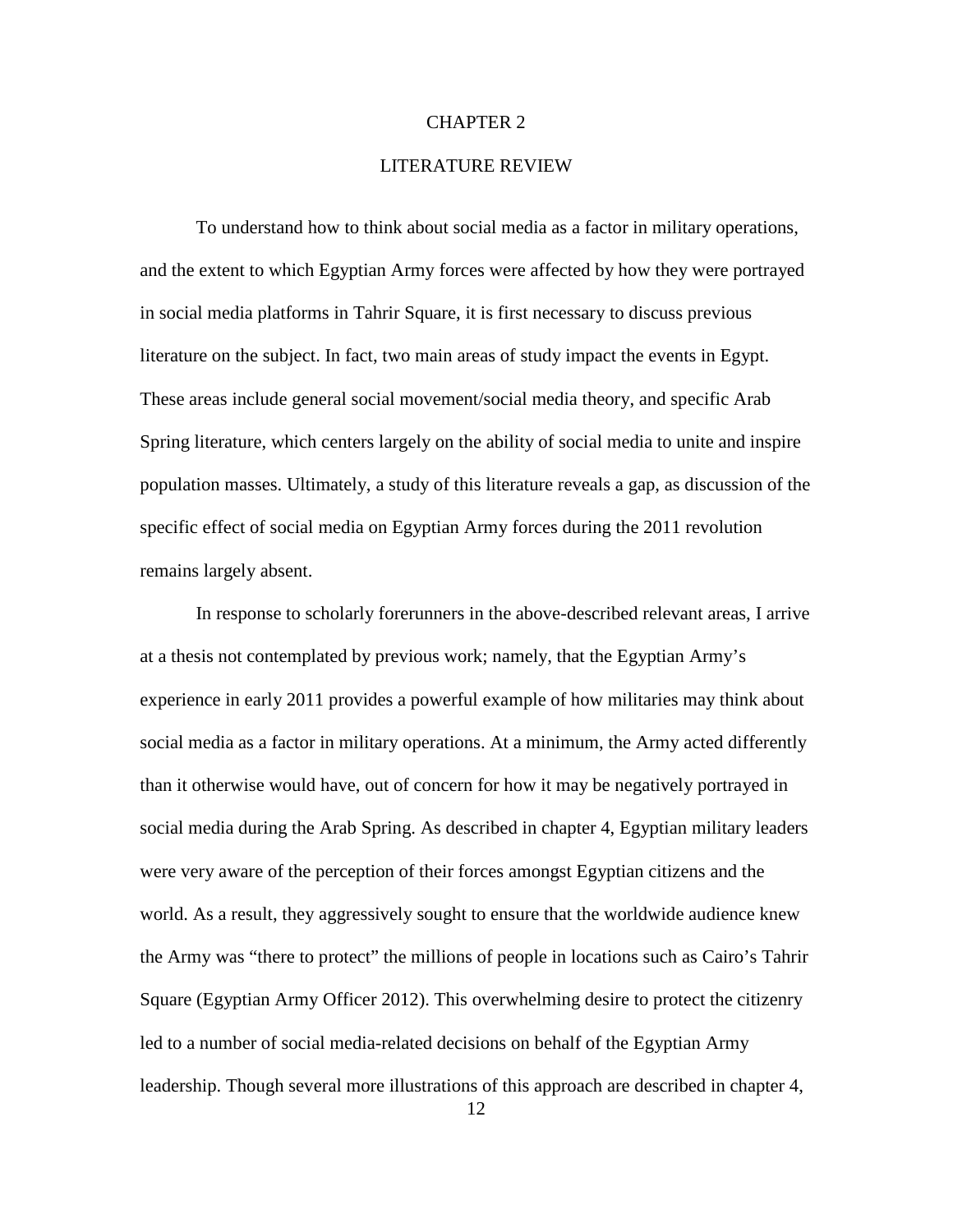# CHAPTER 2

# LITERATURE REVIEW

To understand how to think about social media as a factor in military operations, and the extent to which Egyptian Army forces were affected by how they were portrayed in social media platforms in Tahrir Square, it is first necessary to discuss previous literature on the subject. In fact, two main areas of study impact the events in Egypt. These areas include general social movement/social media theory, and specific Arab Spring literature, which centers largely on the ability of social media to unite and inspire population masses. Ultimately, a study of this literature reveals a gap, as discussion of the specific effect of social media on Egyptian Army forces during the 2011 revolution remains largely absent.

In response to scholarly forerunners in the above-described relevant areas, I arrive at a thesis not contemplated by previous work; namely, that the Egyptian Army's experience in early 2011 provides a powerful example of how militaries may think about social media as a factor in military operations. At a minimum, the Army acted differently than it otherwise would have, out of concern for how it may be negatively portrayed in social media during the Arab Spring. As described in chapter 4, Egyptian military leaders were very aware of the perception of their forces amongst Egyptian citizens and the world. As a result, they aggressively sought to ensure that the worldwide audience knew the Army was "there to protect" the millions of people in locations such as Cairo's Tahrir Square (Egyptian Army Officer 2012). This overwhelming desire to protect the citizenry led to a number of social media-related decisions on behalf of the Egyptian Army leadership. Though several more illustrations of this approach are described in chapter 4,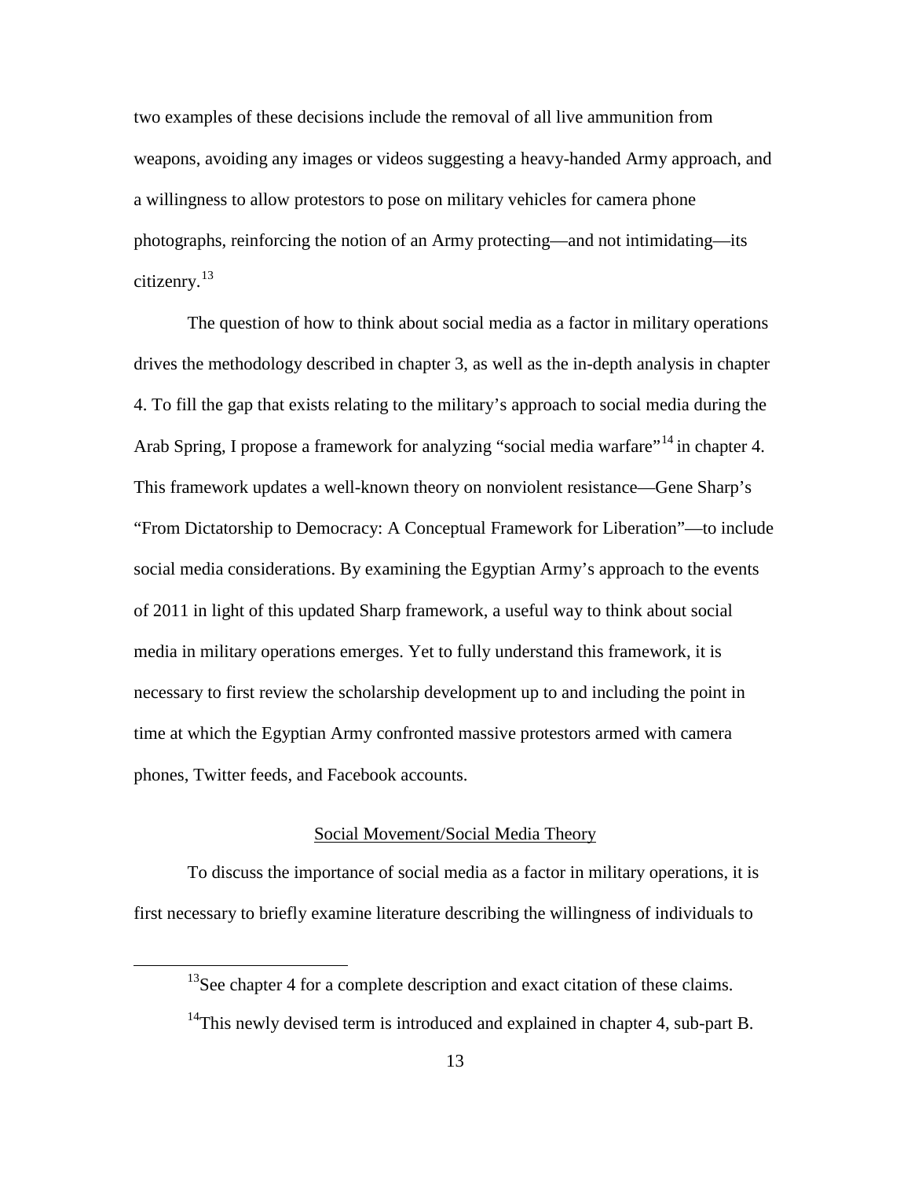two examples of these decisions include the removal of all live ammunition from weapons, avoiding any images or videos suggesting a heavy-handed Army approach, and a willingness to allow protestors to pose on military vehicles for camera phone photographs, reinforcing the notion of an Army protecting—and not intimidating—its citizenry.[13]

The question of how to think about social media as a factor in military operations drives the methodology described in chapter 3, as well as the in-depth analysis in chapter 4. To fill the gap that exists relating to the military's approach to social media during the Arab Spring, I propose a framework for analyzing "social media warfare"[14] in chapter 4. This framework updates a well-known theory on nonviolent resistance—Gene Sharp's "From Dictatorship to Democracy: A Conceptual Framework for Liberation"—to include social media considerations. By examining the Egyptian Army's approach to the events of 2011 in light of this updated Sharp framework, a useful way to think about social media in military operations emerges. Yet to fully understand this framework, it is necessary to first review the scholarship development up to and including the point in time at which the Egyptian Army confronted massive protestors armed with camera phones, Twitter feeds, and Facebook accounts.

## Social Movement/Social Media Theory

To discuss the importance of social media as a factor in military operations, it is first necessary to briefly examine literature describing the willingness of individuals to

---

[13]See chapter 4 for a complete description and exact citation of these claims.

[14]This newly devised term is introduced and explained in chapter 4, sub-part B.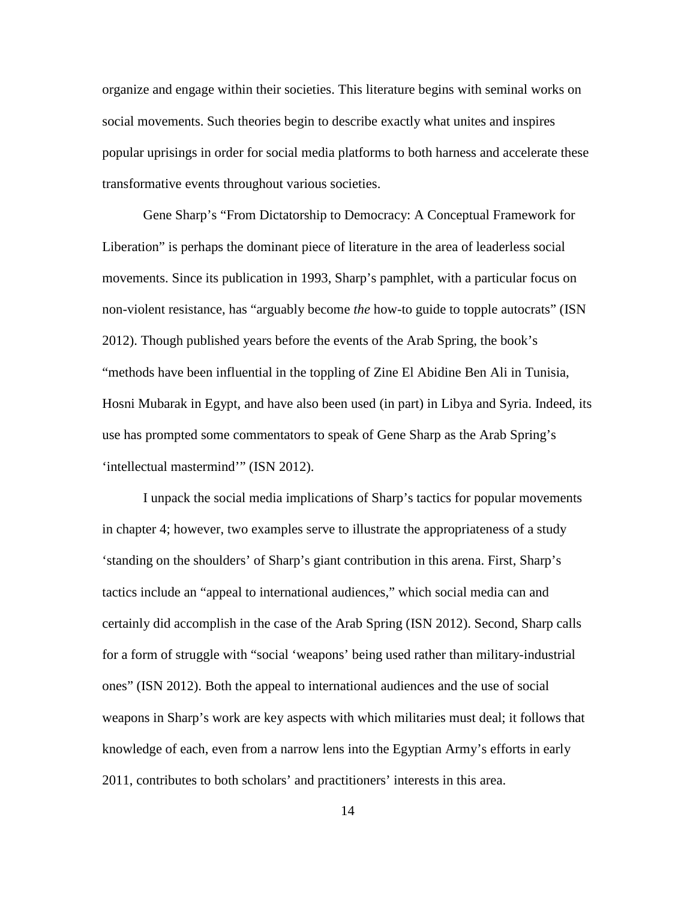organize and engage within their societies. This literature begins with seminal works on social movements. Such theories begin to describe exactly what unites and inspires popular uprisings in order for social media platforms to both harness and accelerate these transformative events throughout various societies.

Gene Sharp's "From Dictatorship to Democracy: A Conceptual Framework for Liberation" is perhaps the dominant piece of literature in the area of leaderless social movements. Since its publication in 1993, Sharp's pamphlet, with a particular focus on non-violent resistance, has "arguably become *the* how-to guide to topple autocrats" (ISN 2012). Though published years before the events of the Arab Spring, the book's "methods have been influential in the toppling of Zine El Abidine Ben Ali in Tunisia, Hosni Mubarak in Egypt, and have also been used (in part) in Libya and Syria. Indeed, its use has prompted some commentators to speak of Gene Sharp as the Arab Spring's 'intellectual mastermind'" (ISN 2012).

I unpack the social media implications of Sharp's tactics for popular movements in chapter 4; however, two examples serve to illustrate the appropriateness of a study 'standing on the shoulders' of Sharp's giant contribution in this arena. First, Sharp's tactics include an "appeal to international audiences," which social media can and certainly did accomplish in the case of the Arab Spring (ISN 2012). Second, Sharp calls for a form of struggle with "social 'weapons' being used rather than military-industrial ones" (ISN 2012). Both the appeal to international audiences and the use of social weapons in Sharp's work are key aspects with which militaries must deal; it follows that knowledge of each, even from a narrow lens into the Egyptian Army's efforts in early 2011, contributes to both scholars' and practitioners' interests in this area.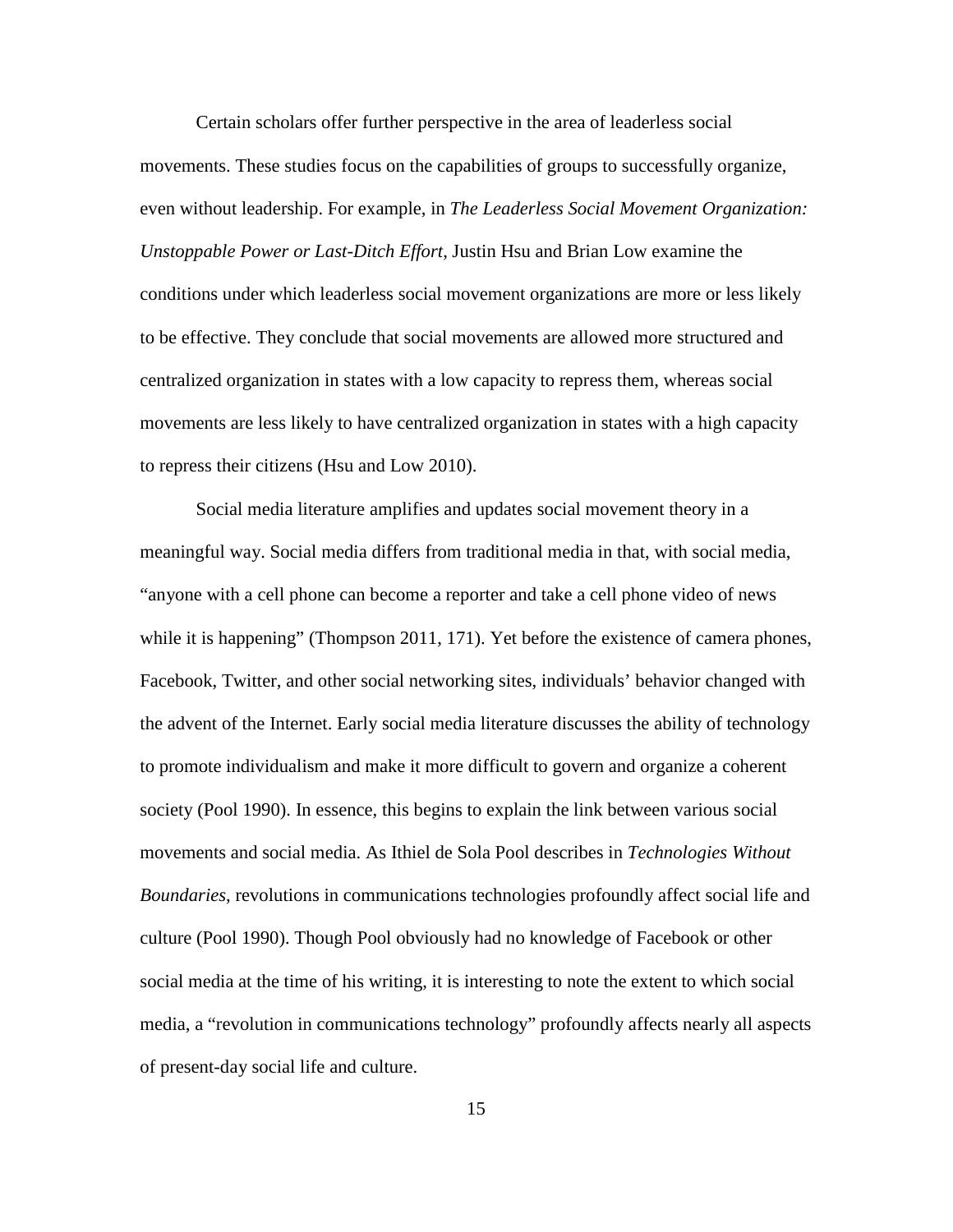Certain scholars offer further perspective in the area of leaderless social movements. These studies focus on the capabilities of groups to successfully organize, even without leadership. For example, in *The Leaderless Social Movement Organization: Unstoppable Power or Last-Ditch Effort,* Justin Hsu and Brian Low examine the conditions under which leaderless social movement organizations are more or less likely to be effective. They conclude that social movements are allowed more structured and centralized organization in states with a low capacity to repress them, whereas social movements are less likely to have centralized organization in states with a high capacity to repress their citizens (Hsu and Low 2010).

Social media literature amplifies and updates social movement theory in a meaningful way. Social media differs from traditional media in that, with social media, "anyone with a cell phone can become a reporter and take a cell phone video of news while it is happening" (Thompson 2011, 171). Yet before the existence of camera phones, Facebook, Twitter, and other social networking sites, individuals' behavior changed with the advent of the Internet. Early social media literature discusses the ability of technology to promote individualism and make it more difficult to govern and organize a coherent society (Pool 1990). In essence, this begins to explain the link between various social movements and social media. As Ithiel de Sola Pool describes in *Technologies Without Boundaries*, revolutions in communications technologies profoundly affect social life and culture (Pool 1990). Though Pool obviously had no knowledge of Facebook or other social media at the time of his writing, it is interesting to note the extent to which social media, a "revolution in communications technology" profoundly affects nearly all aspects of present-day social life and culture.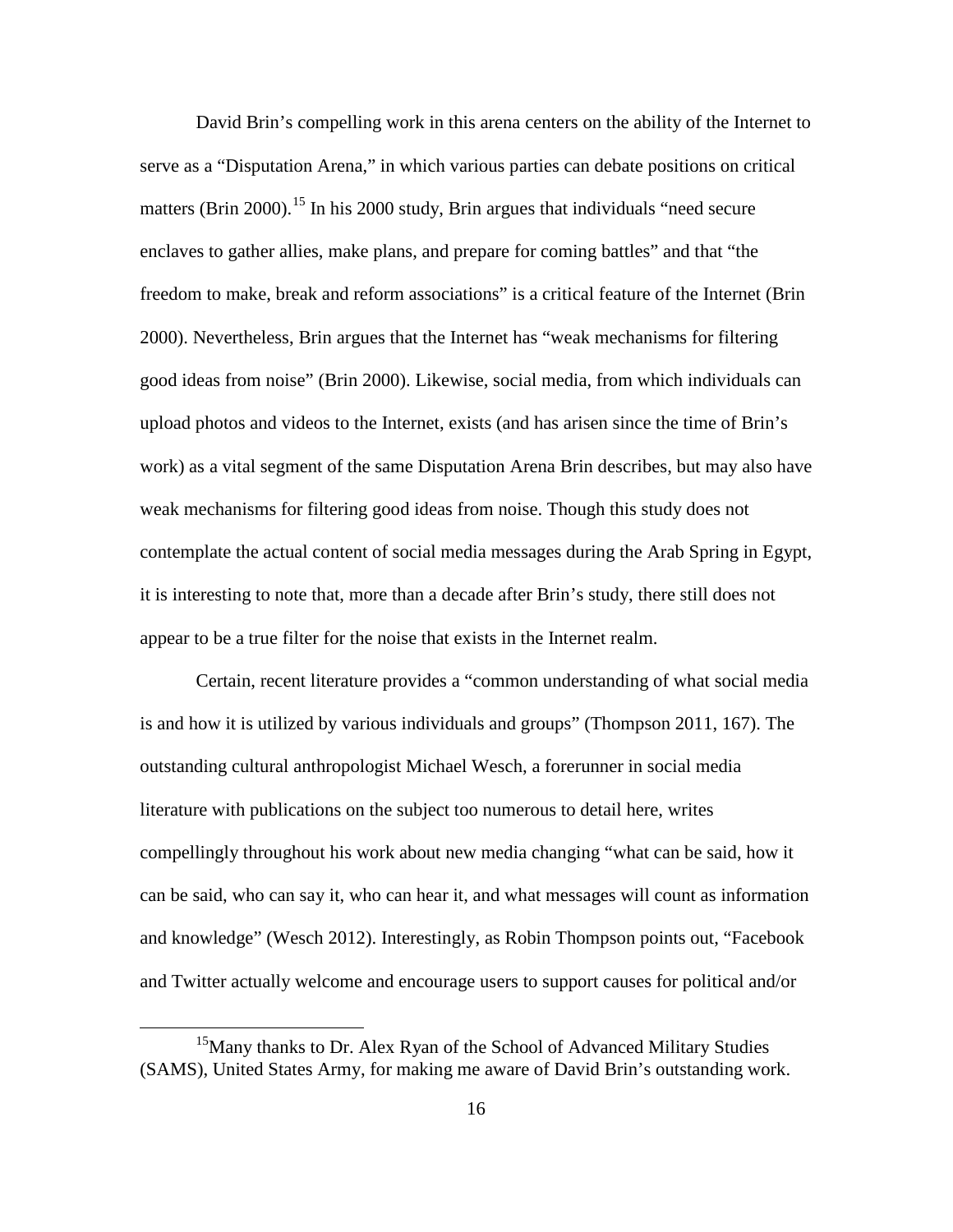David Brin's compelling work in this arena centers on the ability of the Internet to serve as a "Disputation Arena," in which various parties can debate positions on critical matters (Brin 2000).[15] In his 2000 study, Brin argues that individuals "need secure enclaves to gather allies, make plans, and prepare for coming battles" and that "the freedom to make, break and reform associations" is a critical feature of the Internet (Brin 2000). Nevertheless, Brin argues that the Internet has "weak mechanisms for filtering good ideas from noise" (Brin 2000). Likewise, social media, from which individuals can upload photos and videos to the Internet, exists (and has arisen since the time of Brin's work) as a vital segment of the same Disputation Arena Brin describes, but may also have weak mechanisms for filtering good ideas from noise. Though this study does not contemplate the actual content of social media messages during the Arab Spring in Egypt, it is interesting to note that, more than a decade after Brin's study, there still does not appear to be a true filter for the noise that exists in the Internet realm.

Certain, recent literature provides a "common understanding of what social media is and how it is utilized by various individuals and groups" (Thompson 2011, 167). The outstanding cultural anthropologist Michael Wesch, a forerunner in social media literature with publications on the subject too numerous to detail here, writes compellingly throughout his work about new media changing "what can be said, how it can be said, who can say it, who can hear it, and what messages will count as information and knowledge" (Wesch 2012). Interestingly, as Robin Thompson points out, "Facebook and Twitter actually welcome and encourage users to support causes for political and/or

[15]Many thanks to Dr. Alex Ryan of the School of Advanced Military Studies (SAMS), United States Army, for making me aware of David Brin's outstanding work.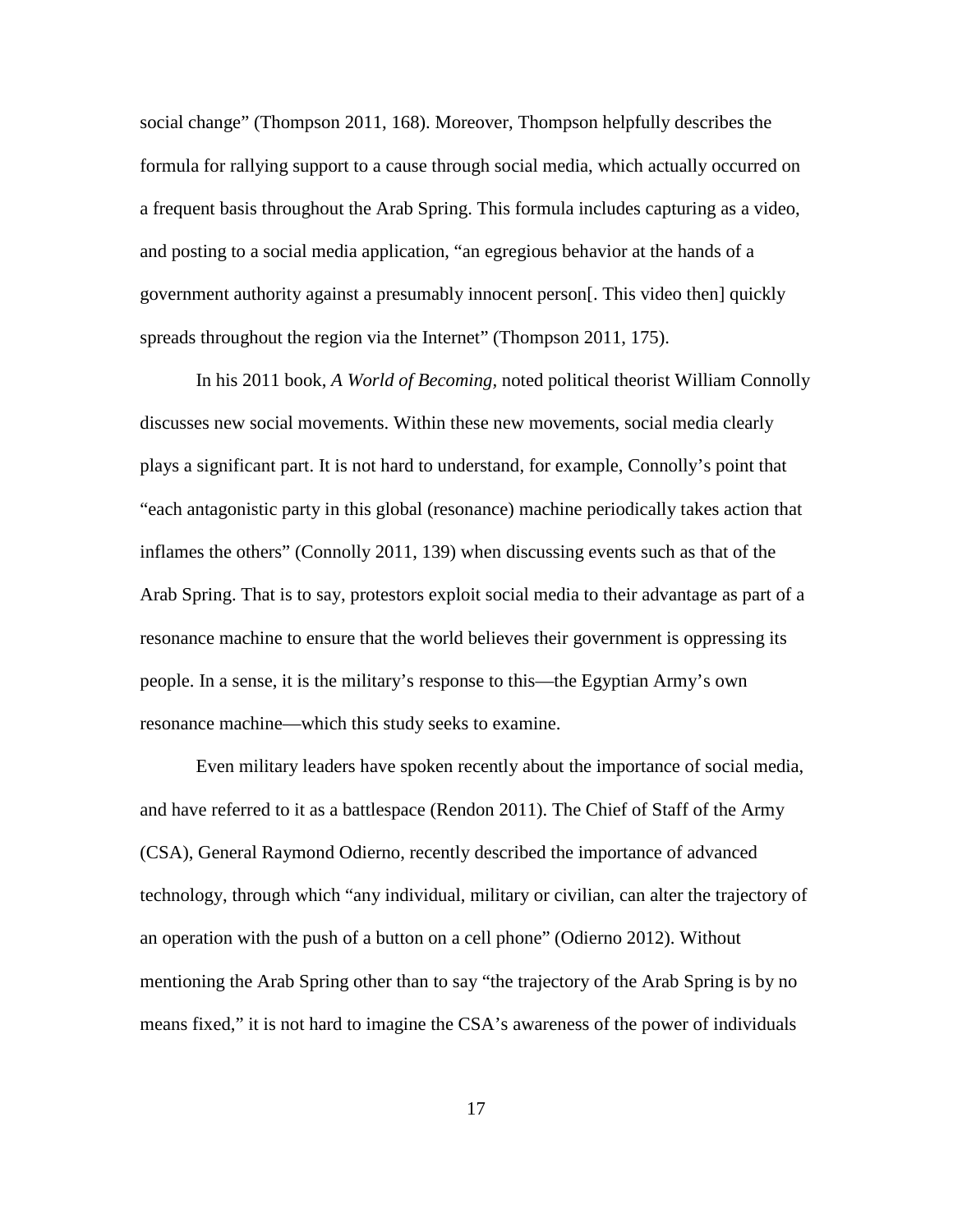social change" (Thompson 2011, 168). Moreover, Thompson helpfully describes the formula for rallying support to a cause through social media, which actually occurred on a frequent basis throughout the Arab Spring. This formula includes capturing as a video, and posting to a social media application, "an egregious behavior at the hands of a government authority against a presumably innocent person[. This video then] quickly spreads throughout the region via the Internet" (Thompson 2011, 175).

In his 2011 book, *A World of Becoming*, noted political theorist William Connolly discusses new social movements. Within these new movements, social media clearly plays a significant part. It is not hard to understand, for example, Connolly's point that "each antagonistic party in this global (resonance) machine periodically takes action that inflames the others" (Connolly 2011, 139) when discussing events such as that of the Arab Spring. That is to say, protestors exploit social media to their advantage as part of a resonance machine to ensure that the world believes their government is oppressing its people. In a sense, it is the military's response to this—the Egyptian Army's own resonance machine—which this study seeks to examine.

Even military leaders have spoken recently about the importance of social media, and have referred to it as a battlespace (Rendon 2011). The Chief of Staff of the Army (CSA), General Raymond Odierno, recently described the importance of advanced technology, through which "any individual, military or civilian, can alter the trajectory of an operation with the push of a button on a cell phone" (Odierno 2012). Without mentioning the Arab Spring other than to say "the trajectory of the Arab Spring is by no means fixed," it is not hard to imagine the CSA's awareness of the power of individuals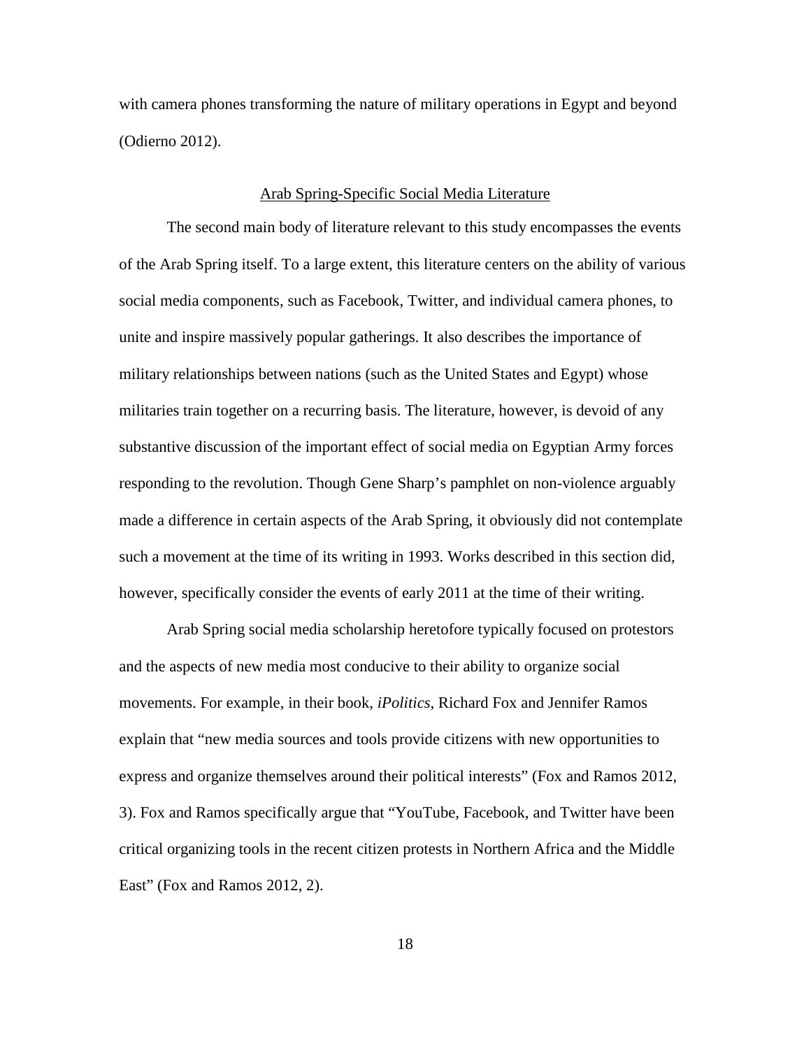with camera phones transforming the nature of military operations in Egypt and beyond (Odierno 2012).

## Arab Spring-Specific Social Media Literature

The second main body of literature relevant to this study encompasses the events of the Arab Spring itself. To a large extent, this literature centers on the ability of various social media components, such as Facebook, Twitter, and individual camera phones, to unite and inspire massively popular gatherings. It also describes the importance of military relationships between nations (such as the United States and Egypt) whose militaries train together on a recurring basis. The literature, however, is devoid of any substantive discussion of the important effect of social media on Egyptian Army forces responding to the revolution. Though Gene Sharp's pamphlet on non-violence arguably made a difference in certain aspects of the Arab Spring, it obviously did not contemplate such a movement at the time of its writing in 1993. Works described in this section did, however, specifically consider the events of early 2011 at the time of their writing.

Arab Spring social media scholarship heretofore typically focused on protestors and the aspects of new media most conducive to their ability to organize social movements. For example, in their book, *iPolitics*, Richard Fox and Jennifer Ramos explain that "new media sources and tools provide citizens with new opportunities to express and organize themselves around their political interests" (Fox and Ramos 2012, 3). Fox and Ramos specifically argue that "YouTube, Facebook, and Twitter have been critical organizing tools in the recent citizen protests in Northern Africa and the Middle East" (Fox and Ramos 2012, 2).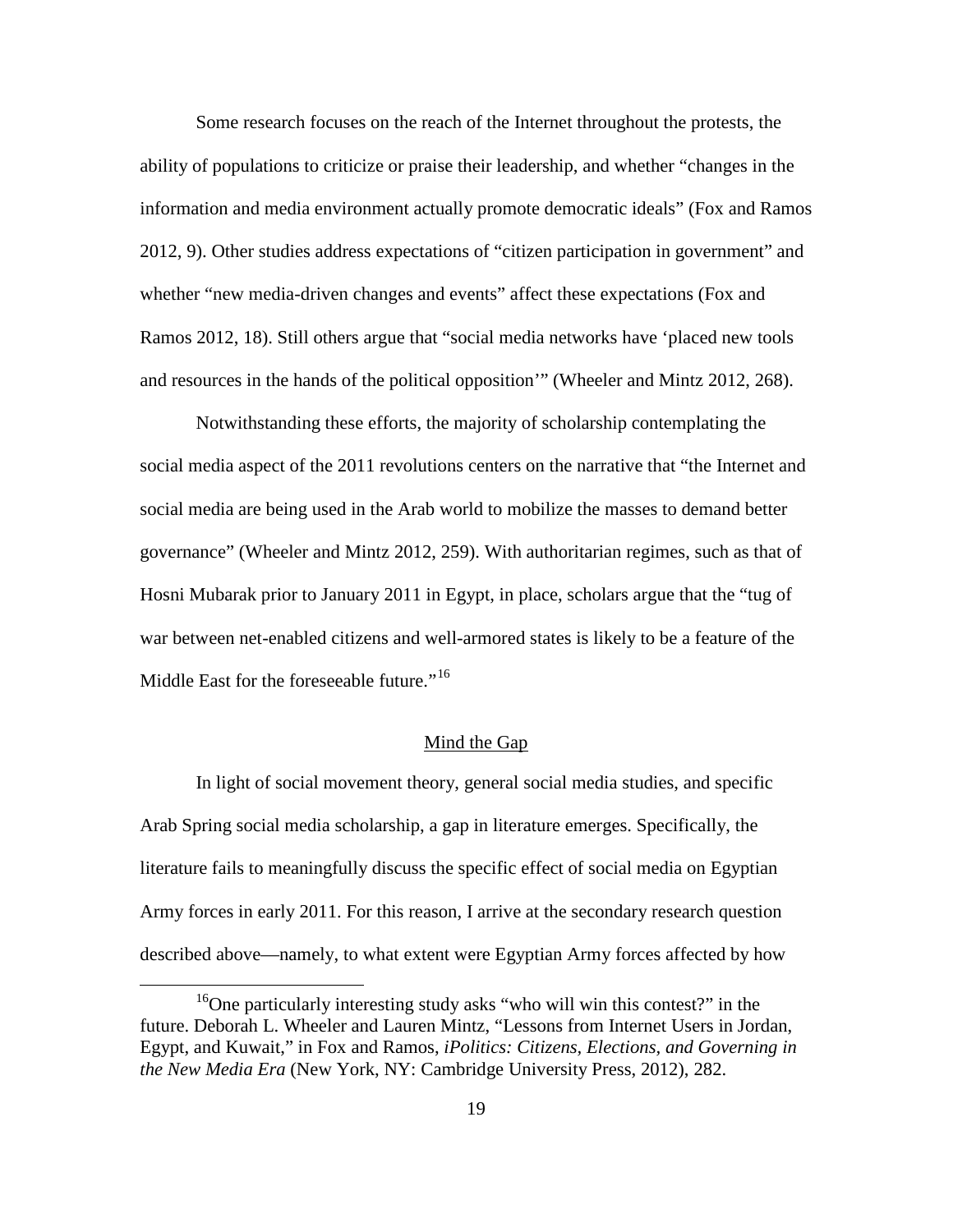Some research focuses on the reach of the Internet throughout the protests, the ability of populations to criticize or praise their leadership, and whether "changes in the information and media environment actually promote democratic ideals" (Fox and Ramos 2012, 9). Other studies address expectations of "citizen participation in government" and whether "new media-driven changes and events" affect these expectations (Fox and Ramos 2012, 18). Still others argue that "social media networks have 'placed new tools and resources in the hands of the political opposition'" (Wheeler and Mintz 2012, 268).

Notwithstanding these efforts, the majority of scholarship contemplating the social media aspect of the 2011 revolutions centers on the narrative that "the Internet and social media are being used in the Arab world to mobilize the masses to demand better governance" (Wheeler and Mintz 2012, 259). With authoritarian regimes, such as that of Hosni Mubarak prior to January 2011 in Egypt, in place, scholars argue that the "tug of war between net-enabled citizens and well-armored states is likely to be a feature of the Middle East for the foreseeable future."[16]

## Mind the Gap

In light of social movement theory, general social media studies, and specific Arab Spring social media scholarship, a gap in literature emerges. Specifically, the literature fails to meaningfully discuss the specific effect of social media on Egyptian Army forces in early 2011. For this reason, I arrive at the secondary research question described above—namely, to what extent were Egyptian Army forces affected by how

[16]One particularly interesting study asks "who will win this contest?" in the future. Deborah L. Wheeler and Lauren Mintz, "Lessons from Internet Users in Jordan, Egypt, and Kuwait," in Fox and Ramos, *iPolitics: Citizens, Elections, and Governing in the New Media Era* (New York, NY: Cambridge University Press, 2012), 282.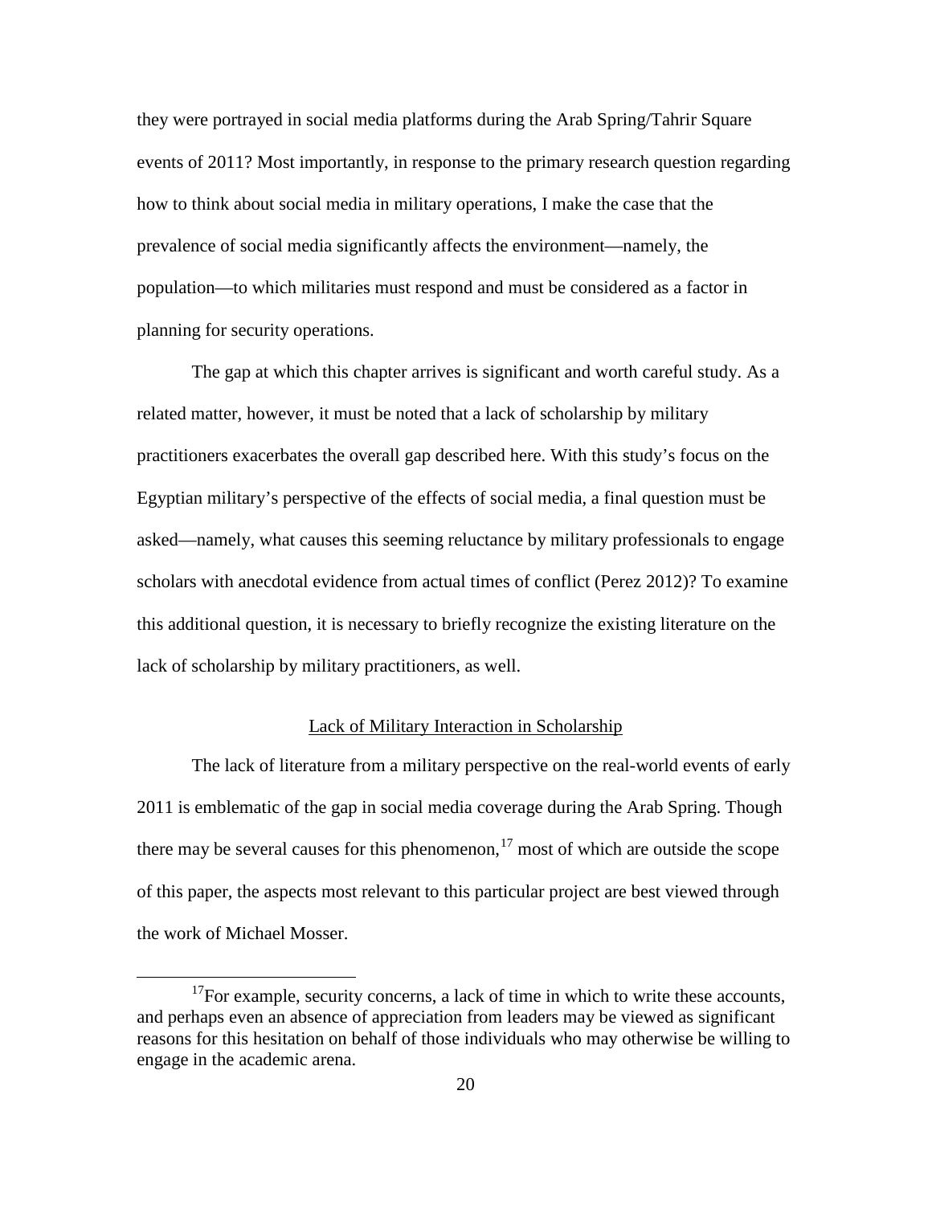they were portrayed in social media platforms during the Arab Spring/Tahrir Square events of 2011? Most importantly, in response to the primary research question regarding how to think about social media in military operations, I make the case that the prevalence of social media significantly affects the environment—namely, the population—to which militaries must respond and must be considered as a factor in planning for security operations.

The gap at which this chapter arrives is significant and worth careful study. As a related matter, however, it must be noted that a lack of scholarship by military practitioners exacerbates the overall gap described here. With this study's focus on the Egyptian military's perspective of the effects of social media, a final question must be asked—namely, what causes this seeming reluctance by military professionals to engage scholars with anecdotal evidence from actual times of conflict (Perez 2012)? To examine this additional question, it is necessary to briefly recognize the existing literature on the lack of scholarship by military practitioners, as well.

## Lack of Military Interaction in Scholarship

The lack of literature from a military perspective on the real-world events of early 2011 is emblematic of the gap in social media coverage during the Arab Spring. Though there may be several causes for this phenomenon,[17] most of which are outside the scope of this paper, the aspects most relevant to this particular project are best viewed through the work of Michael Mosser.

[17]For example, security concerns, a lack of time in which to write these accounts, and perhaps even an absence of appreciation from leaders may be viewed as significant reasons for this hesitation on behalf of those individuals who may otherwise be willing to engage in the academic arena.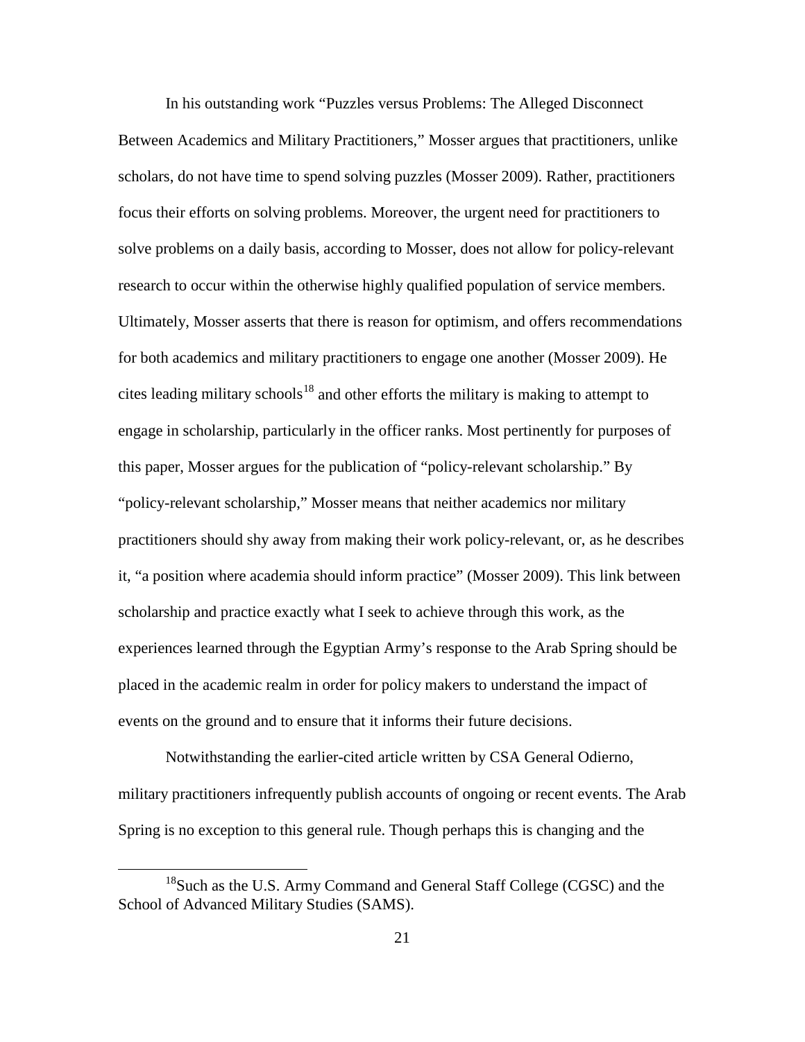In his outstanding work "Puzzles versus Problems: The Alleged Disconnect Between Academics and Military Practitioners," Mosser argues that practitioners, unlike scholars, do not have time to spend solving puzzles (Mosser 2009). Rather, practitioners focus their efforts on solving problems. Moreover, the urgent need for practitioners to solve problems on a daily basis, according to Mosser, does not allow for policy-relevant research to occur within the otherwise highly qualified population of service members. Ultimately, Mosser asserts that there is reason for optimism, and offers recommendations for both academics and military practitioners to engage one another (Mosser 2009). He cites leading military schools[18] and other efforts the military is making to attempt to engage in scholarship, particularly in the officer ranks. Most pertinently for purposes of this paper, Mosser argues for the publication of "policy-relevant scholarship." By "policy-relevant scholarship," Mosser means that neither academics nor military practitioners should shy away from making their work policy-relevant, or, as he describes it, "a position where academia should inform practice" (Mosser 2009). This link between scholarship and practice exactly what I seek to achieve through this work, as the experiences learned through the Egyptian Army's response to the Arab Spring should be placed in the academic realm in order for policy makers to understand the impact of events on the ground and to ensure that it informs their future decisions.

Notwithstanding the earlier-cited article written by CSA General Odierno, military practitioners infrequently publish accounts of ongoing or recent events. The Arab Spring is no exception to this general rule. Though perhaps this is changing and the

[18] Such as the U.S. Army Command and General Staff College (CGSC) and the School of Advanced Military Studies (SAMS).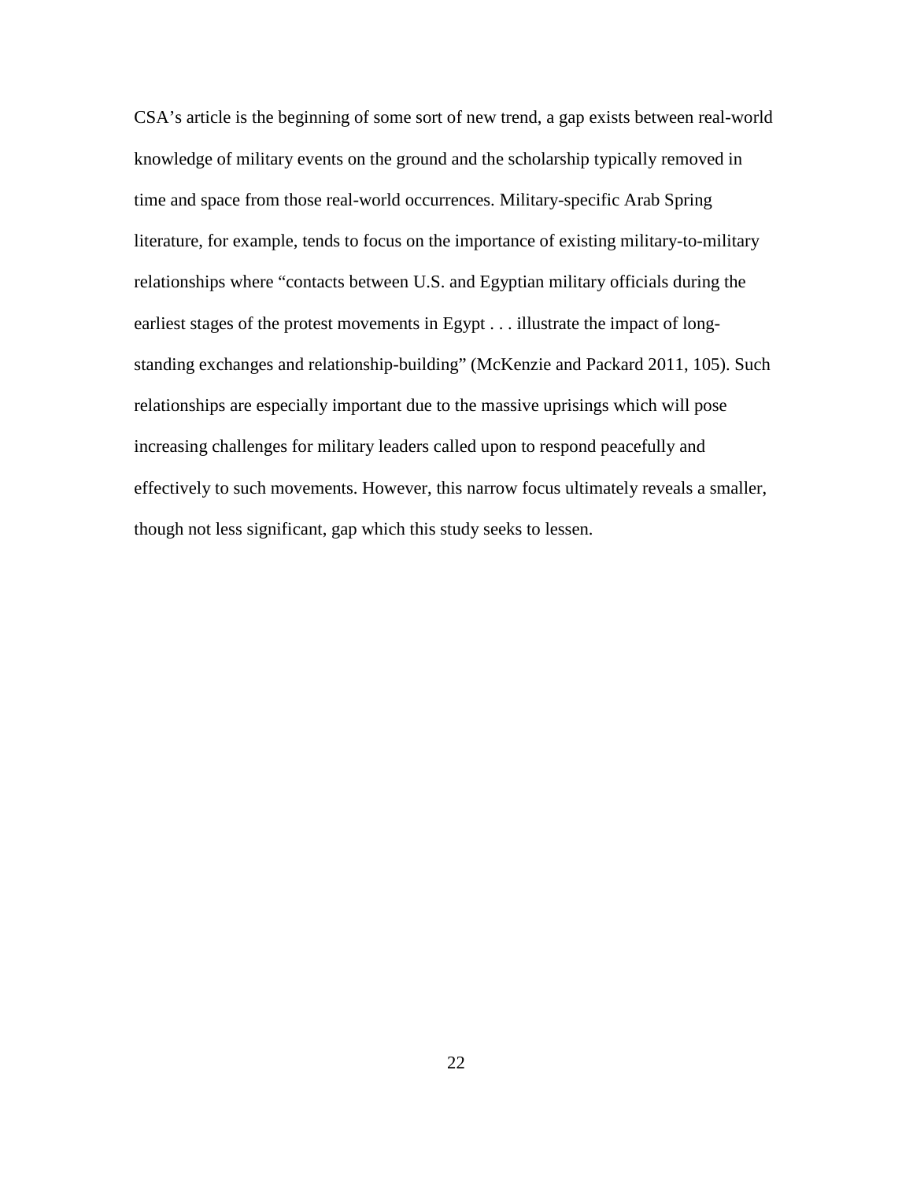CSA's article is the beginning of some sort of new trend, a gap exists between real-world knowledge of military events on the ground and the scholarship typically removed in time and space from those real-world occurrences. Military-specific Arab Spring literature, for example, tends to focus on the importance of existing military-to-military relationships where "contacts between U.S. and Egyptian military officials during the earliest stages of the protest movements in Egypt . . . illustrate the impact of long-standing exchanges and relationship-building" (McKenzie and Packard 2011, 105). Such relationships are especially important due to the massive uprisings which will pose increasing challenges for military leaders called upon to respond peacefully and effectively to such movements. However, this narrow focus ultimately reveals a smaller, though not less significant, gap which this study seeks to lessen.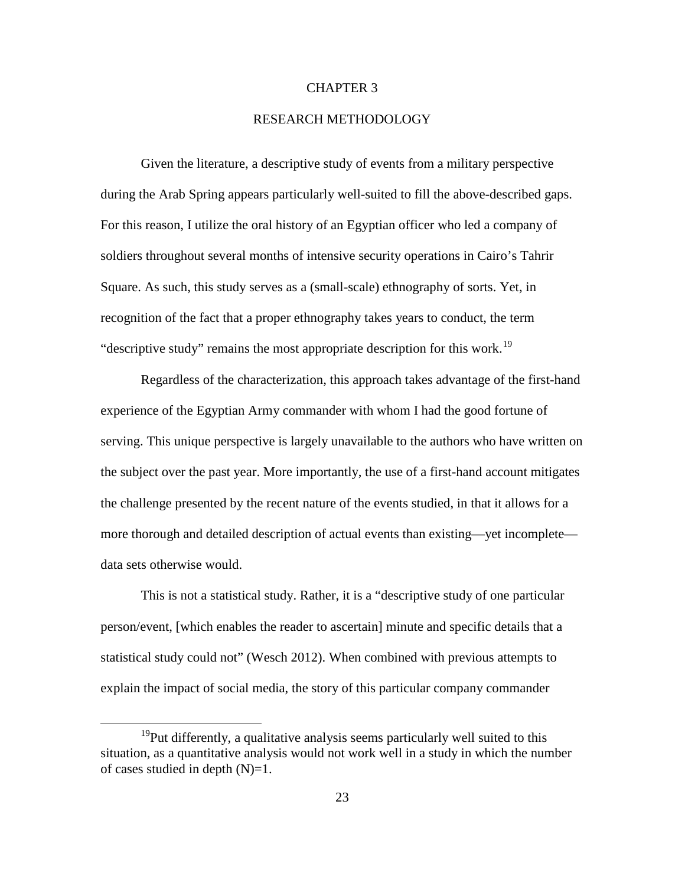# CHAPTER 3

# RESEARCH METHODOLOGY

Given the literature, a descriptive study of events from a military perspective during the Arab Spring appears particularly well-suited to fill the above-described gaps. For this reason, I utilize the oral history of an Egyptian officer who led a company of soldiers throughout several months of intensive security operations in Cairo's Tahrir Square. As such, this study serves as a (small-scale) ethnography of sorts. Yet, in recognition of the fact that a proper ethnography takes years to conduct, the term "descriptive study" remains the most appropriate description for this work.[19]

Regardless of the characterization, this approach takes advantage of the first-hand experience of the Egyptian Army commander with whom I had the good fortune of serving. This unique perspective is largely unavailable to the authors who have written on the subject over the past year. More importantly, the use of a first-hand account mitigates the challenge presented by the recent nature of the events studied, in that it allows for a more thorough and detailed description of actual events than existing—yet incomplete—data sets otherwise would.

This is not a statistical study. Rather, it is a "descriptive study of one particular person/event, [which enables the reader to ascertain] minute and specific details that a statistical study could not" (Wesch 2012). When combined with previous attempts to explain the impact of social media, the story of this particular company commander

---

[19]Put differently, a qualitative analysis seems particularly well suited to this situation, as a quantitative analysis would not work well in a study in which the number of cases studied in depth (N)=1.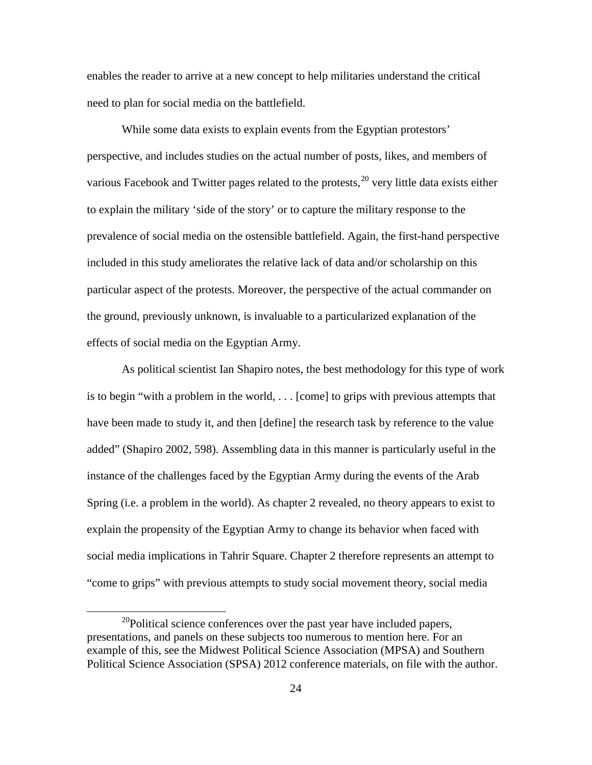enables the reader to arrive at a new concept to help militaries understand the critical need to plan for social media on the battlefield.

While some data exists to explain events from the Egyptian protestors' perspective, and includes studies on the actual number of posts, likes, and members of various Facebook and Twitter pages related to the protests,[20] very little data exists either to explain the military 'side of the story' or to capture the military response to the prevalence of social media on the ostensible battlefield. Again, the first-hand perspective included in this study ameliorates the relative lack of data and/or scholarship on this particular aspect of the protests. Moreover, the perspective of the actual commander on the ground, previously unknown, is invaluable to a particularized explanation of the effects of social media on the Egyptian Army.

As political scientist Ian Shapiro notes, the best methodology for this type of work is to begin "with a problem in the world, . . . [come] to grips with previous attempts that have been made to study it, and then [define] the research task by reference to the value added" (Shapiro 2002, 598). Assembling data in this manner is particularly useful in the instance of the challenges faced by the Egyptian Army during the events of the Arab Spring (i.e. a problem in the world). As chapter 2 revealed, no theory appears to exist to explain the propensity of the Egyptian Army to change its behavior when faced with social media implications in Tahrir Square. Chapter 2 therefore represents an attempt to "come to grips" with previous attempts to study social movement theory, social media

[20]Political science conferences over the past year have included papers, presentations, and panels on these subjects too numerous to mention here. For an example of this, see the Midwest Political Science Association (MPSA) and Southern Political Science Association (SPSA) 2012 conference materials, on file with the author.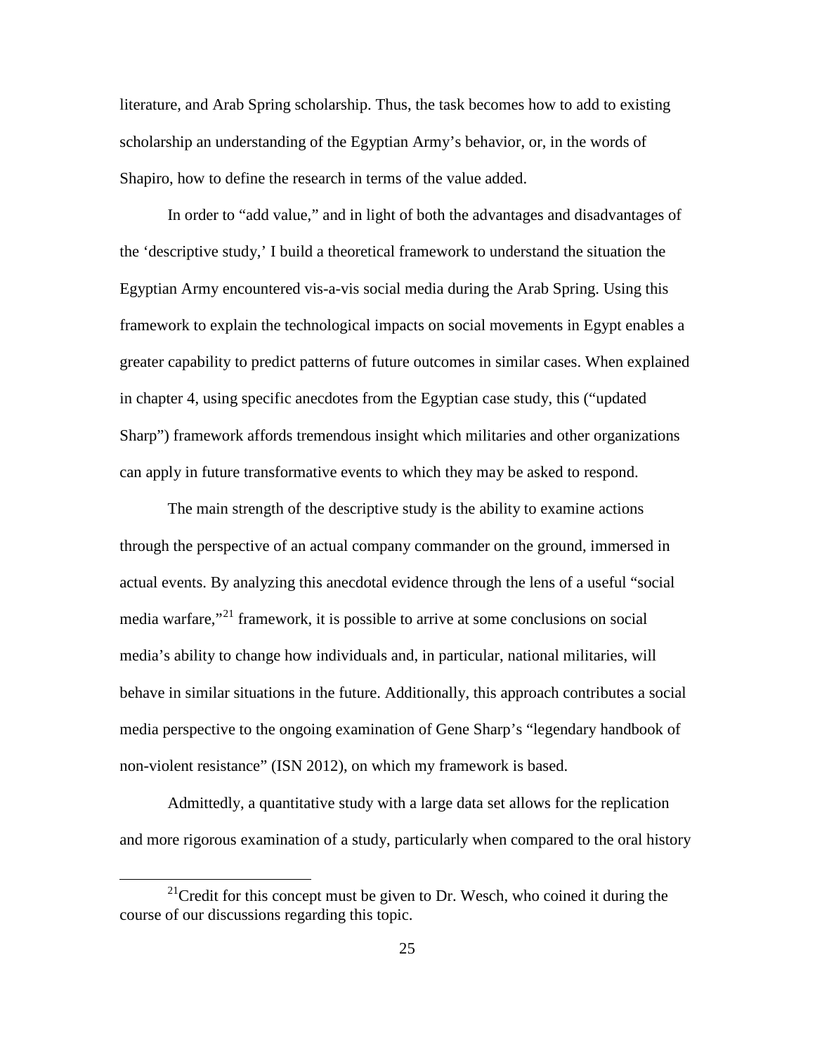literature, and Arab Spring scholarship. Thus, the task becomes how to add to existing scholarship an understanding of the Egyptian Army's behavior, or, in the words of Shapiro, how to define the research in terms of the value added.

In order to "add value," and in light of both the advantages and disadvantages of the 'descriptive study,' I build a theoretical framework to understand the situation the Egyptian Army encountered vis-a-vis social media during the Arab Spring. Using this framework to explain the technological impacts on social movements in Egypt enables a greater capability to predict patterns of future outcomes in similar cases. When explained in chapter 4, using specific anecdotes from the Egyptian case study, this ("updated Sharp") framework affords tremendous insight which militaries and other organizations can apply in future transformative events to which they may be asked to respond.

The main strength of the descriptive study is the ability to examine actions through the perspective of an actual company commander on the ground, immersed in actual events. By analyzing this anecdotal evidence through the lens of a useful "social media warfare,"[21] framework, it is possible to arrive at some conclusions on social media's ability to change how individuals and, in particular, national militaries, will behave in similar situations in the future. Additionally, this approach contributes a social media perspective to the ongoing examination of Gene Sharp's "legendary handbook of non-violent resistance" (ISN 2012), on which my framework is based.

Admittedly, a quantitative study with a large data set allows for the replication and more rigorous examination of a study, particularly when compared to the oral history

---

[21] Credit for this concept must be given to Dr. Wesch, who coined it during the course of our discussions regarding this topic.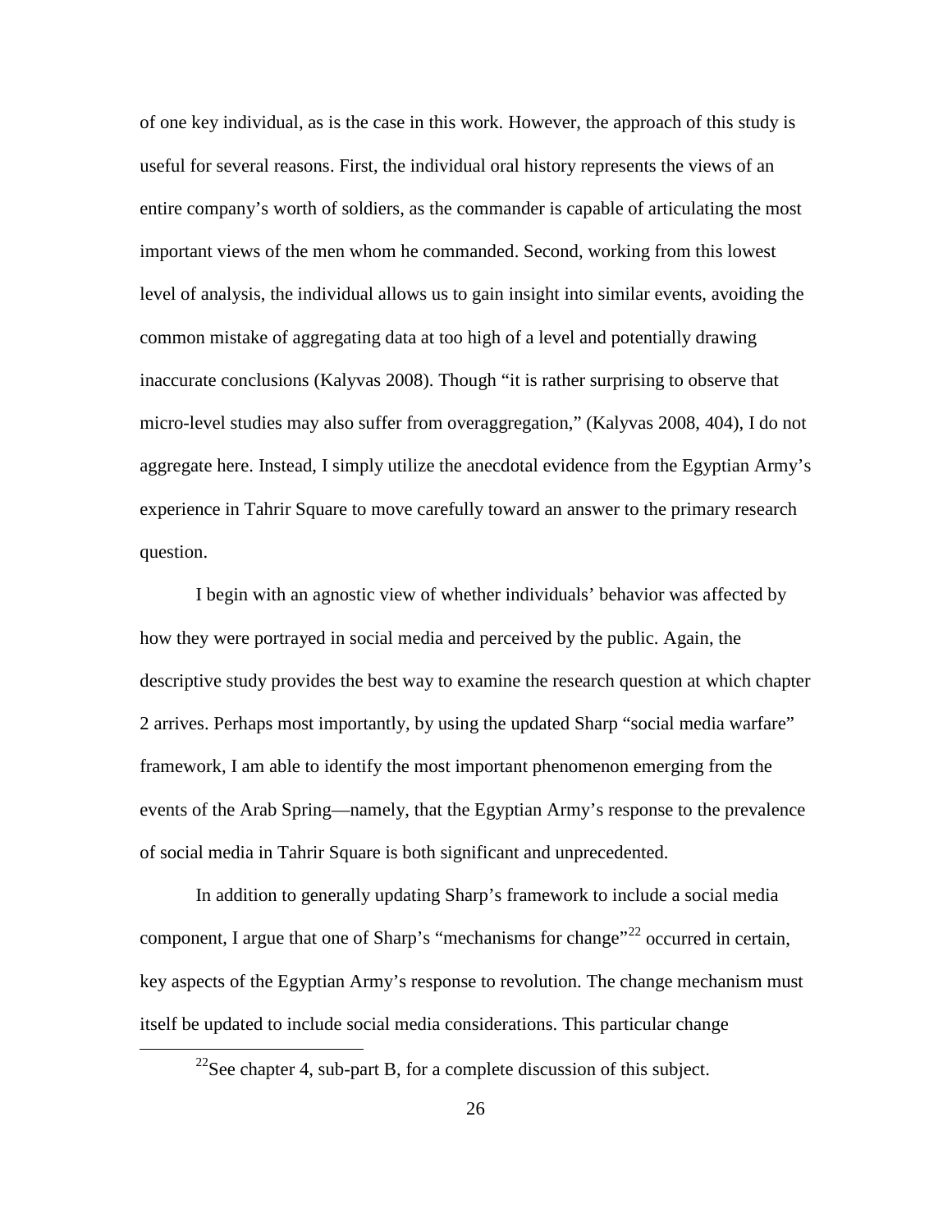of one key individual, as is the case in this work. However, the approach of this study is useful for several reasons. First, the individual oral history represents the views of an entire company's worth of soldiers, as the commander is capable of articulating the most important views of the men whom he commanded. Second, working from this lowest level of analysis, the individual allows us to gain insight into similar events, avoiding the common mistake of aggregating data at too high of a level and potentially drawing inaccurate conclusions (Kalyvas 2008). Though "it is rather surprising to observe that micro-level studies may also suffer from overaggregation," (Kalyvas 2008, 404), I do not aggregate here. Instead, I simply utilize the anecdotal evidence from the Egyptian Army's experience in Tahrir Square to move carefully toward an answer to the primary research question.

I begin with an agnostic view of whether individuals' behavior was affected by how they were portrayed in social media and perceived by the public. Again, the descriptive study provides the best way to examine the research question at which chapter 2 arrives. Perhaps most importantly, by using the updated Sharp "social media warfare" framework, I am able to identify the most important phenomenon emerging from the events of the Arab Spring—namely, that the Egyptian Army's response to the prevalence of social media in Tahrir Square is both significant and unprecedented.

In addition to generally updating Sharp's framework to include a social media component, I argue that one of Sharp's "mechanisms for change"[22] occurred in certain, key aspects of the Egyptian Army's response to revolution. The change mechanism must itself be updated to include social media considerations. This particular change

[22]See chapter 4, sub-part B, for a complete discussion of this subject.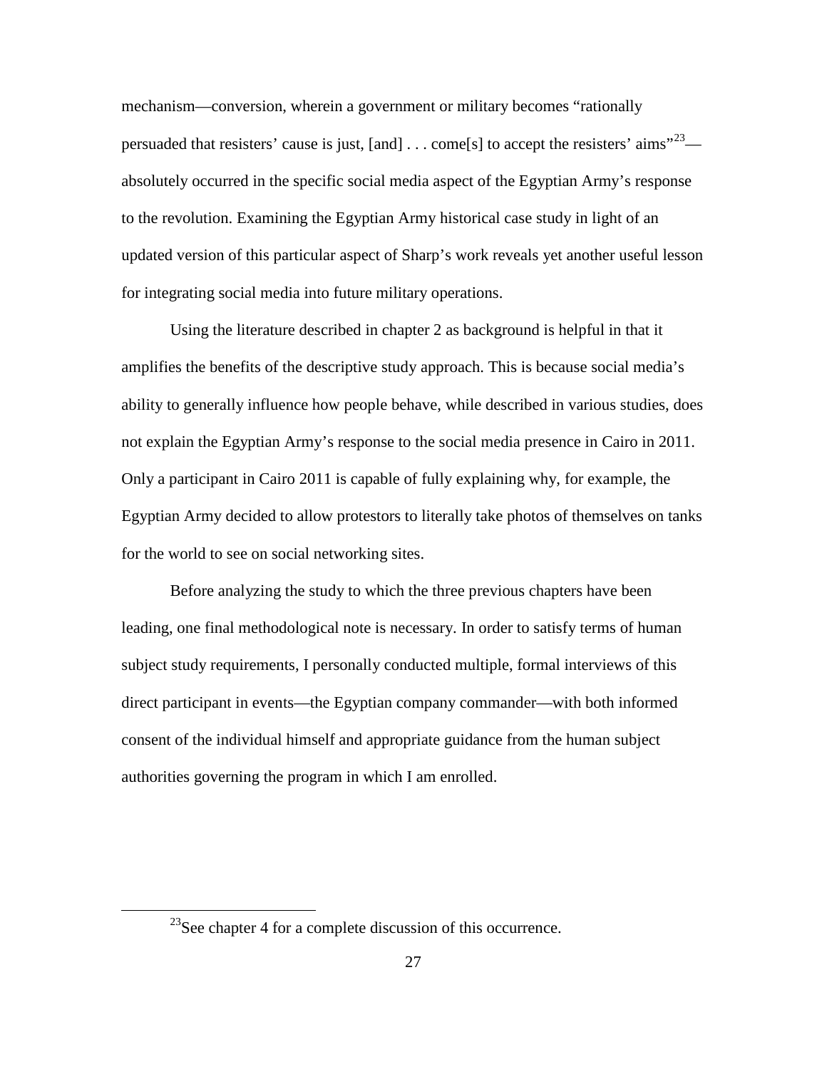mechanism—conversion, wherein a government or military becomes "rationally persuaded that resisters' cause is just, [and] . . . come[s] to accept the resisters' aims"[23]—absolutely occurred in the specific social media aspect of the Egyptian Army's response to the revolution. Examining the Egyptian Army historical case study in light of an updated version of this particular aspect of Sharp's work reveals yet another useful lesson for integrating social media into future military operations.

Using the literature described in chapter 2 as background is helpful in that it amplifies the benefits of the descriptive study approach. This is because social media's ability to generally influence how people behave, while described in various studies, does not explain the Egyptian Army's response to the social media presence in Cairo in 2011. Only a participant in Cairo 2011 is capable of fully explaining why, for example, the Egyptian Army decided to allow protestors to literally take photos of themselves on tanks for the world to see on social networking sites.

Before analyzing the study to which the three previous chapters have been leading, one final methodological note is necessary. In order to satisfy terms of human subject study requirements, I personally conducted multiple, formal interviews of this direct participant in events—the Egyptian company commander—with both informed consent of the individual himself and appropriate guidance from the human subject authorities governing the program in which I am enrolled.

---

[23]See chapter 4 for a complete discussion of this occurrence.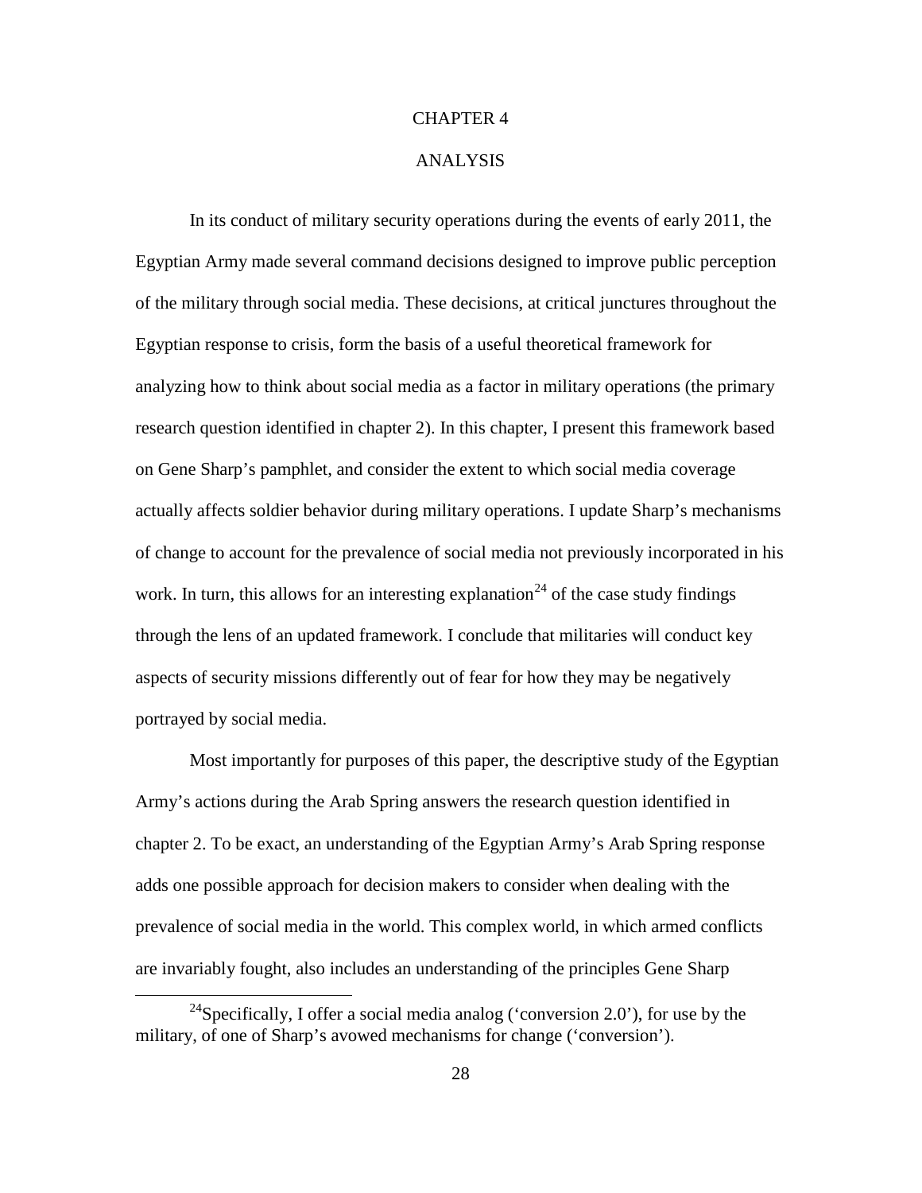# CHAPTER 4

## ANALYSIS

In its conduct of military security operations during the events of early 2011, the Egyptian Army made several command decisions designed to improve public perception of the military through social media. These decisions, at critical junctures throughout the Egyptian response to crisis, form the basis of a useful theoretical framework for analyzing how to think about social media as a factor in military operations (the primary research question identified in chapter 2). In this chapter, I present this framework based on Gene Sharp's pamphlet, and consider the extent to which social media coverage actually affects soldier behavior during military operations. I update Sharp's mechanisms of change to account for the prevalence of social media not previously incorporated in his work. In turn, this allows for an interesting explanation[24] of the case study findings through the lens of an updated framework. I conclude that militaries will conduct key aspects of security missions differently out of fear for how they may be negatively portrayed by social media.

Most importantly for purposes of this paper, the descriptive study of the Egyptian Army's actions during the Arab Spring answers the research question identified in chapter 2. To be exact, an understanding of the Egyptian Army's Arab Spring response adds one possible approach for decision makers to consider when dealing with the prevalence of social media in the world. This complex world, in which armed conflicts are invariably fought, also includes an understanding of the principles Gene Sharp

---

[24]Specifically, I offer a social media analog ('conversion 2.0'), for use by the military, of one of Sharp's avowed mechanisms for change ('conversion').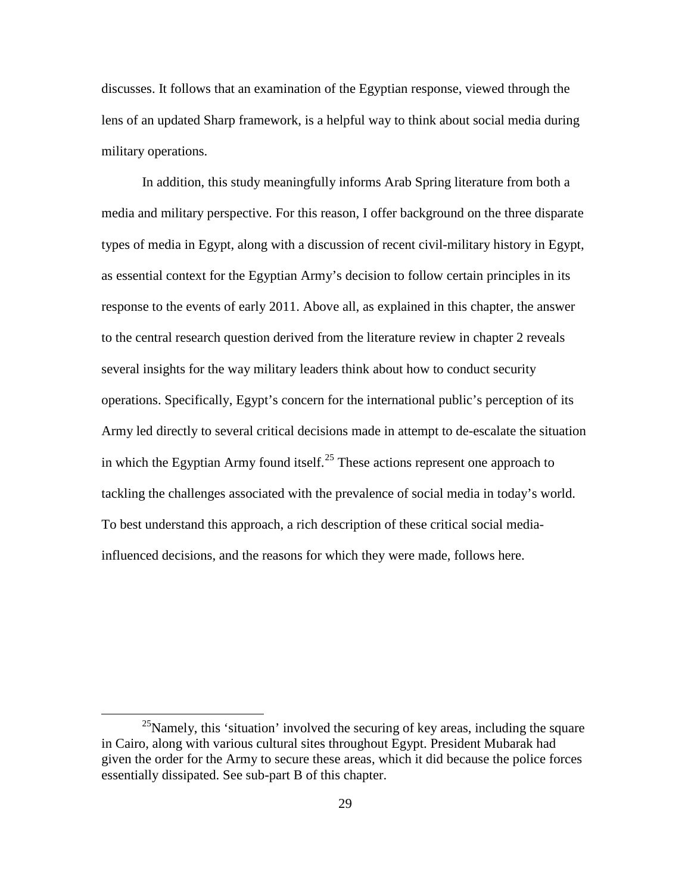discusses. It follows that an examination of the Egyptian response, viewed through the lens of an updated Sharp framework, is a helpful way to think about social media during military operations.

In addition, this study meaningfully informs Arab Spring literature from both a media and military perspective. For this reason, I offer background on the three disparate types of media in Egypt, along with a discussion of recent civil-military history in Egypt, as essential context for the Egyptian Army's decision to follow certain principles in its response to the events of early 2011. Above all, as explained in this chapter, the answer to the central research question derived from the literature review in chapter 2 reveals several insights for the way military leaders think about how to conduct security operations. Specifically, Egypt's concern for the international public's perception of its Army led directly to several critical decisions made in attempt to de-escalate the situation in which the Egyptian Army found itself.[25] These actions represent one approach to tackling the challenges associated with the prevalence of social media in today's world. To best understand this approach, a rich description of these critical social media-influenced decisions, and the reasons for which they were made, follows here.

[25]Namely, this 'situation' involved the securing of key areas, including the square in Cairo, along with various cultural sites throughout Egypt. President Mubarak had given the order for the Army to secure these areas, which it did because the police forces essentially dissipated. See sub-part B of this chapter.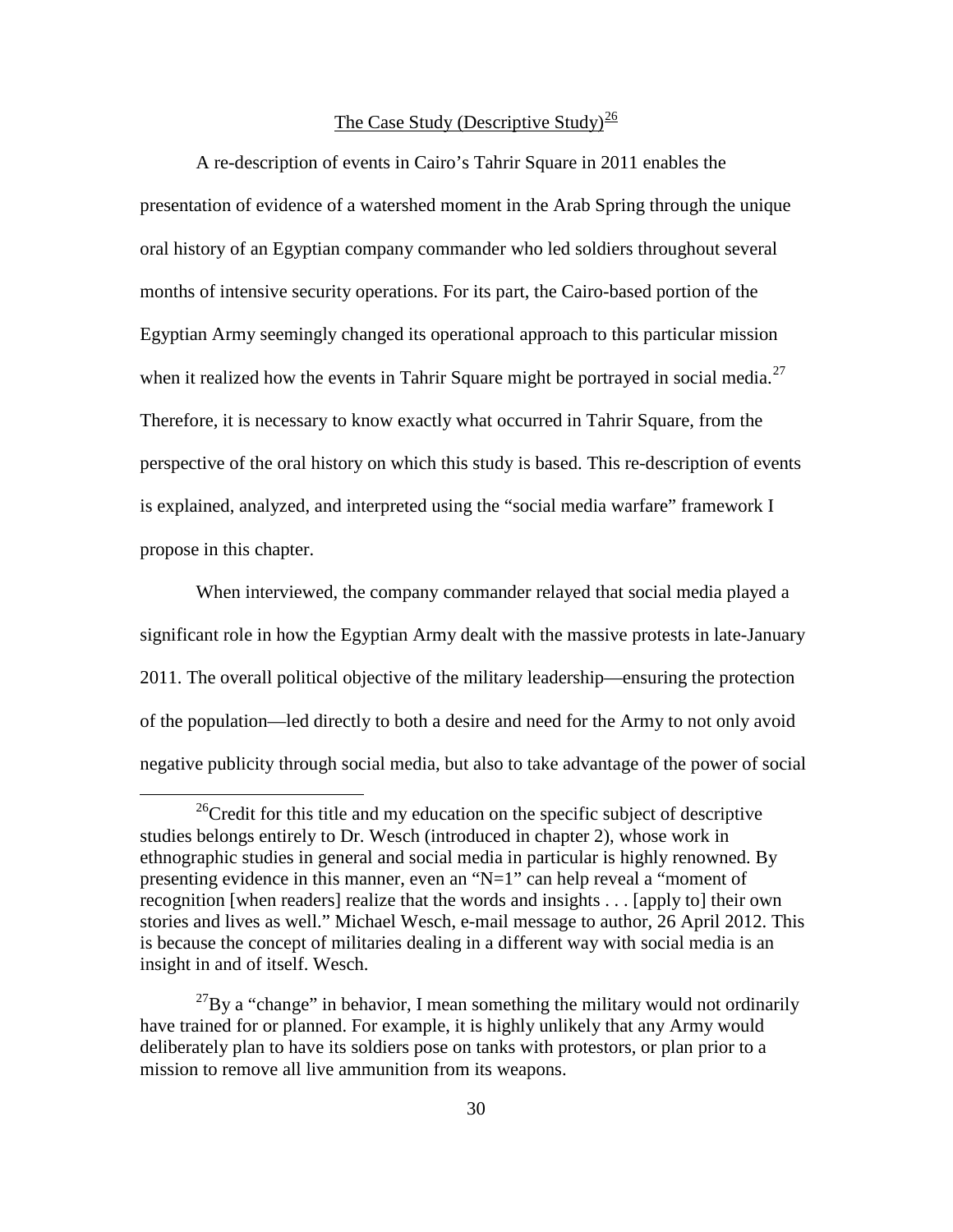## The Case Study (Descriptive Study)[26]

A re-description of events in Cairo's Tahrir Square in 2011 enables the presentation of evidence of a watershed moment in the Arab Spring through the unique oral history of an Egyptian company commander who led soldiers throughout several months of intensive security operations. For its part, the Cairo-based portion of the Egyptian Army seemingly changed its operational approach to this particular mission when it realized how the events in Tahrir Square might be portrayed in social media.[27] Therefore, it is necessary to know exactly what occurred in Tahrir Square, from the perspective of the oral history on which this study is based. This re-description of events is explained, analyzed, and interpreted using the "social media warfare" framework I propose in this chapter.

When interviewed, the company commander relayed that social media played a significant role in how the Egyptian Army dealt with the massive protests in late-January 2011. The overall political objective of the military leadership—ensuring the protection of the population—led directly to both a desire and need for the Army to not only avoid negative publicity through social media, but also to take advantage of the power of social

---

[26] Credit for this title and my education on the specific subject of descriptive studies belongs entirely to Dr. Wesch (introduced in chapter 2), whose work in ethnographic studies in general and social media in particular is highly renowned. By presenting evidence in this manner, even an "N=1" can help reveal a "moment of recognition [when readers] realize that the words and insights . . . [apply to] their own stories and lives as well." Michael Wesch, e-mail message to author, 26 April 2012. This is because the concept of militaries dealing in a different way with social media is an insight in and of itself. Wesch.

[27] By a "change" in behavior, I mean something the military would not ordinarily have trained for or planned. For example, it is highly unlikely that any Army would deliberately plan to have its soldiers pose on tanks with protestors, or plan prior to a mission to remove all live ammunition from its weapons.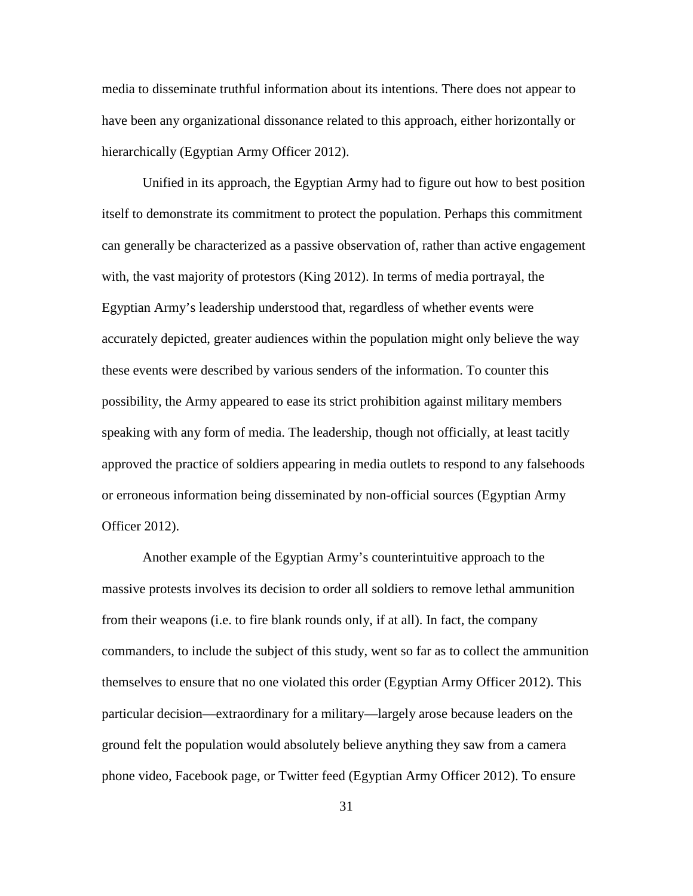media to disseminate truthful information about its intentions. There does not appear to have been any organizational dissonance related to this approach, either horizontally or hierarchically (Egyptian Army Officer 2012).

Unified in its approach, the Egyptian Army had to figure out how to best position itself to demonstrate its commitment to protect the population. Perhaps this commitment can generally be characterized as a passive observation of, rather than active engagement with, the vast majority of protestors (King 2012). In terms of media portrayal, the Egyptian Army's leadership understood that, regardless of whether events were accurately depicted, greater audiences within the population might only believe the way these events were described by various senders of the information. To counter this possibility, the Army appeared to ease its strict prohibition against military members speaking with any form of media. The leadership, though not officially, at least tacitly approved the practice of soldiers appearing in media outlets to respond to any falsehoods or erroneous information being disseminated by non-official sources (Egyptian Army Officer 2012).

Another example of the Egyptian Army's counterintuitive approach to the massive protests involves its decision to order all soldiers to remove lethal ammunition from their weapons (i.e. to fire blank rounds only, if at all). In fact, the company commanders, to include the subject of this study, went so far as to collect the ammunition themselves to ensure that no one violated this order (Egyptian Army Officer 2012). This particular decision—extraordinary for a military—largely arose because leaders on the ground felt the population would absolutely believe anything they saw from a camera phone video, Facebook page, or Twitter feed (Egyptian Army Officer 2012). To ensure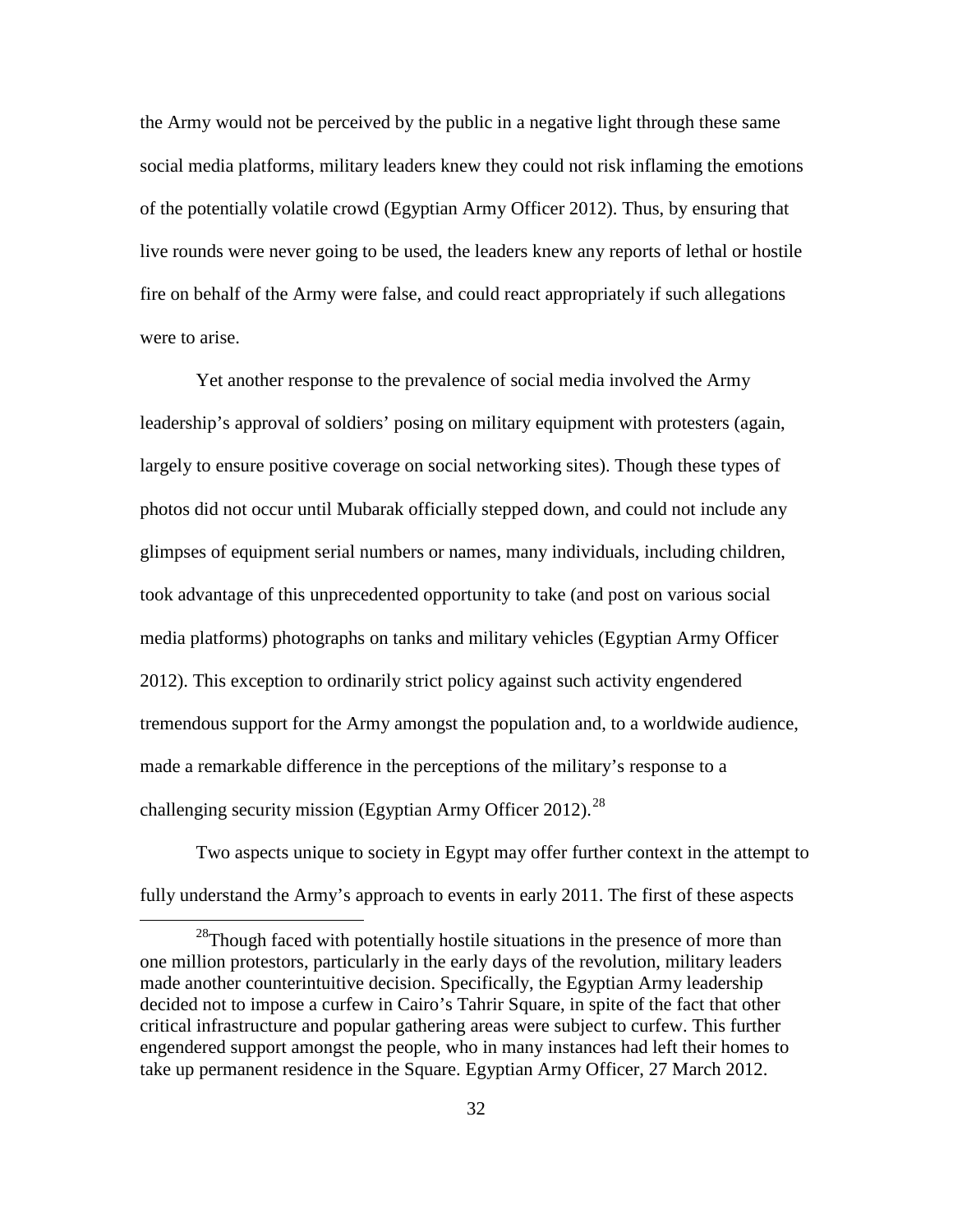the Army would not be perceived by the public in a negative light through these same social media platforms, military leaders knew they could not risk inflaming the emotions of the potentially volatile crowd (Egyptian Army Officer 2012). Thus, by ensuring that live rounds were never going to be used, the leaders knew any reports of lethal or hostile fire on behalf of the Army were false, and could react appropriately if such allegations were to arise.

Yet another response to the prevalence of social media involved the Army leadership's approval of soldiers' posing on military equipment with protesters (again, largely to ensure positive coverage on social networking sites). Though these types of photos did not occur until Mubarak officially stepped down, and could not include any glimpses of equipment serial numbers or names, many individuals, including children, took advantage of this unprecedented opportunity to take (and post on various social media platforms) photographs on tanks and military vehicles (Egyptian Army Officer 2012). This exception to ordinarily strict policy against such activity engendered tremendous support for the Army amongst the population and, to a worldwide audience, made a remarkable difference in the perceptions of the military's response to a challenging security mission (Egyptian Army Officer 2012).[28]

Two aspects unique to society in Egypt may offer further context in the attempt to fully understand the Army's approach to events in early 2011. The first of these aspects

[28] Though faced with potentially hostile situations in the presence of more than one million protestors, particularly in the early days of the revolution, military leaders made another counterintuitive decision. Specifically, the Egyptian Army leadership decided not to impose a curfew in Cairo's Tahrir Square, in spite of the fact that other critical infrastructure and popular gathering areas were subject to curfew. This further engendered support amongst the people, who in many instances had left their homes to take up permanent residence in the Square. Egyptian Army Officer, 27 March 2012.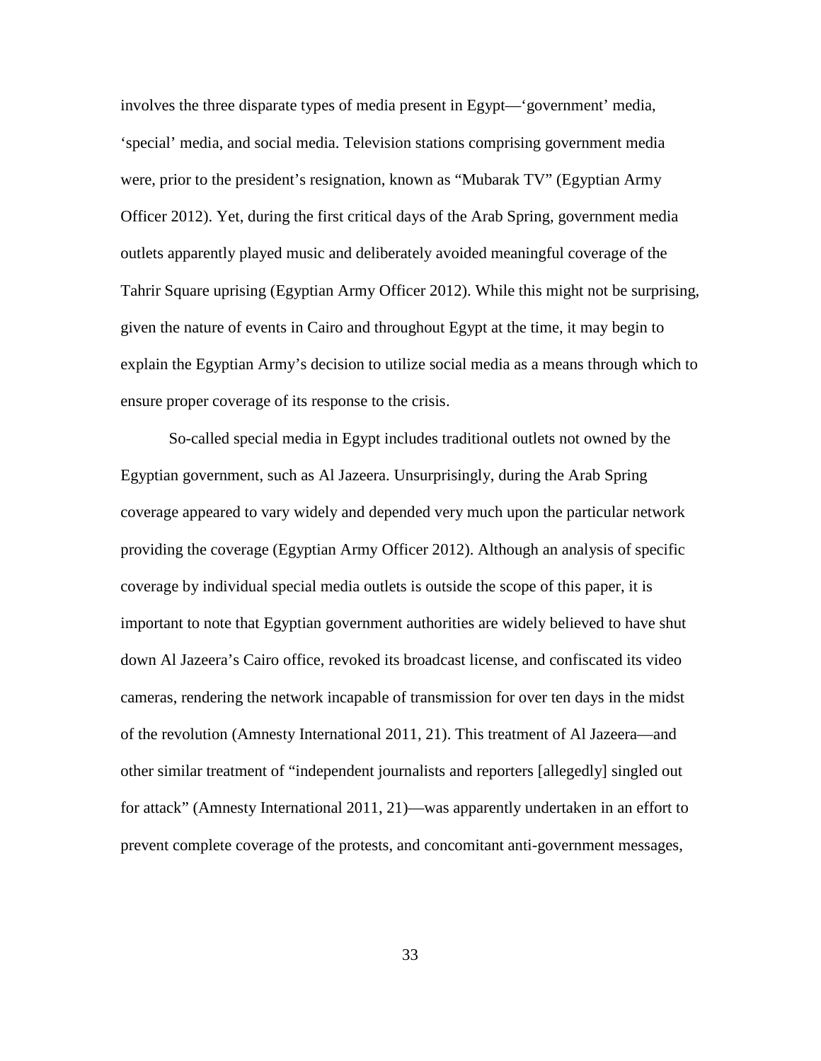involves the three disparate types of media present in Egypt—'government' media, 'special' media, and social media. Television stations comprising government media were, prior to the president's resignation, known as "Mubarak TV" (Egyptian Army Officer 2012). Yet, during the first critical days of the Arab Spring, government media outlets apparently played music and deliberately avoided meaningful coverage of the Tahrir Square uprising (Egyptian Army Officer 2012). While this might not be surprising, given the nature of events in Cairo and throughout Egypt at the time, it may begin to explain the Egyptian Army's decision to utilize social media as a means through which to ensure proper coverage of its response to the crisis.

So-called special media in Egypt includes traditional outlets not owned by the Egyptian government, such as Al Jazeera. Unsurprisingly, during the Arab Spring coverage appeared to vary widely and depended very much upon the particular network providing the coverage (Egyptian Army Officer 2012). Although an analysis of specific coverage by individual special media outlets is outside the scope of this paper, it is important to note that Egyptian government authorities are widely believed to have shut down Al Jazeera's Cairo office, revoked its broadcast license, and confiscated its video cameras, rendering the network incapable of transmission for over ten days in the midst of the revolution (Amnesty International 2011, 21). This treatment of Al Jazeera—and other similar treatment of "independent journalists and reporters [allegedly] singled out for attack" (Amnesty International 2011, 21)—was apparently undertaken in an effort to prevent complete coverage of the protests, and concomitant anti-government messages,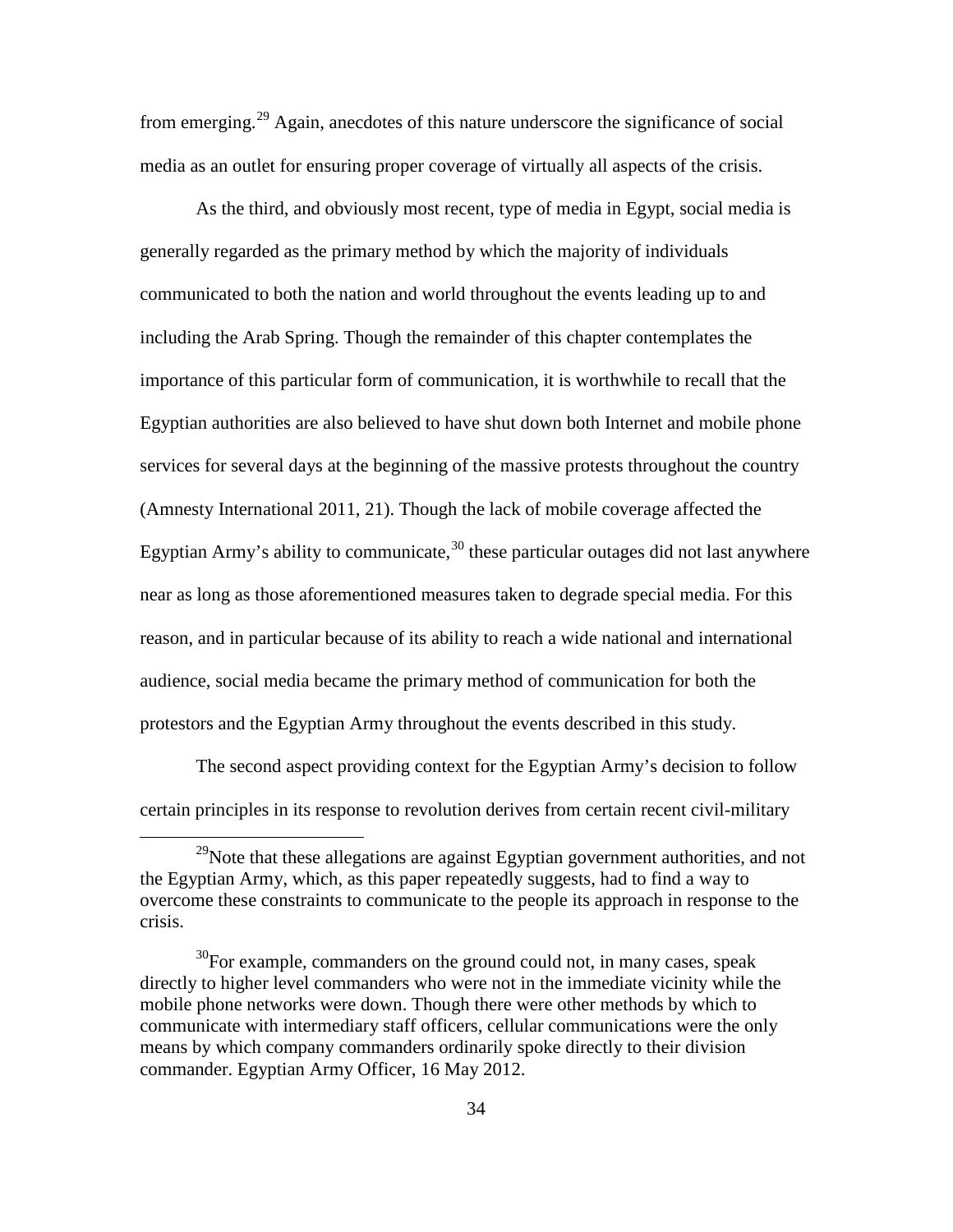from emerging.[29] Again, anecdotes of this nature underscore the significance of social media as an outlet for ensuring proper coverage of virtually all aspects of the crisis.

As the third, and obviously most recent, type of media in Egypt, social media is generally regarded as the primary method by which the majority of individuals communicated to both the nation and world throughout the events leading up to and including the Arab Spring. Though the remainder of this chapter contemplates the importance of this particular form of communication, it is worthwhile to recall that the Egyptian authorities are also believed to have shut down both Internet and mobile phone services for several days at the beginning of the massive protests throughout the country (Amnesty International 2011, 21). Though the lack of mobile coverage affected the Egyptian Army's ability to communicate,[30] these particular outages did not last anywhere near as long as those aforementioned measures taken to degrade special media. For this reason, and in particular because of its ability to reach a wide national and international audience, social media became the primary method of communication for both the protestors and the Egyptian Army throughout the events described in this study.

The second aspect providing context for the Egyptian Army's decision to follow certain principles in its response to revolution derives from certain recent civil-military

---

[29] Note that these allegations are against Egyptian government authorities, and not the Egyptian Army, which, as this paper repeatedly suggests, had to find a way to overcome these constraints to communicate to the people its approach in response to the crisis.

[30] For example, commanders on the ground could not, in many cases, speak directly to higher level commanders who were not in the immediate vicinity while the mobile phone networks were down. Though there were other methods by which to communicate with intermediary staff officers, cellular communications were the only means by which company commanders ordinarily spoke directly to their division commander. Egyptian Army Officer, 16 May 2012.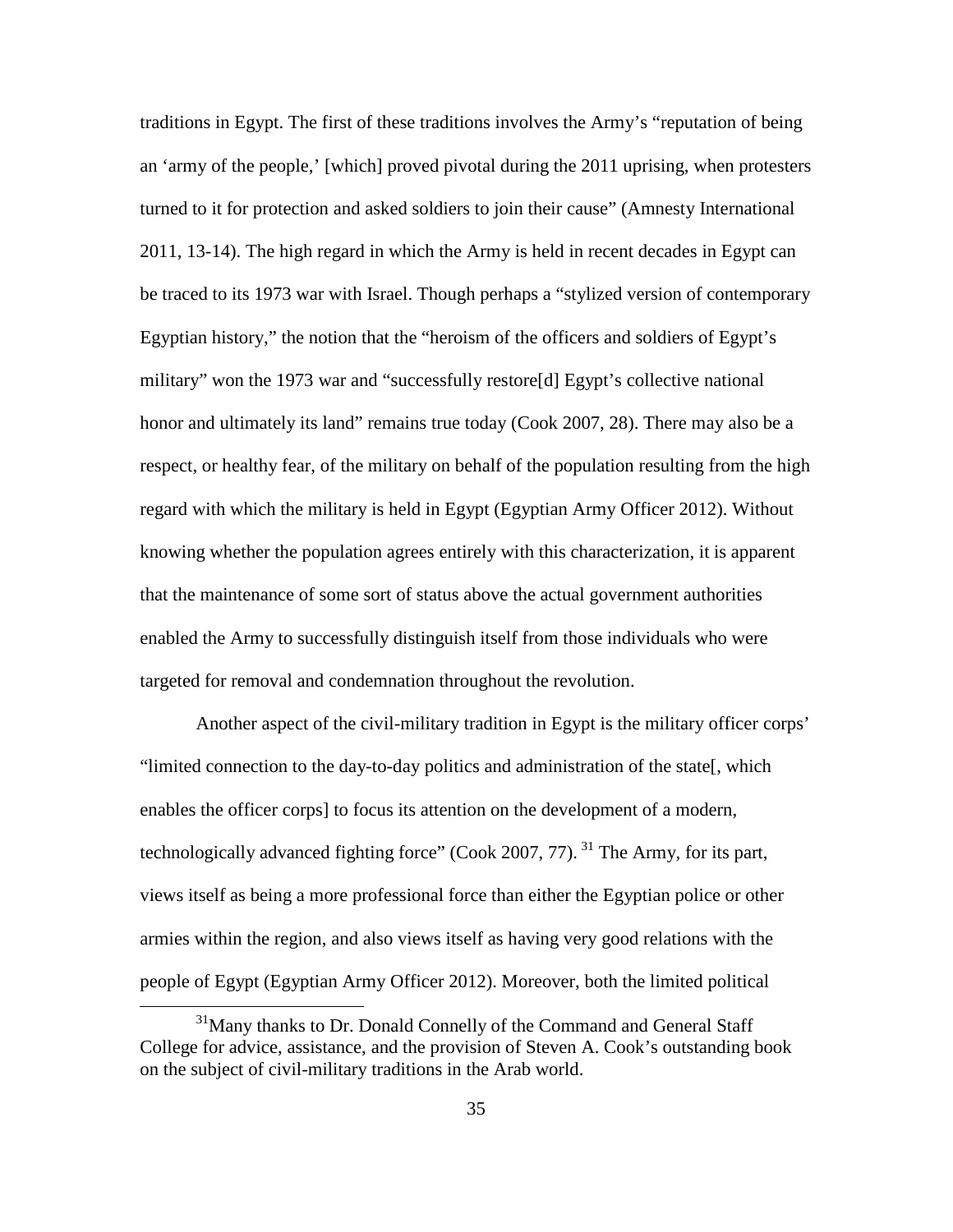traditions in Egypt. The first of these traditions involves the Army's "reputation of being an 'army of the people,' [which] proved pivotal during the 2011 uprising, when protesters turned to it for protection and asked soldiers to join their cause" (Amnesty International 2011, 13-14). The high regard in which the Army is held in recent decades in Egypt can be traced to its 1973 war with Israel. Though perhaps a "stylized version of contemporary Egyptian history," the notion that the "heroism of the officers and soldiers of Egypt's military" won the 1973 war and "successfully restore[d] Egypt's collective national honor and ultimately its land" remains true today (Cook 2007, 28). There may also be a respect, or healthy fear, of the military on behalf of the population resulting from the high regard with which the military is held in Egypt (Egyptian Army Officer 2012). Without knowing whether the population agrees entirely with this characterization, it is apparent that the maintenance of some sort of status above the actual government authorities enabled the Army to successfully distinguish itself from those individuals who were targeted for removal and condemnation throughout the revolution.

Another aspect of the civil-military tradition in Egypt is the military officer corps' "limited connection to the day-to-day politics and administration of the state[, which enables the officer corps] to focus its attention on the development of a modern, technologically advanced fighting force" (Cook 2007, 77).[31] The Army, for its part, views itself as being a more professional force than either the Egyptian police or other armies within the region, and also views itself as having very good relations with the people of Egypt (Egyptian Army Officer 2012). Moreover, both the limited political

[31] Many thanks to Dr. Donald Connelly of the Command and General Staff College for advice, assistance, and the provision of Steven A. Cook's outstanding book on the subject of civil-military traditions in the Arab world.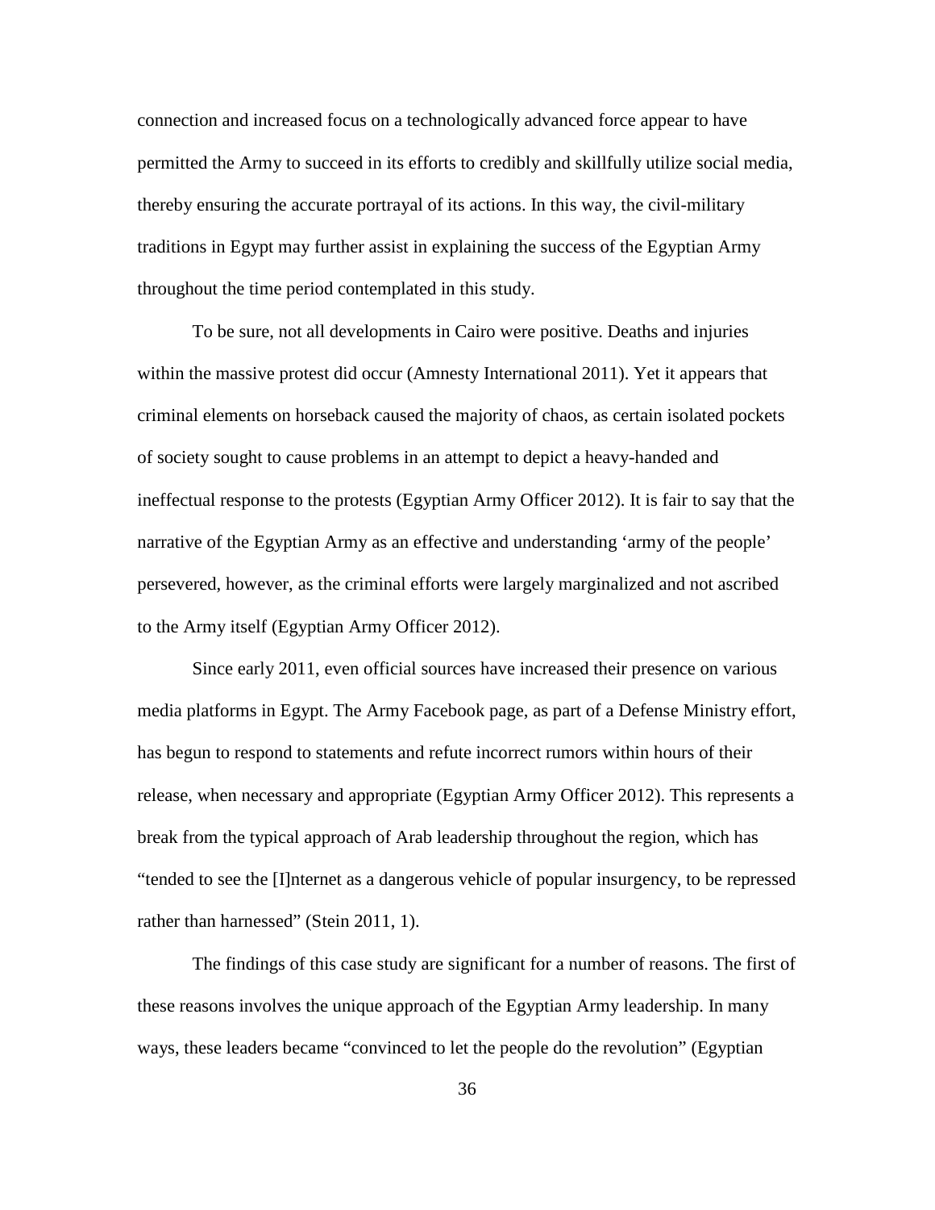connection and increased focus on a technologically advanced force appear to have permitted the Army to succeed in its efforts to credibly and skillfully utilize social media, thereby ensuring the accurate portrayal of its actions. In this way, the civil-military traditions in Egypt may further assist in explaining the success of the Egyptian Army throughout the time period contemplated in this study.

To be sure, not all developments in Cairo were positive. Deaths and injuries within the massive protest did occur (Amnesty International 2011). Yet it appears that criminal elements on horseback caused the majority of chaos, as certain isolated pockets of society sought to cause problems in an attempt to depict a heavy-handed and ineffectual response to the protests (Egyptian Army Officer 2012). It is fair to say that the narrative of the Egyptian Army as an effective and understanding 'army of the people' persevered, however, as the criminal efforts were largely marginalized and not ascribed to the Army itself (Egyptian Army Officer 2012).

Since early 2011, even official sources have increased their presence on various media platforms in Egypt. The Army Facebook page, as part of a Defense Ministry effort, has begun to respond to statements and refute incorrect rumors within hours of their release, when necessary and appropriate (Egyptian Army Officer 2012). This represents a break from the typical approach of Arab leadership throughout the region, which has "tended to see the [I]nternet as a dangerous vehicle of popular insurgency, to be repressed rather than harnessed" (Stein 2011, 1).

The findings of this case study are significant for a number of reasons. The first of these reasons involves the unique approach of the Egyptian Army leadership. In many ways, these leaders became "convinced to let the people do the revolution" (Egyptian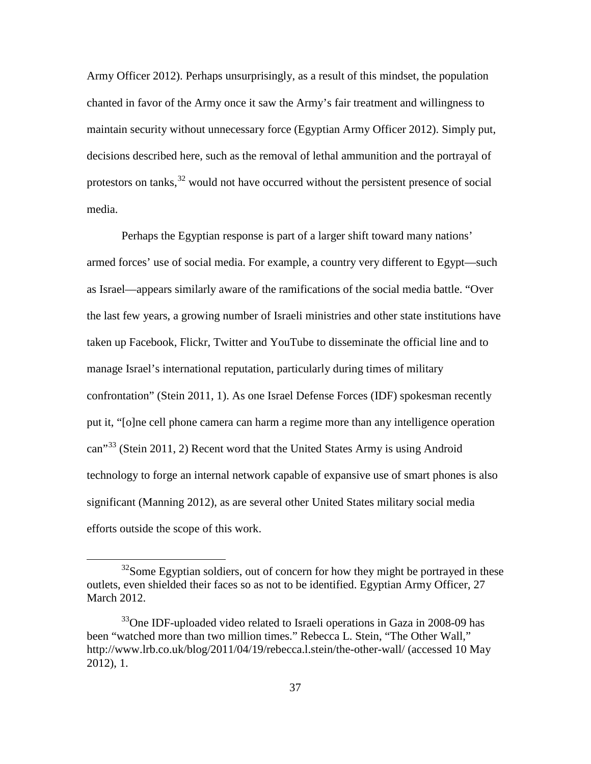Army Officer 2012). Perhaps unsurprisingly, as a result of this mindset, the population chanted in favor of the Army once it saw the Army's fair treatment and willingness to maintain security without unnecessary force (Egyptian Army Officer 2012). Simply put, decisions described here, such as the removal of lethal ammunition and the portrayal of protestors on tanks,[32] would not have occurred without the persistent presence of social media.

Perhaps the Egyptian response is part of a larger shift toward many nations' armed forces' use of social media. For example, a country very different to Egypt—such as Israel—appears similarly aware of the ramifications of the social media battle. "Over the last few years, a growing number of Israeli ministries and other state institutions have taken up Facebook, Flickr, Twitter and YouTube to disseminate the official line and to manage Israel's international reputation, particularly during times of military confrontation" (Stein 2011, 1). As one Israel Defense Forces (IDF) spokesman recently put it, "[o]ne cell phone camera can harm a regime more than any intelligence operation can"[33] (Stein 2011, 2) Recent word that the United States Army is using Android technology to forge an internal network capable of expansive use of smart phones is also significant (Manning 2012), as are several other United States military social media efforts outside the scope of this work.

---

[32] Some Egyptian soldiers, out of concern for how they might be portrayed in these outlets, even shielded their faces so as not to be identified. Egyptian Army Officer, 27 March 2012.

[33] One IDF-uploaded video related to Israeli operations in Gaza in 2008-09 has been "watched more than two million times." Rebecca L. Stein, "The Other Wall," http://www.lrb.co.uk/blog/2011/04/19/rebecca.l.stein/the-other-wall/ (accessed 10 May 2012), 1.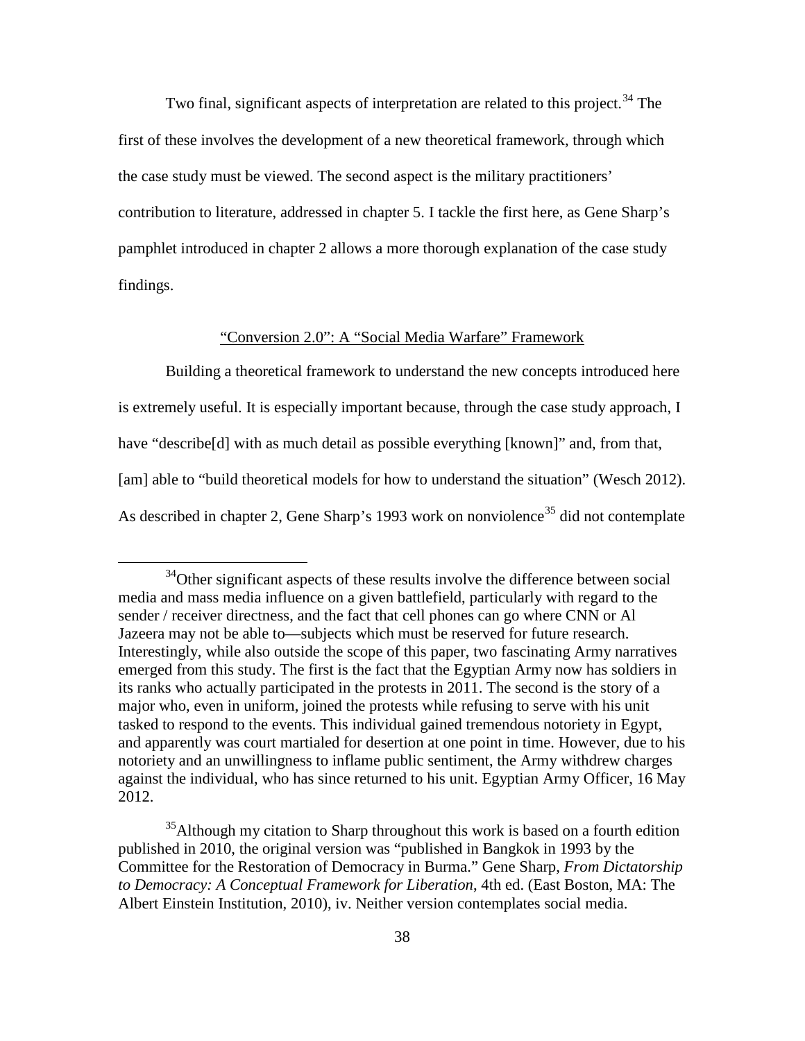Two final, significant aspects of interpretation are related to this project.[34] The first of these involves the development of a new theoretical framework, through which the case study must be viewed. The second aspect is the military practitioners' contribution to literature, addressed in chapter 5. I tackle the first here, as Gene Sharp's pamphlet introduced in chapter 2 allows a more thorough explanation of the case study findings.

## "Conversion 2.0": A "Social Media Warfare" Framework

Building a theoretical framework to understand the new concepts introduced here is extremely useful. It is especially important because, through the case study approach, I have "describe[d] with as much detail as possible everything [known]" and, from that, [am] able to "build theoretical models for how to understand the situation" (Wesch 2012). As described in chapter 2, Gene Sharp's 1993 work on nonviolence[35] did not contemplate

---

[34]Other significant aspects of these results involve the difference between social media and mass media influence on a given battlefield, particularly with regard to the sender / receiver directness, and the fact that cell phones can go where CNN or Al Jazeera may not be able to—subjects which must be reserved for future research. Interestingly, while also outside the scope of this paper, two fascinating Army narratives emerged from this study. The first is the fact that the Egyptian Army now has soldiers in its ranks who actually participated in the protests in 2011. The second is the story of a major who, even in uniform, joined the protests while refusing to serve with his unit tasked to respond to the events. This individual gained tremendous notoriety in Egypt, and apparently was court martialed for desertion at one point in time. However, due to his notoriety and an unwillingness to inflame public sentiment, the Army withdrew charges against the individual, who has since returned to his unit. Egyptian Army Officer, 16 May 2012.

[35]Although my citation to Sharp throughout this work is based on a fourth edition published in 2010, the original version was "published in Bangkok in 1993 by the Committee for the Restoration of Democracy in Burma." Gene Sharp, *From Dictatorship to Democracy: A Conceptual Framework for Liberation*, 4th ed. (East Boston, MA: The Albert Einstein Institution, 2010), iv. Neither version contemplates social media.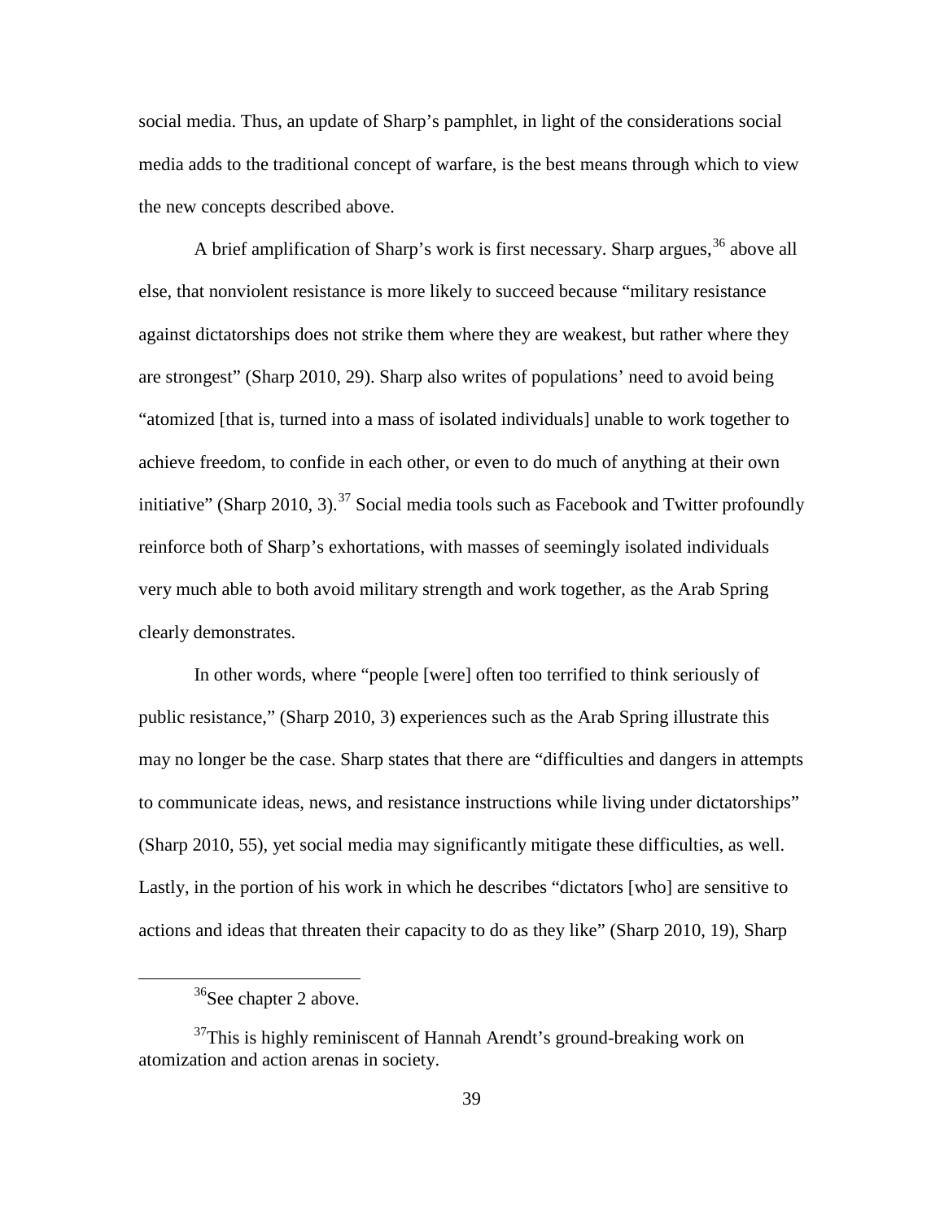social media. Thus, an update of Sharp's pamphlet, in light of the considerations social media adds to the traditional concept of warfare, is the best means through which to view the new concepts described above.

A brief amplification of Sharp's work is first necessary. Sharp argues,[36] above all else, that nonviolent resistance is more likely to succeed because "military resistance against dictatorships does not strike them where they are weakest, but rather where they are strongest" (Sharp 2010, 29). Sharp also writes of populations' need to avoid being "atomized [that is, turned into a mass of isolated individuals] unable to work together to achieve freedom, to confide in each other, or even to do much of anything at their own initiative" (Sharp 2010, 3).[37] Social media tools such as Facebook and Twitter profoundly reinforce both of Sharp's exhortations, with masses of seemingly isolated individuals very much able to both avoid military strength and work together, as the Arab Spring clearly demonstrates.

In other words, where "people [were] often too terrified to think seriously of public resistance," (Sharp 2010, 3) experiences such as the Arab Spring illustrate this may no longer be the case. Sharp states that there are "difficulties and dangers in attempts to communicate ideas, news, and resistance instructions while living under dictatorships" (Sharp 2010, 55), yet social media may significantly mitigate these difficulties, as well. Lastly, in the portion of his work in which he describes "dictators [who] are sensitive to actions and ideas that threaten their capacity to do as they like" (Sharp 2010, 19), Sharp

---

[36]See chapter 2 above.

[37]This is highly reminiscent of Hannah Arendt's ground-breaking work on atomization and action arenas in society.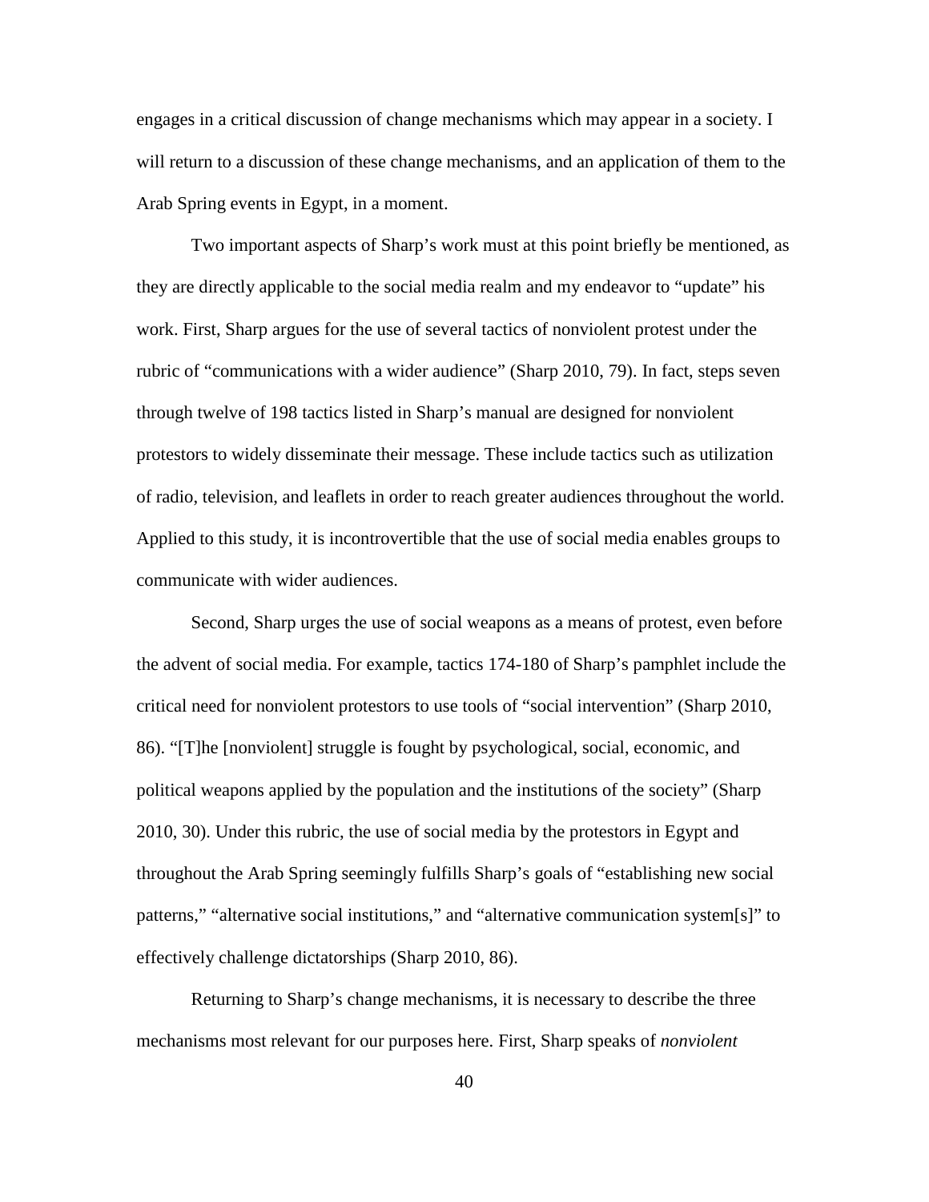engages in a critical discussion of change mechanisms which may appear in a society. I will return to a discussion of these change mechanisms, and an application of them to the Arab Spring events in Egypt, in a moment.

Two important aspects of Sharp's work must at this point briefly be mentioned, as they are directly applicable to the social media realm and my endeavor to "update" his work. First, Sharp argues for the use of several tactics of nonviolent protest under the rubric of "communications with a wider audience" (Sharp 2010, 79). In fact, steps seven through twelve of 198 tactics listed in Sharp's manual are designed for nonviolent protestors to widely disseminate their message. These include tactics such as utilization of radio, television, and leaflets in order to reach greater audiences throughout the world. Applied to this study, it is incontrovertible that the use of social media enables groups to communicate with wider audiences.

Second, Sharp urges the use of social weapons as a means of protest, even before the advent of social media. For example, tactics 174-180 of Sharp's pamphlet include the critical need for nonviolent protestors to use tools of "social intervention" (Sharp 2010, 86). "[T]he [nonviolent] struggle is fought by psychological, social, economic, and political weapons applied by the population and the institutions of the society" (Sharp 2010, 30). Under this rubric, the use of social media by the protestors in Egypt and throughout the Arab Spring seemingly fulfills Sharp's goals of "establishing new social patterns," "alternative social institutions," and "alternative communication system[s]" to effectively challenge dictatorships (Sharp 2010, 86).

Returning to Sharp's change mechanisms, it is necessary to describe the three mechanisms most relevant for our purposes here. First, Sharp speaks of *nonviolent*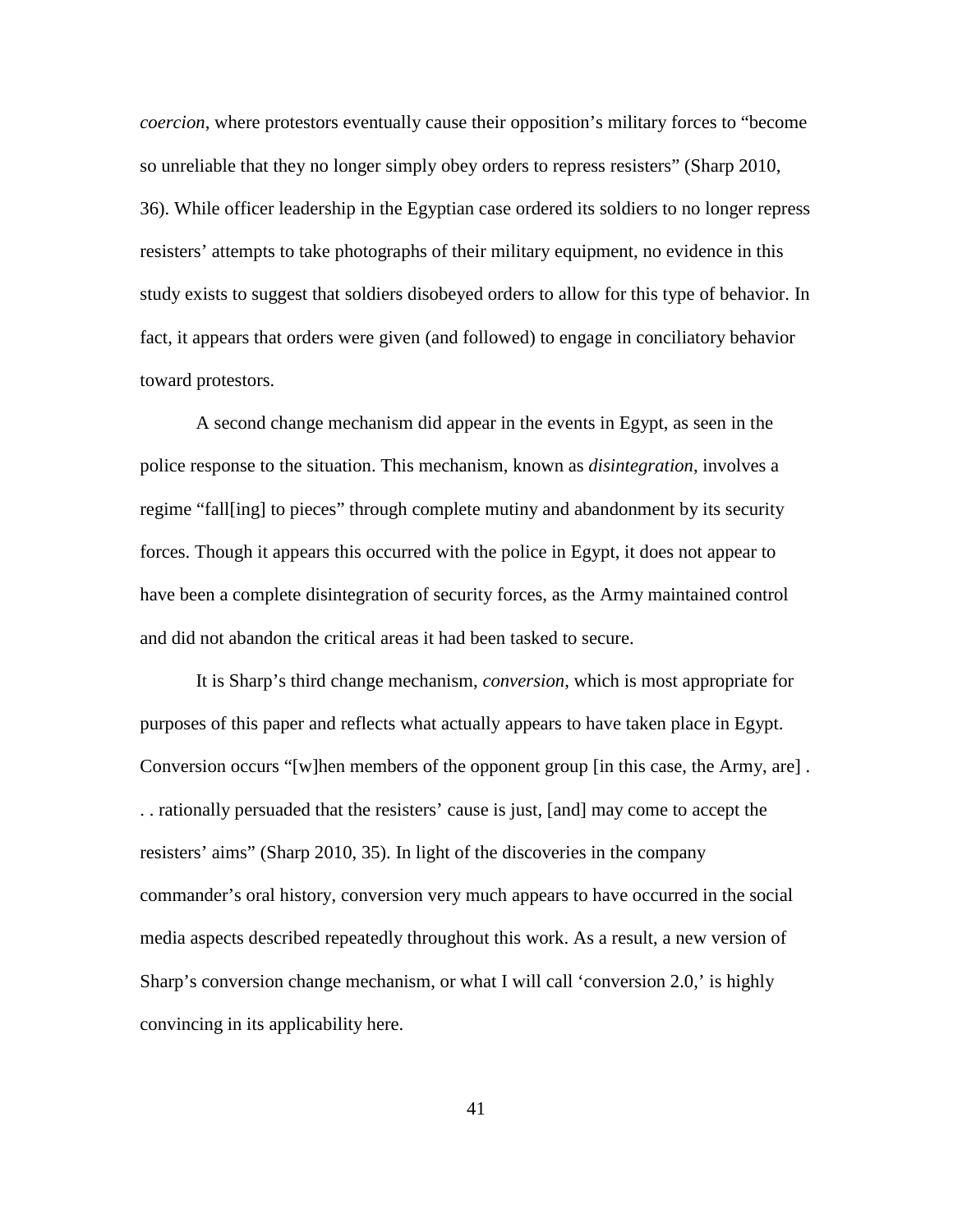*coercion*, where protestors eventually cause their opposition's military forces to "become so unreliable that they no longer simply obey orders to repress resisters" (Sharp 2010, 36). While officer leadership in the Egyptian case ordered its soldiers to no longer repress resisters' attempts to take photographs of their military equipment, no evidence in this study exists to suggest that soldiers disobeyed orders to allow for this type of behavior. In fact, it appears that orders were given (and followed) to engage in conciliatory behavior toward protestors.

A second change mechanism did appear in the events in Egypt, as seen in the police response to the situation. This mechanism, known as *disintegration*, involves a regime "fall[ing] to pieces" through complete mutiny and abandonment by its security forces. Though it appears this occurred with the police in Egypt, it does not appear to have been a complete disintegration of security forces, as the Army maintained control and did not abandon the critical areas it had been tasked to secure.

It is Sharp's third change mechanism, *conversion*, which is most appropriate for purposes of this paper and reflects what actually appears to have taken place in Egypt. Conversion occurs "[w]hen members of the opponent group [in this case, the Army, are] . . . rationally persuaded that the resisters' cause is just, [and] may come to accept the resisters' aims" (Sharp 2010, 35). In light of the discoveries in the company commander's oral history, conversion very much appears to have occurred in the social media aspects described repeatedly throughout this work. As a result, a new version of Sharp's conversion change mechanism, or what I will call 'conversion 2.0,' is highly convincing in its applicability here.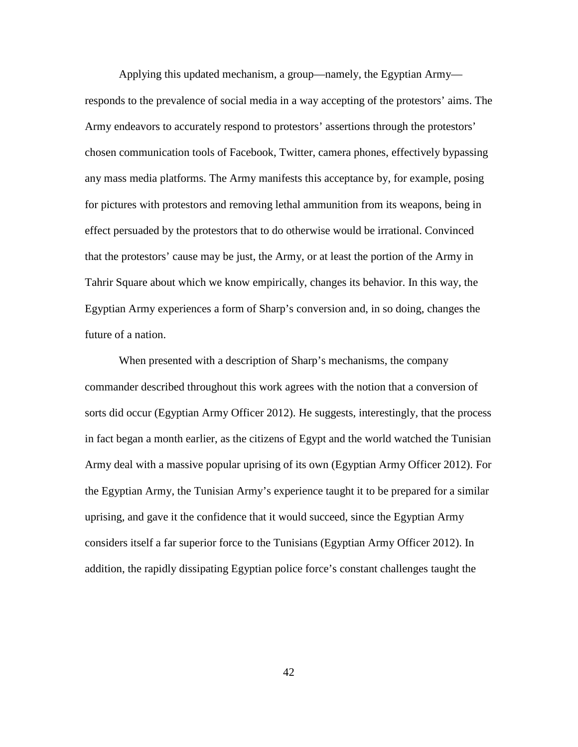Applying this updated mechanism, a group—namely, the Egyptian Army—responds to the prevalence of social media in a way accepting of the protestors' aims. The Army endeavors to accurately respond to protestors' assertions through the protestors' chosen communication tools of Facebook, Twitter, camera phones, effectively bypassing any mass media platforms. The Army manifests this acceptance by, for example, posing for pictures with protestors and removing lethal ammunition from its weapons, being in effect persuaded by the protestors that to do otherwise would be irrational. Convinced that the protestors' cause may be just, the Army, or at least the portion of the Army in Tahrir Square about which we know empirically, changes its behavior. In this way, the Egyptian Army experiences a form of Sharp's conversion and, in so doing, changes the future of a nation.

When presented with a description of Sharp's mechanisms, the company commander described throughout this work agrees with the notion that a conversion of sorts did occur (Egyptian Army Officer 2012). He suggests, interestingly, that the process in fact began a month earlier, as the citizens of Egypt and the world watched the Tunisian Army deal with a massive popular uprising of its own (Egyptian Army Officer 2012). For the Egyptian Army, the Tunisian Army's experience taught it to be prepared for a similar uprising, and gave it the confidence that it would succeed, since the Egyptian Army considers itself a far superior force to the Tunisians (Egyptian Army Officer 2012). In addition, the rapidly dissipating Egyptian police force's constant challenges taught the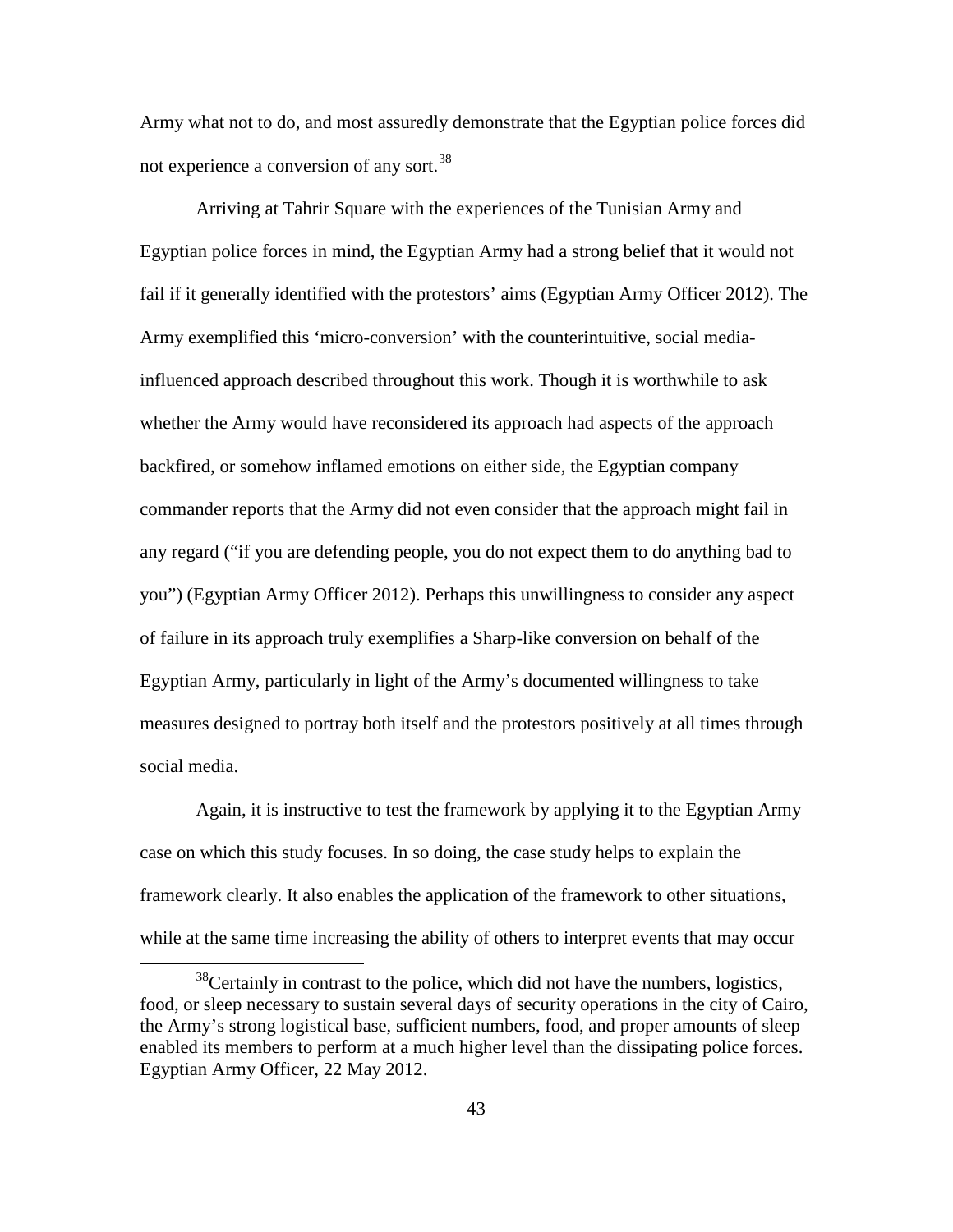Army what not to do, and most assuredly demonstrate that the Egyptian police forces did not experience a conversion of any sort.[38]

Arriving at Tahrir Square with the experiences of the Tunisian Army and Egyptian police forces in mind, the Egyptian Army had a strong belief that it would not fail if it generally identified with the protestors' aims (Egyptian Army Officer 2012). The Army exemplified this 'micro-conversion' with the counterintuitive, social media-influenced approach described throughout this work. Though it is worthwhile to ask whether the Army would have reconsidered its approach had aspects of the approach backfired, or somehow inflamed emotions on either side, the Egyptian company commander reports that the Army did not even consider that the approach might fail in any regard ("if you are defending people, you do not expect them to do anything bad to you") (Egyptian Army Officer 2012). Perhaps this unwillingness to consider any aspect of failure in its approach truly exemplifies a Sharp-like conversion on behalf of the Egyptian Army, particularly in light of the Army's documented willingness to take measures designed to portray both itself and the protestors positively at all times through social media.

Again, it is instructive to test the framework by applying it to the Egyptian Army case on which this study focuses. In so doing, the case study helps to explain the framework clearly. It also enables the application of the framework to other situations, while at the same time increasing the ability of others to interpret events that may occur

[38]Certainly in contrast to the police, which did not have the numbers, logistics, food, or sleep necessary to sustain several days of security operations in the city of Cairo, the Army's strong logistical base, sufficient numbers, food, and proper amounts of sleep enabled its members to perform at a much higher level than the dissipating police forces. Egyptian Army Officer, 22 May 2012.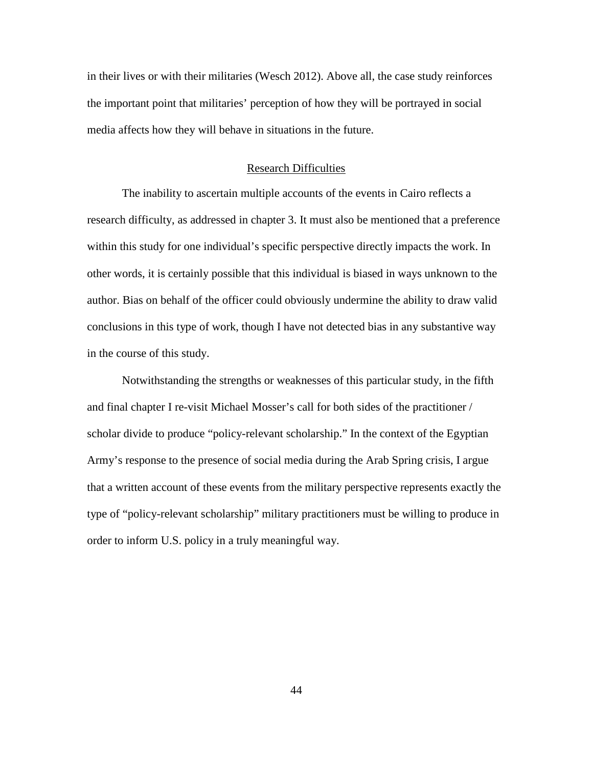in their lives or with their militaries (Wesch 2012). Above all, the case study reinforces the important point that militaries' perception of how they will be portrayed in social media affects how they will behave in situations in the future.

## Research Difficulties

The inability to ascertain multiple accounts of the events in Cairo reflects a research difficulty, as addressed in chapter 3. It must also be mentioned that a preference within this study for one individual's specific perspective directly impacts the work. In other words, it is certainly possible that this individual is biased in ways unknown to the author. Bias on behalf of the officer could obviously undermine the ability to draw valid conclusions in this type of work, though I have not detected bias in any substantive way in the course of this study.

Notwithstanding the strengths or weaknesses of this particular study, in the fifth and final chapter I re-visit Michael Mosser's call for both sides of the practitioner / scholar divide to produce "policy-relevant scholarship." In the context of the Egyptian Army's response to the presence of social media during the Arab Spring crisis, I argue that a written account of these events from the military perspective represents exactly the type of "policy-relevant scholarship" military practitioners must be willing to produce in order to inform U.S. policy in a truly meaningful way.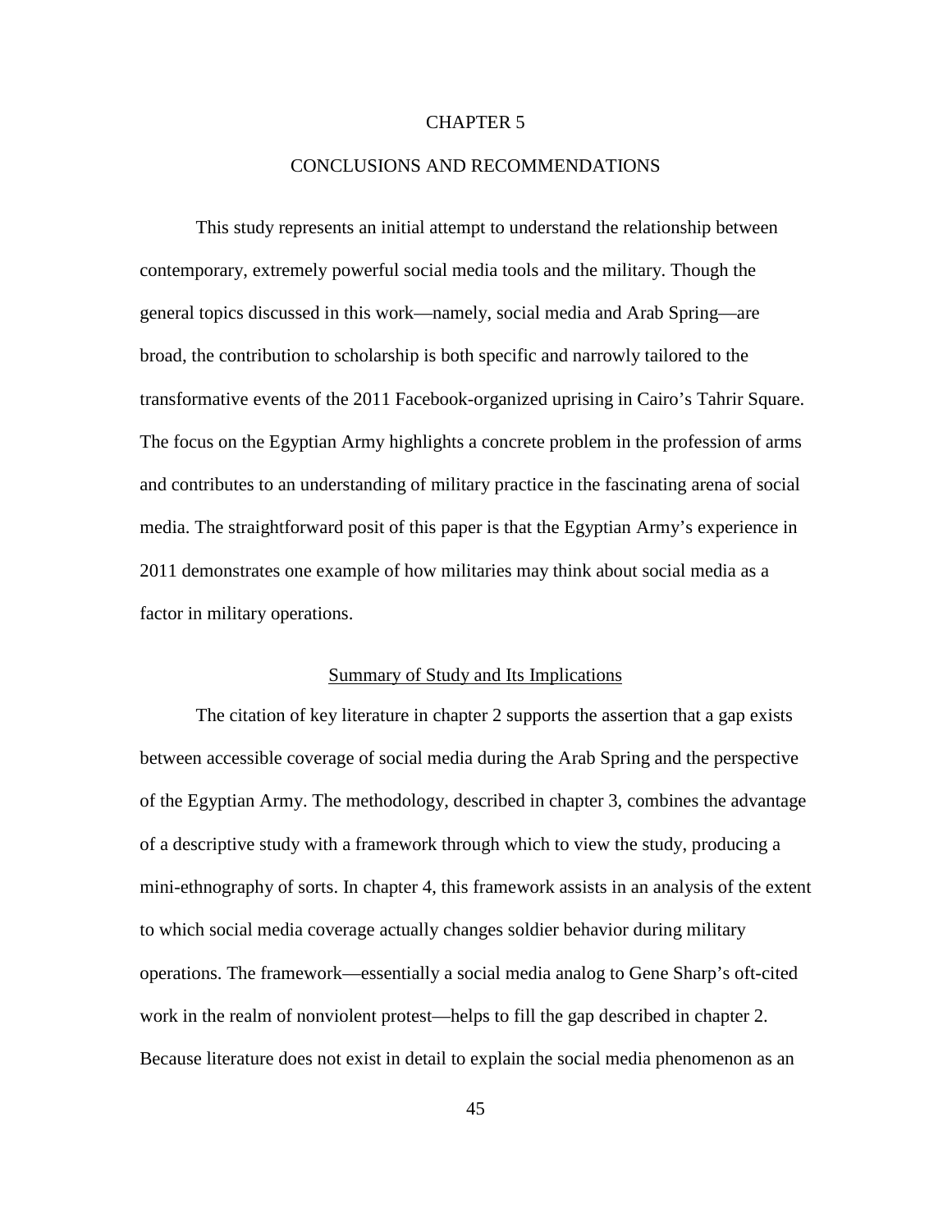# CHAPTER 5

# CONCLUSIONS AND RECOMMENDATIONS

This study represents an initial attempt to understand the relationship between contemporary, extremely powerful social media tools and the military. Though the general topics discussed in this work—namely, social media and Arab Spring—are broad, the contribution to scholarship is both specific and narrowly tailored to the transformative events of the 2011 Facebook-organized uprising in Cairo's Tahrir Square. The focus on the Egyptian Army highlights a concrete problem in the profession of arms and contributes to an understanding of military practice in the fascinating arena of social media. The straightforward posit of this paper is that the Egyptian Army's experience in 2011 demonstrates one example of how militaries may think about social media as a factor in military operations.

## Summary of Study and Its Implications

The citation of key literature in chapter 2 supports the assertion that a gap exists between accessible coverage of social media during the Arab Spring and the perspective of the Egyptian Army. The methodology, described in chapter 3, combines the advantage of a descriptive study with a framework through which to view the study, producing a mini-ethnography of sorts. In chapter 4, this framework assists in an analysis of the extent to which social media coverage actually changes soldier behavior during military operations. The framework—essentially a social media analog to Gene Sharp's oft-cited work in the realm of nonviolent protest—helps to fill the gap described in chapter 2. Because literature does not exist in detail to explain the social media phenomenon as an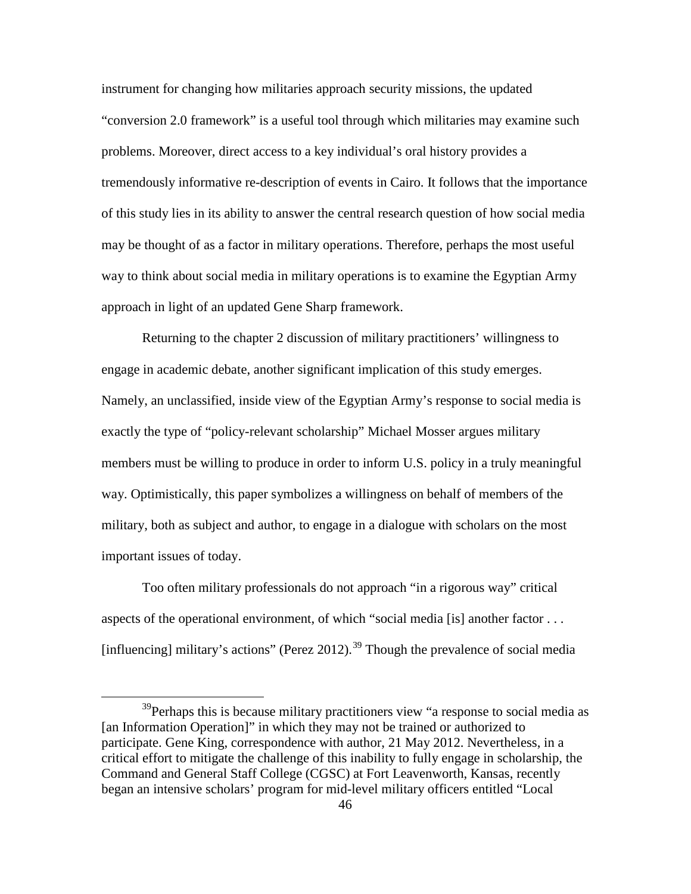instrument for changing how militaries approach security missions, the updated "conversion 2.0 framework" is a useful tool through which militaries may examine such problems. Moreover, direct access to a key individual's oral history provides a tremendously informative re-description of events in Cairo. It follows that the importance of this study lies in its ability to answer the central research question of how social media may be thought of as a factor in military operations. Therefore, perhaps the most useful way to think about social media in military operations is to examine the Egyptian Army approach in light of an updated Gene Sharp framework.

Returning to the chapter 2 discussion of military practitioners' willingness to engage in academic debate, another significant implication of this study emerges. Namely, an unclassified, inside view of the Egyptian Army's response to social media is exactly the type of "policy-relevant scholarship" Michael Mosser argues military members must be willing to produce in order to inform U.S. policy in a truly meaningful way. Optimistically, this paper symbolizes a willingness on behalf of members of the military, both as subject and author, to engage in a dialogue with scholars on the most important issues of today.

Too often military professionals do not approach "in a rigorous way" critical aspects of the operational environment, of which "social media [is] another factor . . . [influencing] military's actions" (Perez 2012).[39] Though the prevalence of social media

---

[39]Perhaps this is because military practitioners view "a response to social media as [an Information Operation]" in which they may not be trained or authorized to participate. Gene King, correspondence with author, 21 May 2012. Nevertheless, in a critical effort to mitigate the challenge of this inability to fully engage in scholarship, the Command and General Staff College (CGSC) at Fort Leavenworth, Kansas, recently began an intensive scholars' program for mid-level military officers entitled "Local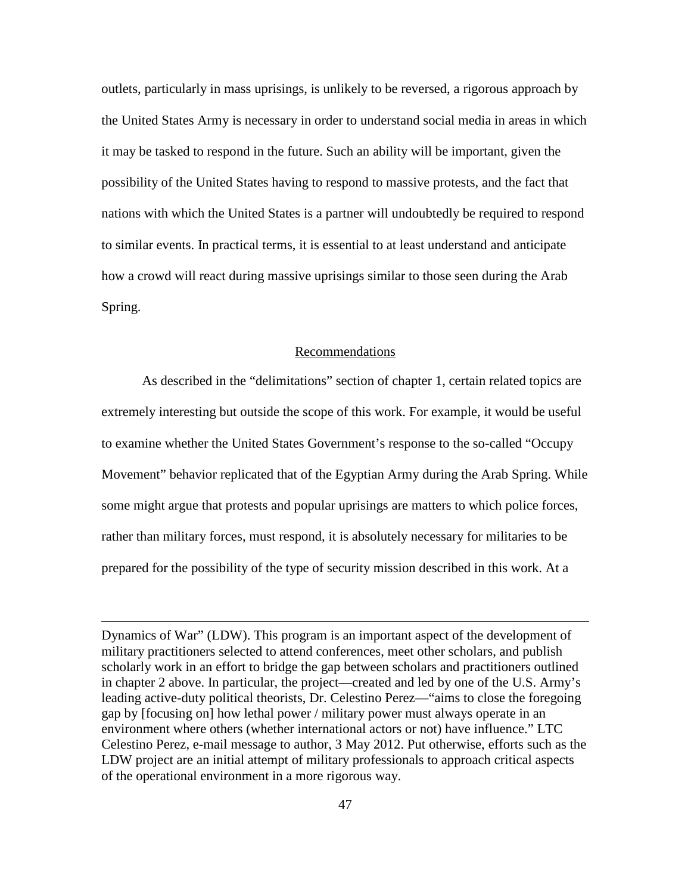outlets, particularly in mass uprisings, is unlikely to be reversed, a rigorous approach by the United States Army is necessary in order to understand social media in areas in which it may be tasked to respond in the future. Such an ability will be important, given the possibility of the United States having to respond to massive protests, and the fact that nations with which the United States is a partner will undoubtedly be required to respond to similar events. In practical terms, it is essential to at least understand and anticipate how a crowd will react during massive uprisings similar to those seen during the Arab Spring.

## Recommendations

As described in the "delimitations" section of chapter 1, certain related topics are extremely interesting but outside the scope of this work. For example, it would be useful to examine whether the United States Government's response to the so-called "Occupy Movement" behavior replicated that of the Egyptian Army during the Arab Spring. While some might argue that protests and popular uprisings are matters to which police forces, rather than military forces, must respond, it is absolutely necessary for militaries to be prepared for the possibility of the type of security mission described in this work. At a

---

Dynamics of War" (LDW). This program is an important aspect of the development of military practitioners selected to attend conferences, meet other scholars, and publish scholarly work in an effort to bridge the gap between scholars and practitioners outlined in chapter 2 above. In particular, the project—created and led by one of the U.S. Army's leading active-duty political theorists, Dr. Celestino Perez—"aims to close the foregoing gap by [focusing on] how lethal power / military power must always operate in an environment where others (whether international actors or not) have influence." LTC Celestino Perez, e-mail message to author, 3 May 2012. Put otherwise, efforts such as the LDW project are an initial attempt of military professionals to approach critical aspects of the operational environment in a more rigorous way.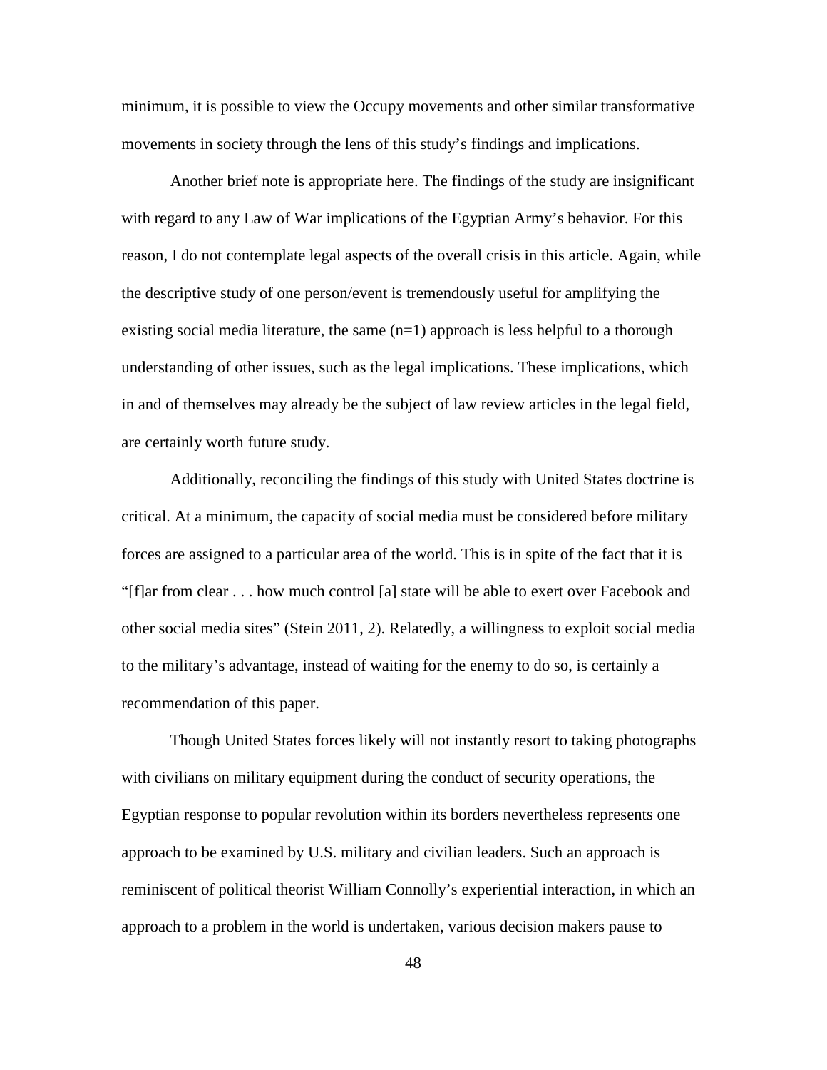minimum, it is possible to view the Occupy movements and other similar transformative movements in society through the lens of this study's findings and implications.

Another brief note is appropriate here. The findings of the study are insignificant with regard to any Law of War implications of the Egyptian Army's behavior. For this reason, I do not contemplate legal aspects of the overall crisis in this article. Again, while the descriptive study of one person/event is tremendously useful for amplifying the existing social media literature, the same (n=1) approach is less helpful to a thorough understanding of other issues, such as the legal implications. These implications, which in and of themselves may already be the subject of law review articles in the legal field, are certainly worth future study.

Additionally, reconciling the findings of this study with United States doctrine is critical. At a minimum, the capacity of social media must be considered before military forces are assigned to a particular area of the world. This is in spite of the fact that it is "[f]ar from clear . . . how much control [a] state will be able to exert over Facebook and other social media sites" (Stein 2011, 2). Relatedly, a willingness to exploit social media to the military's advantage, instead of waiting for the enemy to do so, is certainly a recommendation of this paper.

Though United States forces likely will not instantly resort to taking photographs with civilians on military equipment during the conduct of security operations, the Egyptian response to popular revolution within its borders nevertheless represents one approach to be examined by U.S. military and civilian leaders. Such an approach is reminiscent of political theorist William Connolly's experiential interaction, in which an approach to a problem in the world is undertaken, various decision makers pause to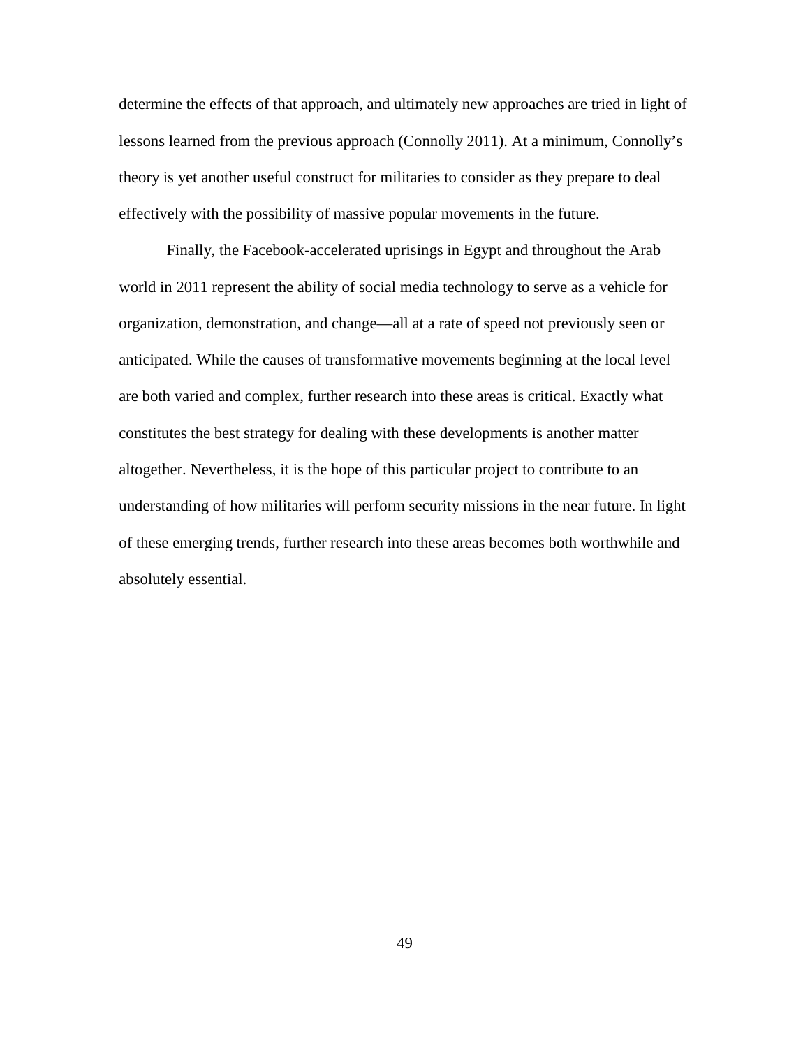determine the effects of that approach, and ultimately new approaches are tried in light of lessons learned from the previous approach (Connolly 2011). At a minimum, Connolly's theory is yet another useful construct for militaries to consider as they prepare to deal effectively with the possibility of massive popular movements in the future.

Finally, the Facebook-accelerated uprisings in Egypt and throughout the Arab world in 2011 represent the ability of social media technology to serve as a vehicle for organization, demonstration, and change—all at a rate of speed not previously seen or anticipated. While the causes of transformative movements beginning at the local level are both varied and complex, further research into these areas is critical. Exactly what constitutes the best strategy for dealing with these developments is another matter altogether. Nevertheless, it is the hope of this particular project to contribute to an understanding of how militaries will perform security missions in the near future. In light of these emerging trends, further research into these areas becomes both worthwhile and absolutely essential.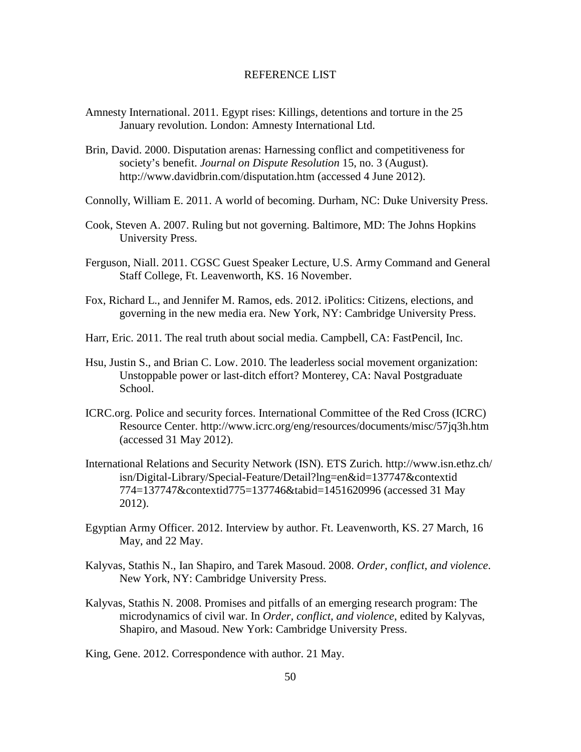# REFERENCE LIST

Amnesty International. 2011. Egypt rises: Killings, detentions and torture in the 25 January revolution. London: Amnesty International Ltd.

Brin, David. 2000. Disputation arenas: Harnessing conflict and competitiveness for society's benefit. *Journal on Dispute Resolution* 15, no. 3 (August). http://www.davidbrin.com/disputation.htm (accessed 4 June 2012).

Connolly, William E. 2011. A world of becoming. Durham, NC: Duke University Press.

Cook, Steven A. 2007. Ruling but not governing. Baltimore, MD: The Johns Hopkins University Press.

Ferguson, Niall. 2011. CGSC Guest Speaker Lecture, U.S. Army Command and General Staff College, Ft. Leavenworth, KS. 16 November.

Fox, Richard L., and Jennifer M. Ramos, eds. 2012. iPolitics: Citizens, elections, and governing in the new media era. New York, NY: Cambridge University Press.

Harr, Eric. 2011. The real truth about social media. Campbell, CA: FastPencil, Inc.

Hsu, Justin S., and Brian C. Low. 2010. The leaderless social movement organization: Unstoppable power or last-ditch effort? Monterey, CA: Naval Postgraduate School.

ICRC.org. Police and security forces. International Committee of the Red Cross (ICRC) Resource Center. http://www.icrc.org/eng/resources/documents/misc/57jq3h.htm (accessed 31 May 2012).

International Relations and Security Network (ISN). ETS Zurich. http://www.isn.ethz.ch/isn/Digital-Library/Special-Feature/Detail?lng=en&id=137747&contextid774=137747&contextid775=137746&tabid=1451620996 (accessed 31 May 2012).

Egyptian Army Officer. 2012. Interview by author. Ft. Leavenworth, KS. 27 March, 16 May, and 22 May.

Kalyvas, Stathis N., Ian Shapiro, and Tarek Masoud. 2008. *Order, conflict, and violence*. New York, NY: Cambridge University Press.

Kalyvas, Stathis N. 2008. Promises and pitfalls of an emerging research program: The microdynamics of civil war. In *Order, conflict, and violence*, edited by Kalyvas, Shapiro, and Masoud. New York: Cambridge University Press.

King, Gene. 2012. Correspondence with author. 21 May.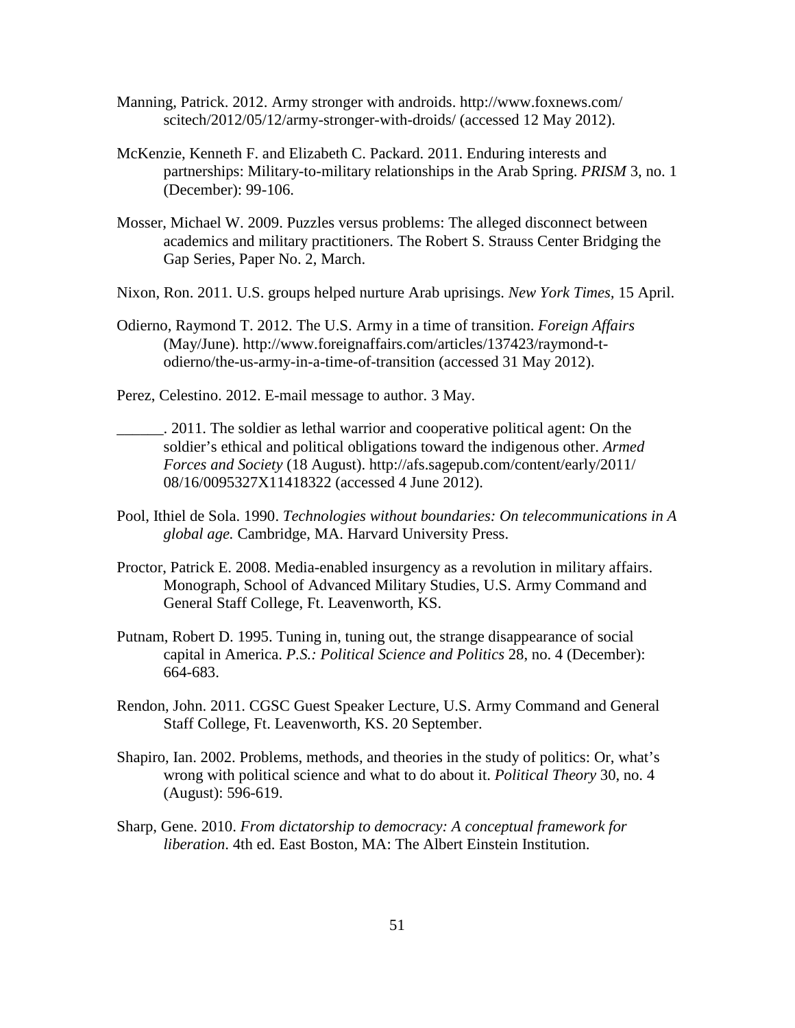Manning, Patrick. 2012. Army stronger with androids. http://www.foxnews.com/scitech/2012/05/12/army-stronger-with-droids/ (accessed 12 May 2012).

McKenzie, Kenneth F. and Elizabeth C. Packard. 2011. Enduring interests and partnerships: Military-to-military relationships in the Arab Spring. *PRISM* 3, no. 1 (December): 99-106.

Mosser, Michael W. 2009. Puzzles versus problems: The alleged disconnect between academics and military practitioners. The Robert S. Strauss Center Bridging the Gap Series, Paper No. 2, March.

Nixon, Ron. 2011. U.S. groups helped nurture Arab uprisings. *New York Times,* 15 April.

Odierno, Raymond T. 2012. The U.S. Army in a time of transition. *Foreign Affairs* (May/June). http://www.foreignaffairs.com/articles/137423/raymond-t-odierno/the-us-army-in-a-time-of-transition (accessed 31 May 2012).

Perez, Celestino. 2012. E-mail message to author. 3 May.

______. 2011. The soldier as lethal warrior and cooperative political agent: On the soldier's ethical and political obligations toward the indigenous other. *Armed Forces and Society* (18 August). http://afs.sagepub.com/content/early/2011/08/16/0095327X11418322 (accessed 4 June 2012).

Pool, Ithiel de Sola. 1990. *Technologies without boundaries: On telecommunications in A global age.* Cambridge, MA. Harvard University Press.

Proctor, Patrick E. 2008. Media-enabled insurgency as a revolution in military affairs. Monograph, School of Advanced Military Studies, U.S. Army Command and General Staff College, Ft. Leavenworth, KS.

Putnam, Robert D. 1995. Tuning in, tuning out, the strange disappearance of social capital in America. *P.S.: Political Science and Politics* 28, no. 4 (December): 664-683.

Rendon, John. 2011. CGSC Guest Speaker Lecture, U.S. Army Command and General Staff College, Ft. Leavenworth, KS. 20 September.

Shapiro, Ian. 2002. Problems, methods, and theories in the study of politics: Or, what's wrong with political science and what to do about it. *Political Theory* 30, no. 4 (August): 596-619.

Sharp, Gene. 2010. *From dictatorship to democracy: A conceptual framework for liberation*. 4th ed. East Boston, MA: The Albert Einstein Institution.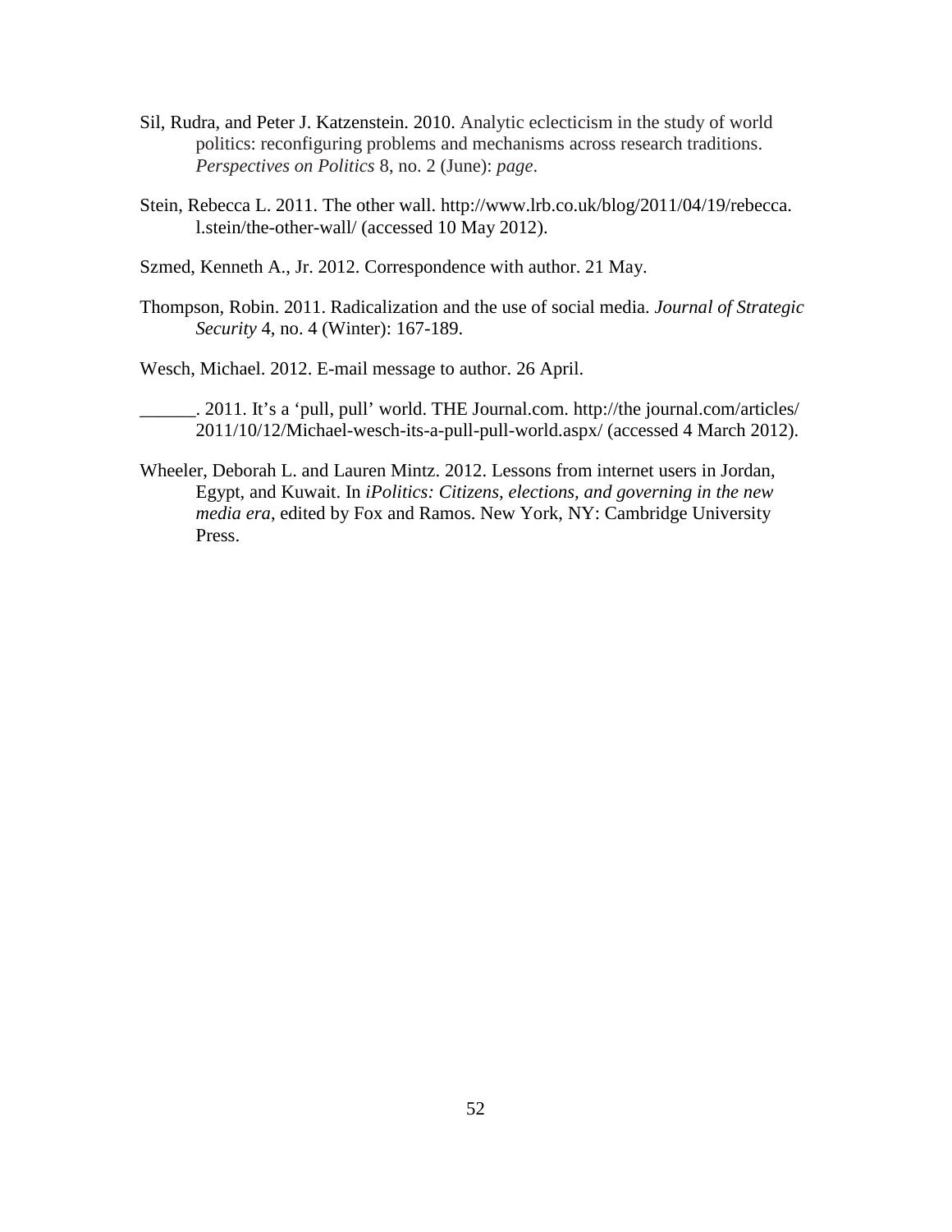Sil, Rudra, and Peter J. Katzenstein. 2010. Analytic eclecticism in the study of world politics: reconfiguring problems and mechanisms across research traditions. *Perspectives on Politics* 8, no. 2 (June): *page*.

Stein, Rebecca L. 2011. The other wall. http://www.lrb.co.uk/blog/2011/04/19/rebecca.l.stein/the-other-wall/ (accessed 10 May 2012).

Szmed, Kenneth A., Jr. 2012. Correspondence with author. 21 May.

Thompson, Robin. 2011. Radicalization and the use of social media. *Journal of Strategic Security* 4, no. 4 (Winter): 167-189.

Wesch, Michael. 2012. E-mail message to author. 26 April.

______. 2011. It's a 'pull, pull' world. THE Journal.com. http://the journal.com/articles/2011/10/12/Michael-wesch-its-a-pull-pull-world.aspx/ (accessed 4 March 2012).

Wheeler, Deborah L. and Lauren Mintz. 2012. Lessons from internet users in Jordan, Egypt, and Kuwait. In *iPolitics: Citizens, elections, and governing in the new media era*, edited by Fox and Ramos. New York, NY: Cambridge University Press.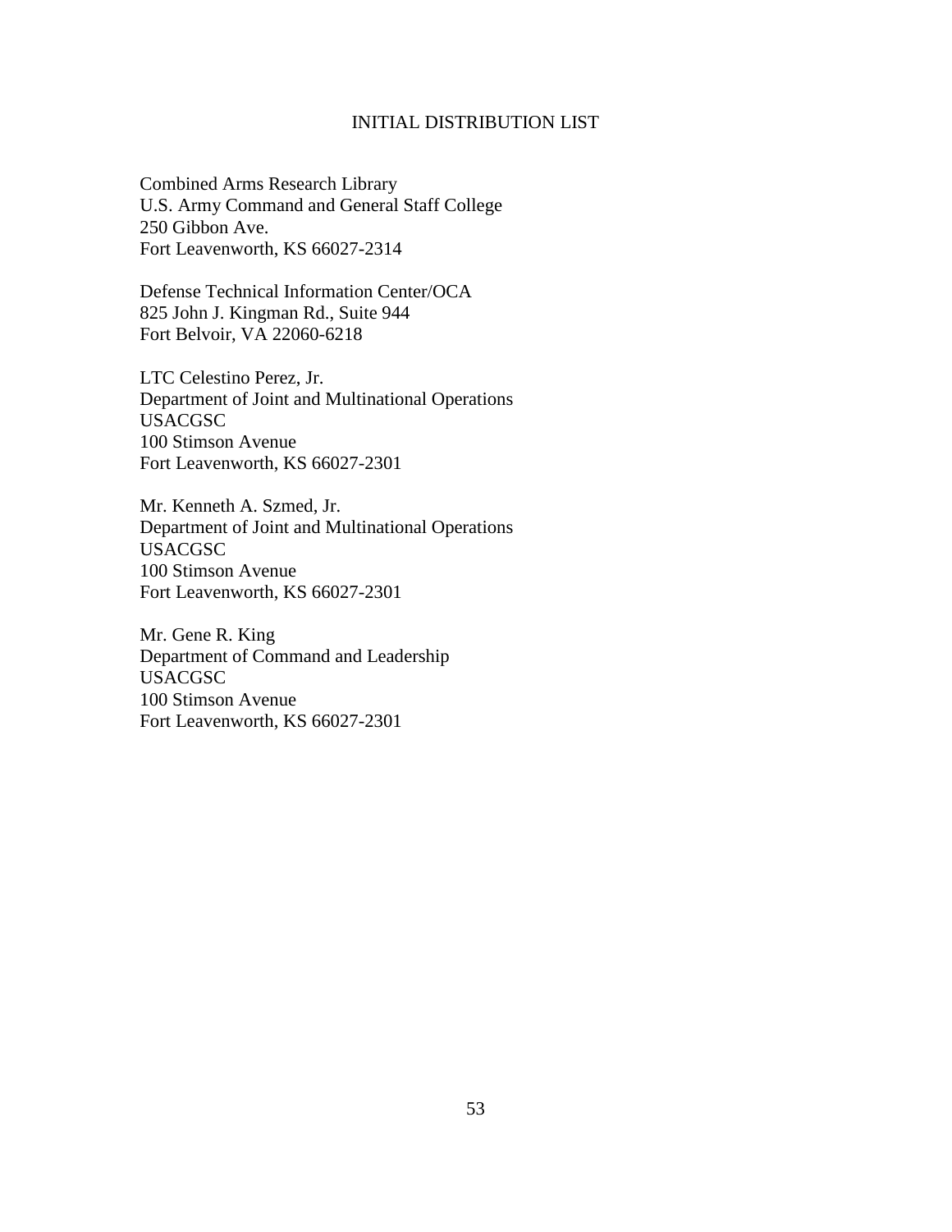# INITIAL DISTRIBUTION LIST

Combined Arms Research Library
U.S. Army Command and General Staff College
250 Gibbon Ave.
Fort Leavenworth, KS 66027-2314

Defense Technical Information Center/OCA
825 John J. Kingman Rd., Suite 944
Fort Belvoir, VA 22060-6218

LTC Celestino Perez, Jr.
Department of Joint and Multinational Operations
USACGSC
100 Stimson Avenue
Fort Leavenworth, KS 66027-2301

Mr. Kenneth A. Szmed, Jr.
Department of Joint and Multinational Operations
USACGSC
100 Stimson Avenue
Fort Leavenworth, KS 66027-2301

Mr. Gene R. King
Department of Command and Leadership
USACGSC
100 Stimson Avenue
Fort Leavenworth, KS 66027-2301